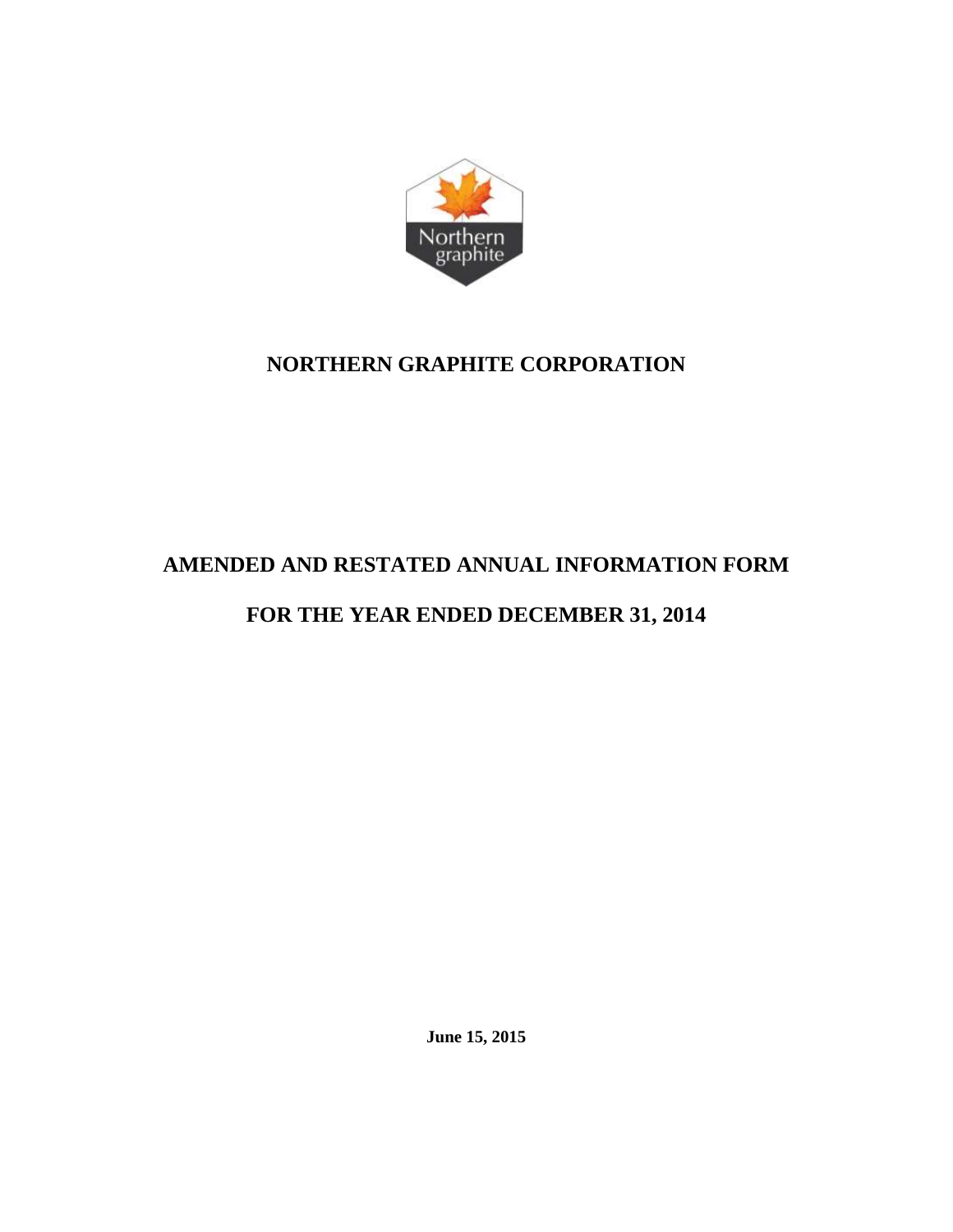# NORTHERN GRAPHITE CORPORATION

## AMENDED AND RESTATED ANNUAL INFORMATION FORM

## FOR THE YEAR ENDED DECEMBER 31, 2014

**June 15, 2015**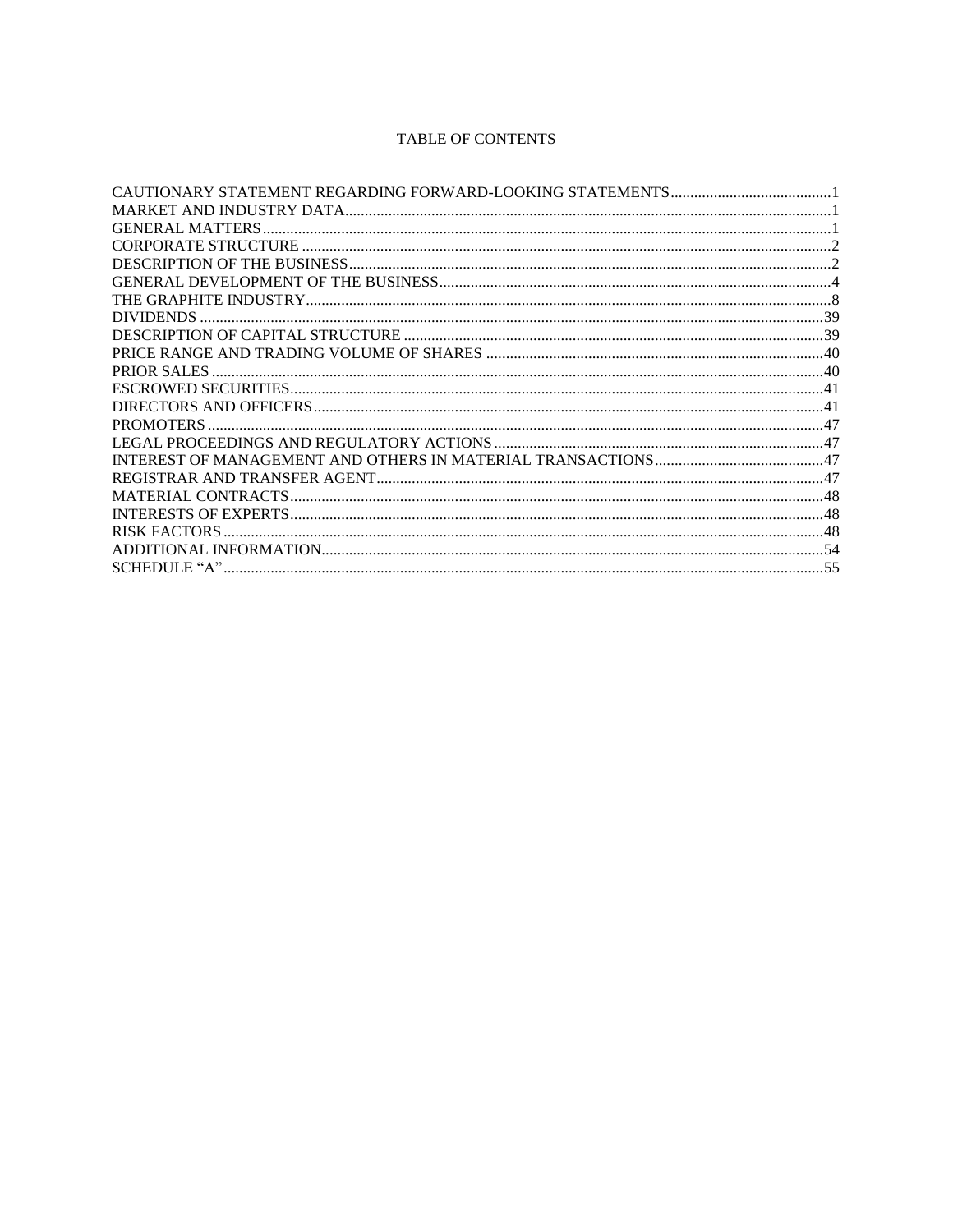# TABLE OF CONTENTS

| | |
|---|---|
| CAUTIONARY STATEMENT REGARDING FORWARD-LOOKING STATEMENTS | 1 |
| MARKET AND INDUSTRY DATA | 1 |
| GENERAL MATTERS | 1 |
| CORPORATE STRUCTURE | 2 |
| DESCRIPTION OF THE BUSINESS | 2 |
| GENERAL DEVELOPMENT OF THE BUSINESS | 4 |
| THE GRAPHITE INDUSTRY | 8 |
| DIVIDENDS | 39 |
| DESCRIPTION OF CAPITAL STRUCTURE | 39 |
| PRICE RANGE AND TRADING VOLUME OF SHARES | 40 |
| PRIOR SALES | 40 |
| ESCROWED SECURITIES | 41 |
| DIRECTORS AND OFFICERS | 41 |
| PROMOTERS | 47 |
| LEGAL PROCEEDINGS AND REGULATORY ACTIONS | 47 |
| INTEREST OF MANAGEMENT AND OTHERS IN MATERIAL TRANSACTIONS | 47 |
| REGISTRAR AND TRANSFER AGENT | 47 |
| MATERIAL CONTRACTS | 48 |
| INTERESTS OF EXPERTS | 48 |
| RISK FACTORS | 48 |
| ADDITIONAL INFORMATION | 54 |
| SCHEDULE “A” | 55 |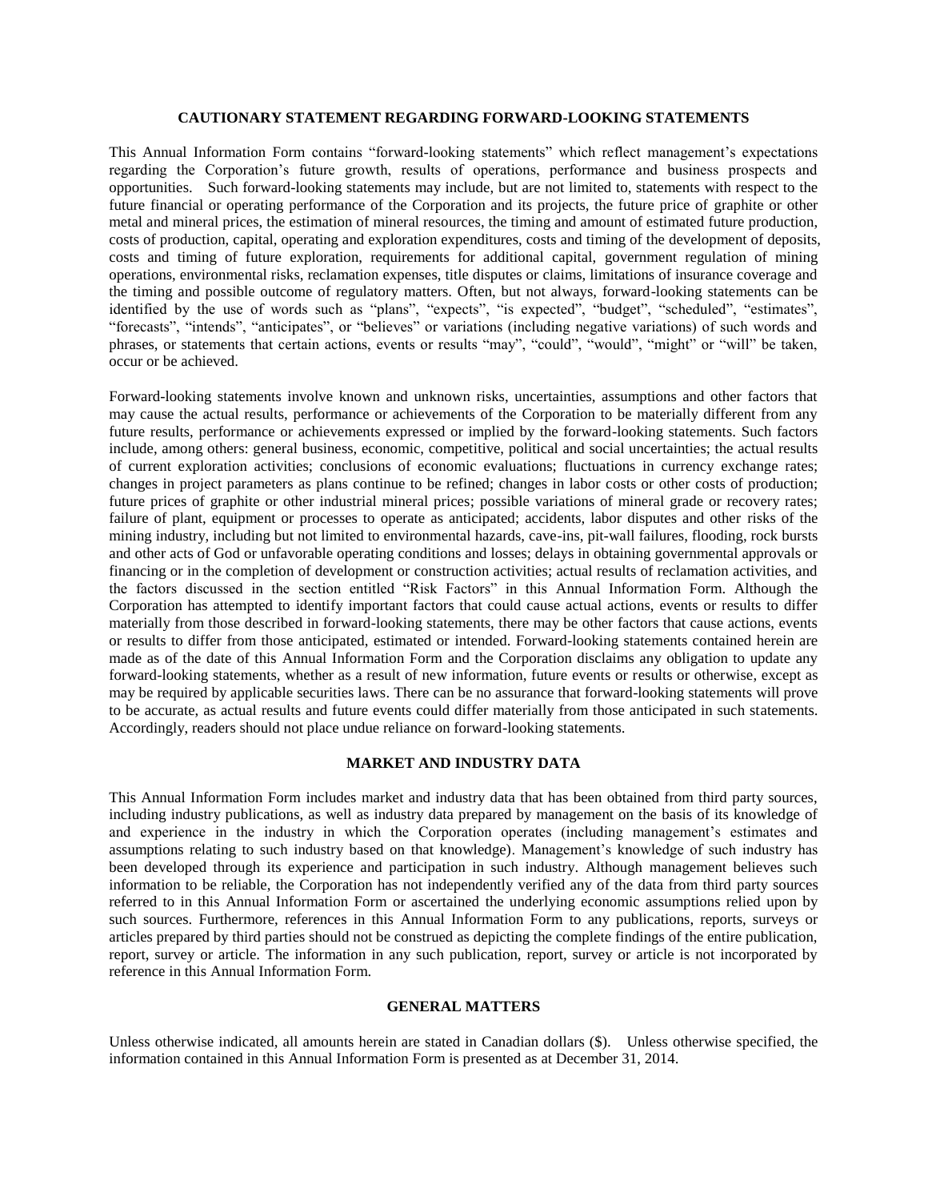## CAUTIONARY STATEMENT REGARDING FORWARD-LOOKING STATEMENTS

This Annual Information Form contains "forward-looking statements" which reflect management's expectations regarding the Corporation's future growth, results of operations, performance and business prospects and opportunities. Such forward-looking statements may include, but are not limited to, statements with respect to the future financial or operating performance of the Corporation and its projects, the future price of graphite or other metal and mineral prices, the estimation of mineral resources, the timing and amount of estimated future production, costs of production, capital, operating and exploration expenditures, costs and timing of the development of deposits, costs and timing of future exploration, requirements for additional capital, government regulation of mining operations, environmental risks, reclamation expenses, title disputes or claims, limitations of insurance coverage and the timing and possible outcome of regulatory matters. Often, but not always, forward-looking statements can be identified by the use of words such as "plans", "expects", "is expected", "budget", "scheduled", "estimates", "forecasts", "intends", "anticipates", or "believes" or variations (including negative variations) of such words and phrases, or statements that certain actions, events or results "may", "could", "would", "might" or "will" be taken, occur or be achieved.

Forward-looking statements involve known and unknown risks, uncertainties, assumptions and other factors that may cause the actual results, performance or achievements of the Corporation to be materially different from any future results, performance or achievements expressed or implied by the forward-looking statements. Such factors include, among others: general business, economic, competitive, political and social uncertainties; the actual results of current exploration activities; conclusions of economic evaluations; fluctuations in currency exchange rates; changes in project parameters as plans continue to be refined; changes in labor costs or other costs of production; future prices of graphite or other industrial mineral prices; possible variations of mineral grade or recovery rates; failure of plant, equipment or processes to operate as anticipated; accidents, labor disputes and other risks of the mining industry, including but not limited to environmental hazards, cave-ins, pit-wall failures, flooding, rock bursts and other acts of God or unfavorable operating conditions and losses; delays in obtaining governmental approvals or financing or in the completion of development or construction activities; actual results of reclamation activities, and the factors discussed in the section entitled "Risk Factors" in this Annual Information Form. Although the Corporation has attempted to identify important factors that could cause actual actions, events or results to differ materially from those described in forward-looking statements, there may be other factors that cause actions, events or results to differ from those anticipated, estimated or intended. Forward-looking statements contained herein are made as of the date of this Annual Information Form and the Corporation disclaims any obligation to update any forward-looking statements, whether as a result of new information, future events or results or otherwise, except as may be required by applicable securities laws. There can be no assurance that forward-looking statements will prove to be accurate, as actual results and future events could differ materially from those anticipated in such statements. Accordingly, readers should not place undue reliance on forward-looking statements.

## MARKET AND INDUSTRY DATA

This Annual Information Form includes market and industry data that has been obtained from third party sources, including industry publications, as well as industry data prepared by management on the basis of its knowledge of and experience in the industry in which the Corporation operates (including management's estimates and assumptions relating to such industry based on that knowledge). Management's knowledge of such industry has been developed through its experience and participation in such industry. Although management believes such information to be reliable, the Corporation has not independently verified any of the data from third party sources referred to in this Annual Information Form or ascertained the underlying economic assumptions relied upon by such sources. Furthermore, references in this Annual Information Form to any publications, reports, surveys or articles prepared by third parties should not be construed as depicting the complete findings of the entire publication, report, survey or article. The information in any such publication, report, survey or article is not incorporated by reference in this Annual Information Form.

## GENERAL MATTERS

Unless otherwise indicated, all amounts herein are stated in Canadian dollars ($). Unless otherwise specified, the information contained in this Annual Information Form is presented as at December 31, 2014.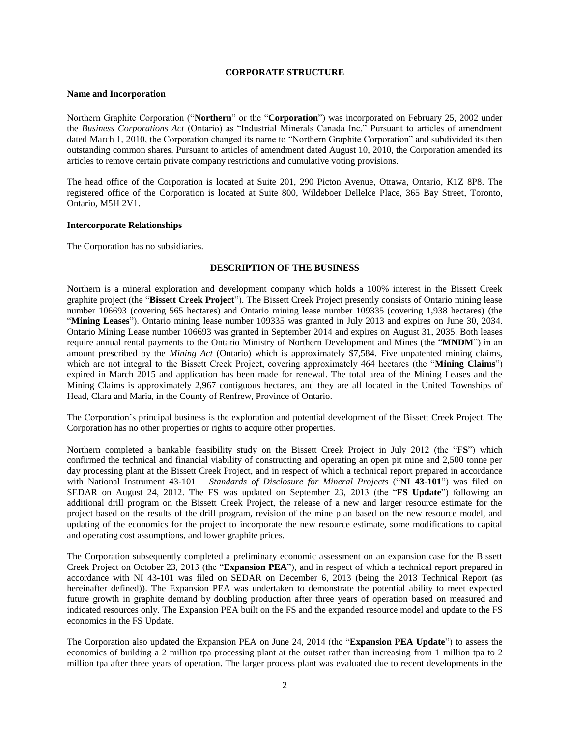## CORPORATE STRUCTURE

### Name and Incorporation

Northern Graphite Corporation ("**Northern**" or the "**Corporation**") was incorporated on February 25, 2002 under the *Business Corporations Act* (Ontario) as "Industrial Minerals Canada Inc." Pursuant to articles of amendment dated March 1, 2010, the Corporation changed its name to "Northern Graphite Corporation" and subdivided its then outstanding common shares. Pursuant to articles of amendment dated August 10, 2010, the Corporation amended its articles to remove certain private company restrictions and cumulative voting provisions.

The head office of the Corporation is located at Suite 201, 290 Picton Avenue, Ottawa, Ontario, K1Z 8P8. The registered office of the Corporation is located at Suite 800, Wildeboer Dellelce Place, 365 Bay Street, Toronto, Ontario, M5H 2V1.

### Intercorporate Relationships

The Corporation has no subsidiaries.

## DESCRIPTION OF THE BUSINESS

Northern is a mineral exploration and development company which holds a 100% interest in the Bissett Creek graphite project (the "**Bissett Creek Project**"). The Bissett Creek Project presently consists of Ontario mining lease number 106693 (covering 565 hectares) and Ontario mining lease number 109335 (covering 1,938 hectares) (the "**Mining Leases**"). Ontario mining lease number 109335 was granted in July 2013 and expires on June 30, 2034. Ontario Mining Lease number 106693 was granted in September 2014 and expires on August 31, 2035. Both leases require annual rental payments to the Ontario Ministry of Northern Development and Mines (the "**MNDM**") in an amount prescribed by the *Mining Act* (Ontario) which is approximately $7,584. Five unpatented mining claims, which are not integral to the Bissett Creek Project, covering approximately 464 hectares (the "**Mining Claims**") expired in March 2015 and application has been made for renewal. The total area of the Mining Leases and the Mining Claims is approximately 2,967 contiguous hectares, and they are all located in the United Townships of Head, Clara and Maria, in the County of Renfrew, Province of Ontario.

The Corporation's principal business is the exploration and potential development of the Bissett Creek Project. The Corporation has no other properties or rights to acquire other properties.

Northern completed a bankable feasibility study on the Bissett Creek Project in July 2012 (the "**FS**") which confirmed the technical and financial viability of constructing and operating an open pit mine and 2,500 tonne per day processing plant at the Bissett Creek Project, and in respect of which a technical report prepared in accordance with National Instrument 43-101 – *Standards of Disclosure for Mineral Projects* ("**NI 43-101**") was filed on SEDAR on August 24, 2012. The FS was updated on September 23, 2013 (the "**FS Update**") following an additional drill program on the Bissett Creek Project, the release of a new and larger resource estimate for the project based on the results of the drill program, revision of the mine plan based on the new resource model, and updating of the economics for the project to incorporate the new resource estimate, some modifications to capital and operating cost assumptions, and lower graphite prices.

The Corporation subsequently completed a preliminary economic assessment on an expansion case for the Bissett Creek Project on October 23, 2013 (the "**Expansion PEA**"), and in respect of which a technical report prepared in accordance with NI 43-101 was filed on SEDAR on December 6, 2013 (being the 2013 Technical Report (as hereinafter defined)). The Expansion PEA was undertaken to demonstrate the potential ability to meet expected future growth in graphite demand by doubling production after three years of operation based on measured and indicated resources only. The Expansion PEA built on the FS and the expanded resource model and update to the FS economics in the FS Update.

The Corporation also updated the Expansion PEA on June 24, 2014 (the "**Expansion PEA Update**") to assess the economics of building a 2 million tpa processing plant at the outset rather than increasing from 1 million tpa to 2 million tpa after three years of operation. The larger process plant was evaluated due to recent developments in the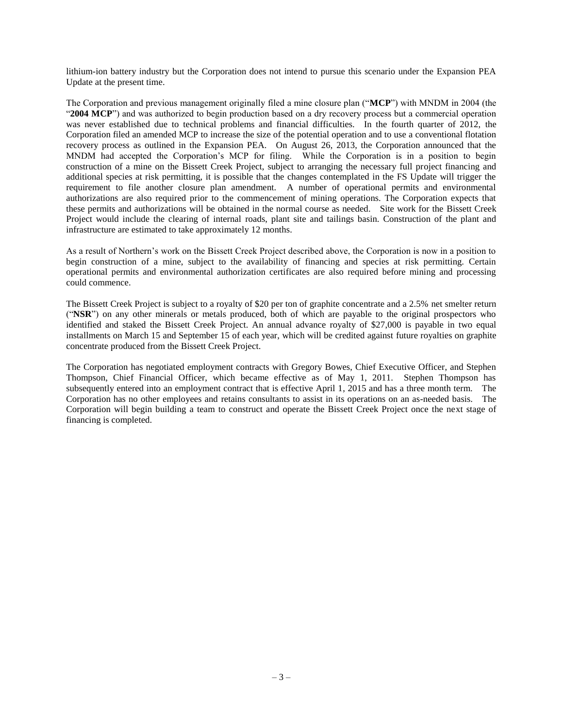lithium-ion battery industry but the Corporation does not intend to pursue this scenario under the Expansion PEA Update at the present time.

The Corporation and previous management originally filed a mine closure plan ("**MCP**") with MNDM in 2004 (the "**2004 MCP**") and was authorized to begin production based on a dry recovery process but a commercial operation was never established due to technical problems and financial difficulties. In the fourth quarter of 2012, the Corporation filed an amended MCP to increase the size of the potential operation and to use a conventional flotation recovery process as outlined in the Expansion PEA. On August 26, 2013, the Corporation announced that the MNDM had accepted the Corporation's MCP for filing. While the Corporation is in a position to begin construction of a mine on the Bissett Creek Project, subject to arranging the necessary full project financing and additional species at risk permitting, it is possible that the changes contemplated in the FS Update will trigger the requirement to file another closure plan amendment. A number of operational permits and environmental authorizations are also required prior to the commencement of mining operations. The Corporation expects that these permits and authorizations will be obtained in the normal course as needed. Site work for the Bissett Creek Project would include the clearing of internal roads, plant site and tailings basin. Construction of the plant and infrastructure are estimated to take approximately 12 months.

As a result of Northern's work on the Bissett Creek Project described above, the Corporation is now in a position to begin construction of a mine, subject to the availability of financing and species at risk permitting. Certain operational permits and environmental authorization certificates are also required before mining and processing could commence.

The Bissett Creek Project is subject to a royalty of $20 per ton of graphite concentrate and a 2.5% net smelter return ("**NSR**") on any other minerals or metals produced, both of which are payable to the original prospectors who identified and staked the Bissett Creek Project. An annual advance royalty of $27,000 is payable in two equal installments on March 15 and September 15 of each year, which will be credited against future royalties on graphite concentrate produced from the Bissett Creek Project.

The Corporation has negotiated employment contracts with Gregory Bowes, Chief Executive Officer, and Stephen Thompson, Chief Financial Officer, which became effective as of May 1, 2011. Stephen Thompson has subsequently entered into an employment contract that is effective April 1, 2015 and has a three month term. The Corporation has no other employees and retains consultants to assist in its operations on an as-needed basis. The Corporation will begin building a team to construct and operate the Bissett Creek Project once the next stage of financing is completed.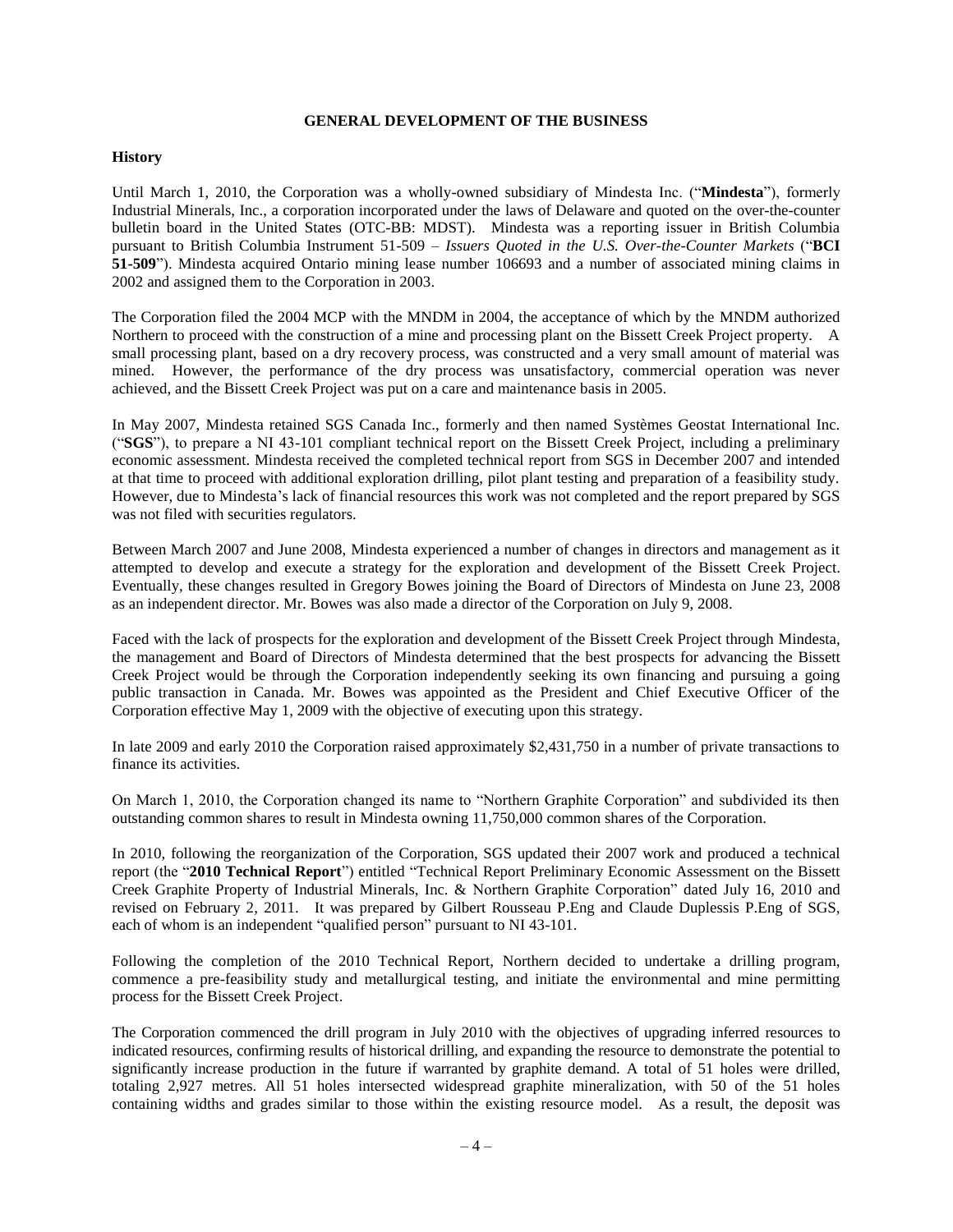## GENERAL DEVELOPMENT OF THE BUSINESS

### History

Until March 1, 2010, the Corporation was a wholly-owned subsidiary of Mindesta Inc. ("**Mindesta**"), formerly Industrial Minerals, Inc., a corporation incorporated under the laws of Delaware and quoted on the over-the-counter bulletin board in the United States (OTC-BB: MDST). Mindesta was a reporting issuer in British Columbia pursuant to British Columbia Instrument 51-509 – *Issuers Quoted in the U.S. Over-the-Counter Markets* ("**BCI 51-509**"). Mindesta acquired Ontario mining lease number 106693 and a number of associated mining claims in 2002 and assigned them to the Corporation in 2003.

The Corporation filed the 2004 MCP with the MNDM in 2004, the acceptance of which by the MNDM authorized Northern to proceed with the construction of a mine and processing plant on the Bissett Creek Project property. A small processing plant, based on a dry recovery process, was constructed and a very small amount of material was mined. However, the performance of the dry process was unsatisfactory, commercial operation was never achieved, and the Bissett Creek Project was put on a care and maintenance basis in 2005.

In May 2007, Mindesta retained SGS Canada Inc., formerly and then named Systèmes Geostat International Inc. ("**SGS**"), to prepare a NI 43-101 compliant technical report on the Bissett Creek Project, including a preliminary economic assessment. Mindesta received the completed technical report from SGS in December 2007 and intended at that time to proceed with additional exploration drilling, pilot plant testing and preparation of a feasibility study. However, due to Mindesta's lack of financial resources this work was not completed and the report prepared by SGS was not filed with securities regulators.

Between March 2007 and June 2008, Mindesta experienced a number of changes in directors and management as it attempted to develop and execute a strategy for the exploration and development of the Bissett Creek Project. Eventually, these changes resulted in Gregory Bowes joining the Board of Directors of Mindesta on June 23, 2008 as an independent director. Mr. Bowes was also made a director of the Corporation on July 9, 2008.

Faced with the lack of prospects for the exploration and development of the Bissett Creek Project through Mindesta, the management and Board of Directors of Mindesta determined that the best prospects for advancing the Bissett Creek Project would be through the Corporation independently seeking its own financing and pursuing a going public transaction in Canada. Mr. Bowes was appointed as the President and Chief Executive Officer of the Corporation effective May 1, 2009 with the objective of executing upon this strategy.

In late 2009 and early 2010 the Corporation raised approximately $2,431,750 in a number of private transactions to finance its activities.

On March 1, 2010, the Corporation changed its name to "Northern Graphite Corporation" and subdivided its then outstanding common shares to result in Mindesta owning 11,750,000 common shares of the Corporation.

In 2010, following the reorganization of the Corporation, SGS updated their 2007 work and produced a technical report (the "**2010 Technical Report**") entitled "Technical Report Preliminary Economic Assessment on the Bissett Creek Graphite Property of Industrial Minerals, Inc. & Northern Graphite Corporation" dated July 16, 2010 and revised on February 2, 2011. It was prepared by Gilbert Rousseau P.Eng and Claude Duplessis P.Eng of SGS, each of whom is an independent "qualified person" pursuant to NI 43-101.

Following the completion of the 2010 Technical Report, Northern decided to undertake a drilling program, commence a pre-feasibility study and metallurgical testing, and initiate the environmental and mine permitting process for the Bissett Creek Project.

The Corporation commenced the drill program in July 2010 with the objectives of upgrading inferred resources to indicated resources, confirming results of historical drilling, and expanding the resource to demonstrate the potential to significantly increase production in the future if warranted by graphite demand. A total of 51 holes were drilled, totaling 2,927 metres. All 51 holes intersected widespread graphite mineralization, with 50 of the 51 holes containing widths and grades similar to those within the existing resource model. As a result, the deposit was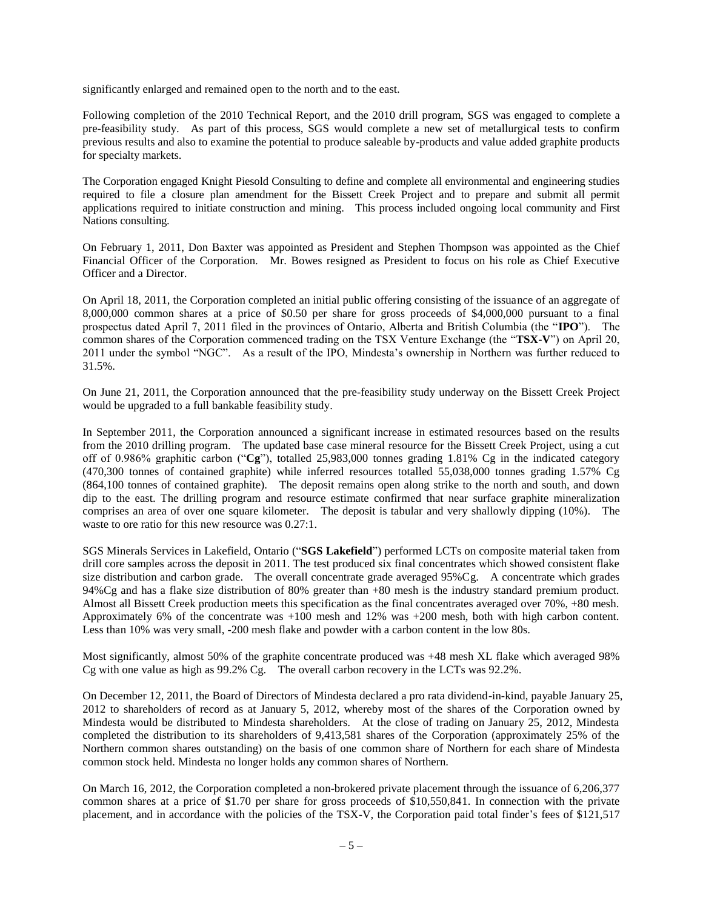significantly enlarged and remained open to the north and to the east.

Following completion of the 2010 Technical Report, and the 2010 drill program, SGS was engaged to complete a pre-feasibility study. As part of this process, SGS would complete a new set of metallurgical tests to confirm previous results and also to examine the potential to produce saleable by-products and value added graphite products for specialty markets.

The Corporation engaged Knight Piesold Consulting to define and complete all environmental and engineering studies required to file a closure plan amendment for the Bissett Creek Project and to prepare and submit all permit applications required to initiate construction and mining. This process included ongoing local community and First Nations consulting.

On February 1, 2011, Don Baxter was appointed as President and Stephen Thompson was appointed as the Chief Financial Officer of the Corporation. Mr. Bowes resigned as President to focus on his role as Chief Executive Officer and a Director.

On April 18, 2011, the Corporation completed an initial public offering consisting of the issuance of an aggregate of 8,000,000 common shares at a price of $0.50 per share for gross proceeds of $4,000,000 pursuant to a final prospectus dated April 7, 2011 filed in the provinces of Ontario, Alberta and British Columbia (the "**IPO**"). The common shares of the Corporation commenced trading on the TSX Venture Exchange (the "**TSX-V**") on April 20, 2011 under the symbol "NGC". As a result of the IPO, Mindesta's ownership in Northern was further reduced to 31.5%.

On June 21, 2011, the Corporation announced that the pre-feasibility study underway on the Bissett Creek Project would be upgraded to a full bankable feasibility study.

In September 2011, the Corporation announced a significant increase in estimated resources based on the results from the 2010 drilling program. The updated base case mineral resource for the Bissett Creek Project, using a cut off of 0.986% graphitic carbon ("**Cg**"), totalled 25,983,000 tonnes grading 1.81% Cg in the indicated category (470,300 tonnes of contained graphite) while inferred resources totalled 55,038,000 tonnes grading 1.57% Cg (864,100 tonnes of contained graphite). The deposit remains open along strike to the north and south, and down dip to the east. The drilling program and resource estimate confirmed that near surface graphite mineralization comprises an area of over one square kilometer. The deposit is tabular and very shallowly dipping (10%). The waste to ore ratio for this new resource was 0.27:1.

SGS Minerals Services in Lakefield, Ontario ("**SGS Lakefield**") performed LCTs on composite material taken from drill core samples across the deposit in 2011. The test produced six final concentrates which showed consistent flake size distribution and carbon grade. The overall concentrate grade averaged 95%Cg. A concentrate which grades 94%Cg and has a flake size distribution of 80% greater than +80 mesh is the industry standard premium product. Almost all Bissett Creek production meets this specification as the final concentrates averaged over 70%, +80 mesh. Approximately 6% of the concentrate was +100 mesh and 12% was +200 mesh, both with high carbon content. Less than 10% was very small, -200 mesh flake and powder with a carbon content in the low 80s.

Most significantly, almost 50% of the graphite concentrate produced was +48 mesh XL flake which averaged 98% Cg with one value as high as 99.2% Cg. The overall carbon recovery in the LCTs was 92.2%.

On December 12, 2011, the Board of Directors of Mindesta declared a pro rata dividend-in-kind, payable January 25, 2012 to shareholders of record as at January 5, 2012, whereby most of the shares of the Corporation owned by Mindesta would be distributed to Mindesta shareholders. At the close of trading on January 25, 2012, Mindesta completed the distribution to its shareholders of 9,413,581 shares of the Corporation (approximately 25% of the Northern common shares outstanding) on the basis of one common share of Northern for each share of Mindesta common stock held. Mindesta no longer holds any common shares of Northern.

On March 16, 2012, the Corporation completed a non-brokered private placement through the issuance of 6,206,377 common shares at a price of $1.70 per share for gross proceeds of $10,550,841. In connection with the private placement, and in accordance with the policies of the TSX-V, the Corporation paid total finder's fees of $121,517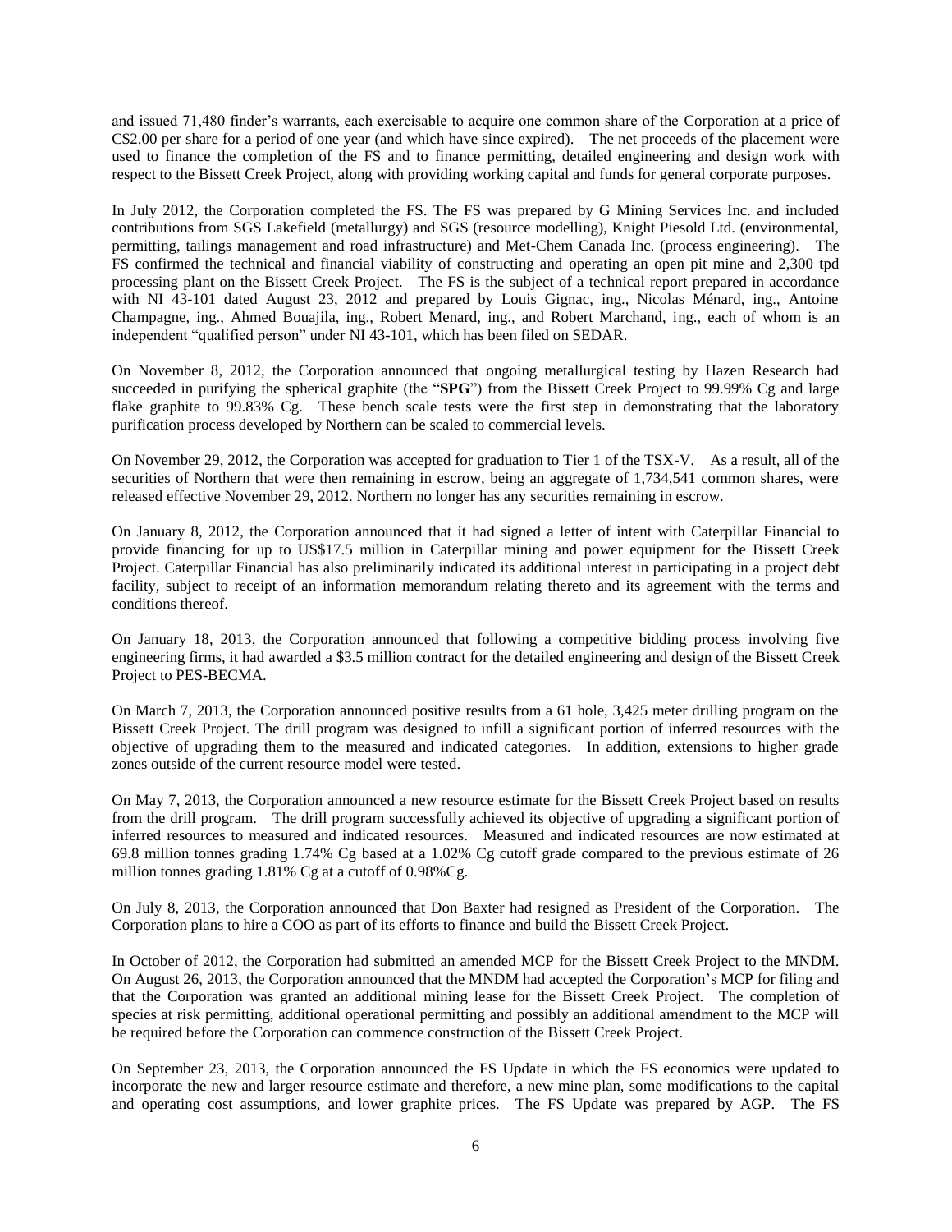and issued 71,480 finder's warrants, each exercisable to acquire one common share of the Corporation at a price of C$2.00 per share for a period of one year (and which have since expired). The net proceeds of the placement were used to finance the completion of the FS and to finance permitting, detailed engineering and design work with respect to the Bissett Creek Project, along with providing working capital and funds for general corporate purposes.

In July 2012, the Corporation completed the FS. The FS was prepared by G Mining Services Inc. and included contributions from SGS Lakefield (metallurgy) and SGS (resource modelling), Knight Piesold Ltd. (environmental, permitting, tailings management and road infrastructure) and Met-Chem Canada Inc. (process engineering). The FS confirmed the technical and financial viability of constructing and operating an open pit mine and 2,300 tpd processing plant on the Bissett Creek Project. The FS is the subject of a technical report prepared in accordance with NI 43-101 dated August 23, 2012 and prepared by Louis Gignac, ing., Nicolas Ménard, ing., Antoine Champagne, ing., Ahmed Bouajila, ing., Robert Menard, ing., and Robert Marchand, ing., each of whom is an independent "qualified person" under NI 43-101, which has been filed on SEDAR.

On November 8, 2012, the Corporation announced that ongoing metallurgical testing by Hazen Research had succeeded in purifying the spherical graphite (the "**SPG**") from the Bissett Creek Project to 99.99% Cg and large flake graphite to 99.83% Cg. These bench scale tests were the first step in demonstrating that the laboratory purification process developed by Northern can be scaled to commercial levels.

On November 29, 2012, the Corporation was accepted for graduation to Tier 1 of the TSX-V. As a result, all of the securities of Northern that were then remaining in escrow, being an aggregate of 1,734,541 common shares, were released effective November 29, 2012. Northern no longer has any securities remaining in escrow.

On January 8, 2012, the Corporation announced that it had signed a letter of intent with Caterpillar Financial to provide financing for up to US$17.5 million in Caterpillar mining and power equipment for the Bissett Creek Project. Caterpillar Financial has also preliminarily indicated its additional interest in participating in a project debt facility, subject to receipt of an information memorandum relating thereto and its agreement with the terms and conditions thereof.

On January 18, 2013, the Corporation announced that following a competitive bidding process involving five engineering firms, it had awarded a $3.5 million contract for the detailed engineering and design of the Bissett Creek Project to PES-BECMA.

On March 7, 2013, the Corporation announced positive results from a 61 hole, 3,425 meter drilling program on the Bissett Creek Project. The drill program was designed to infill a significant portion of inferred resources with the objective of upgrading them to the measured and indicated categories. In addition, extensions to higher grade zones outside of the current resource model were tested.

On May 7, 2013, the Corporation announced a new resource estimate for the Bissett Creek Project based on results from the drill program. The drill program successfully achieved its objective of upgrading a significant portion of inferred resources to measured and indicated resources. Measured and indicated resources are now estimated at 69.8 million tonnes grading 1.74% Cg based at a 1.02% Cg cutoff grade compared to the previous estimate of 26 million tonnes grading 1.81% Cg at a cutoff of 0.98%Cg.

On July 8, 2013, the Corporation announced that Don Baxter had resigned as President of the Corporation. The Corporation plans to hire a COO as part of its efforts to finance and build the Bissett Creek Project.

In October of 2012, the Corporation had submitted an amended MCP for the Bissett Creek Project to the MNDM. On August 26, 2013, the Corporation announced that the MNDM had accepted the Corporation's MCP for filing and that the Corporation was granted an additional mining lease for the Bissett Creek Project. The completion of species at risk permitting, additional operational permitting and possibly an additional amendment to the MCP will be required before the Corporation can commence construction of the Bissett Creek Project.

On September 23, 2013, the Corporation announced the FS Update in which the FS economics were updated to incorporate the new and larger resource estimate and therefore, a new mine plan, some modifications to the capital and operating cost assumptions, and lower graphite prices. The FS Update was prepared by AGP. The FS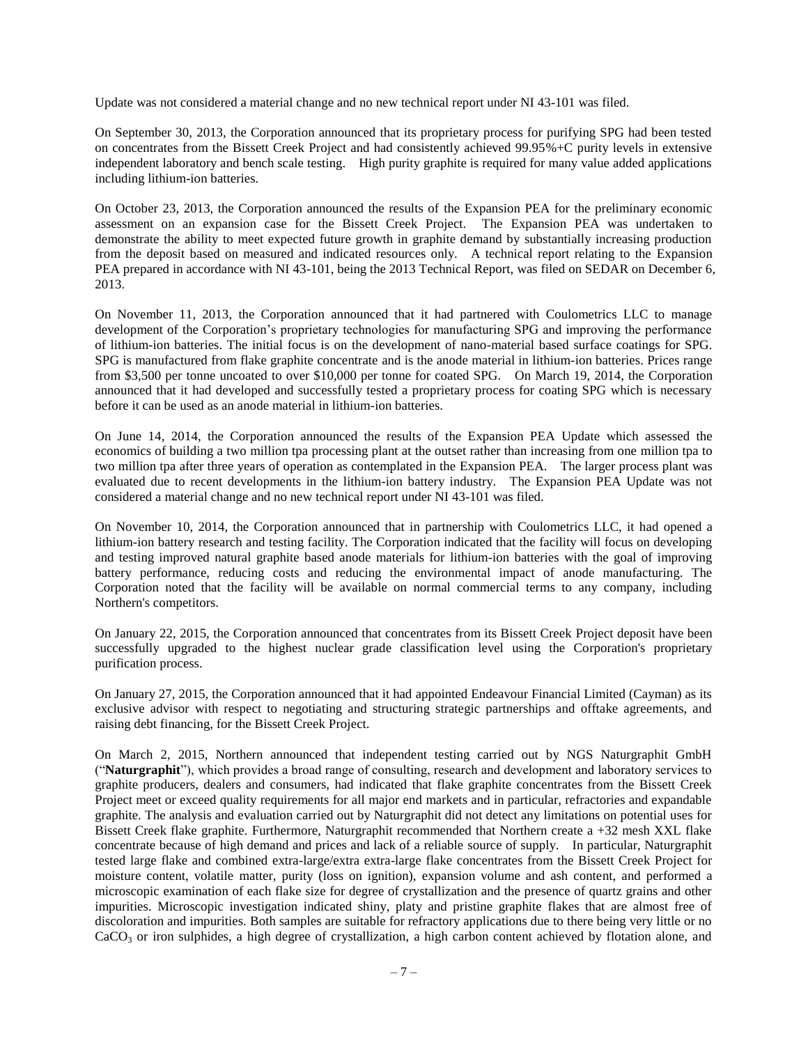Update was not considered a material change and no new technical report under NI 43-101 was filed.

On September 30, 2013, the Corporation announced that its proprietary process for purifying SPG had been tested on concentrates from the Bissett Creek Project and had consistently achieved 99.95%+C purity levels in extensive independent laboratory and bench scale testing. High purity graphite is required for many value added applications including lithium-ion batteries.

On October 23, 2013, the Corporation announced the results of the Expansion PEA for the preliminary economic assessment on an expansion case for the Bissett Creek Project. The Expansion PEA was undertaken to demonstrate the ability to meet expected future growth in graphite demand by substantially increasing production from the deposit based on measured and indicated resources only. A technical report relating to the Expansion PEA prepared in accordance with NI 43-101, being the 2013 Technical Report, was filed on SEDAR on December 6, 2013.

On November 11, 2013, the Corporation announced that it had partnered with Coulometrics LLC to manage development of the Corporation's proprietary technologies for manufacturing SPG and improving the performance of lithium-ion batteries. The initial focus is on the development of nano-material based surface coatings for SPG. SPG is manufactured from flake graphite concentrate and is the anode material in lithium-ion batteries. Prices range from $3,500 per tonne uncoated to over $10,000 per tonne for coated SPG. On March 19, 2014, the Corporation announced that it had developed and successfully tested a proprietary process for coating SPG which is necessary before it can be used as an anode material in lithium-ion batteries.

On June 14, 2014, the Corporation announced the results of the Expansion PEA Update which assessed the economics of building a two million tpa processing plant at the outset rather than increasing from one million tpa to two million tpa after three years of operation as contemplated in the Expansion PEA. The larger process plant was evaluated due to recent developments in the lithium-ion battery industry. The Expansion PEA Update was not considered a material change and no new technical report under NI 43-101 was filed.

On November 10, 2014, the Corporation announced that in partnership with Coulometrics LLC, it had opened a lithium-ion battery research and testing facility. The Corporation indicated that the facility will focus on developing and testing improved natural graphite based anode materials for lithium-ion batteries with the goal of improving battery performance, reducing costs and reducing the environmental impact of anode manufacturing. The Corporation noted that the facility will be available on normal commercial terms to any company, including Northern's competitors.

On January 22, 2015, the Corporation announced that concentrates from its Bissett Creek Project deposit have been successfully upgraded to the highest nuclear grade classification level using the Corporation's proprietary purification process.

On January 27, 2015, the Corporation announced that it had appointed Endeavour Financial Limited (Cayman) as its exclusive advisor with respect to negotiating and structuring strategic partnerships and offtake agreements, and raising debt financing, for the Bissett Creek Project.

On March 2, 2015, Northern announced that independent testing carried out by NGS Naturgraphit GmbH ("**Naturgraphit**"), which provides a broad range of consulting, research and development and laboratory services to graphite producers, dealers and consumers, had indicated that flake graphite concentrates from the Bissett Creek Project meet or exceed quality requirements for all major end markets and in particular, refractories and expandable graphite. The analysis and evaluation carried out by Naturgraphit did not detect any limitations on potential uses for Bissett Creek flake graphite. Furthermore, Naturgraphit recommended that Northern create a +32 mesh XXL flake concentrate because of high demand and prices and lack of a reliable source of supply. In particular, Naturgraphit tested large flake and combined extra-large/extra extra-large flake concentrates from the Bissett Creek Project for moisture content, volatile matter, purity (loss on ignition), expansion volume and ash content, and performed a microscopic examination of each flake size for degree of crystallization and the presence of quartz grains and other impurities. Microscopic investigation indicated shiny, platy and pristine graphite flakes that are almost free of discoloration and impurities. Both samples are suitable for refractory applications due to there being very little or no $CaCO_3$ or iron sulphides, a high degree of crystallization, a high carbon content achieved by flotation alone, and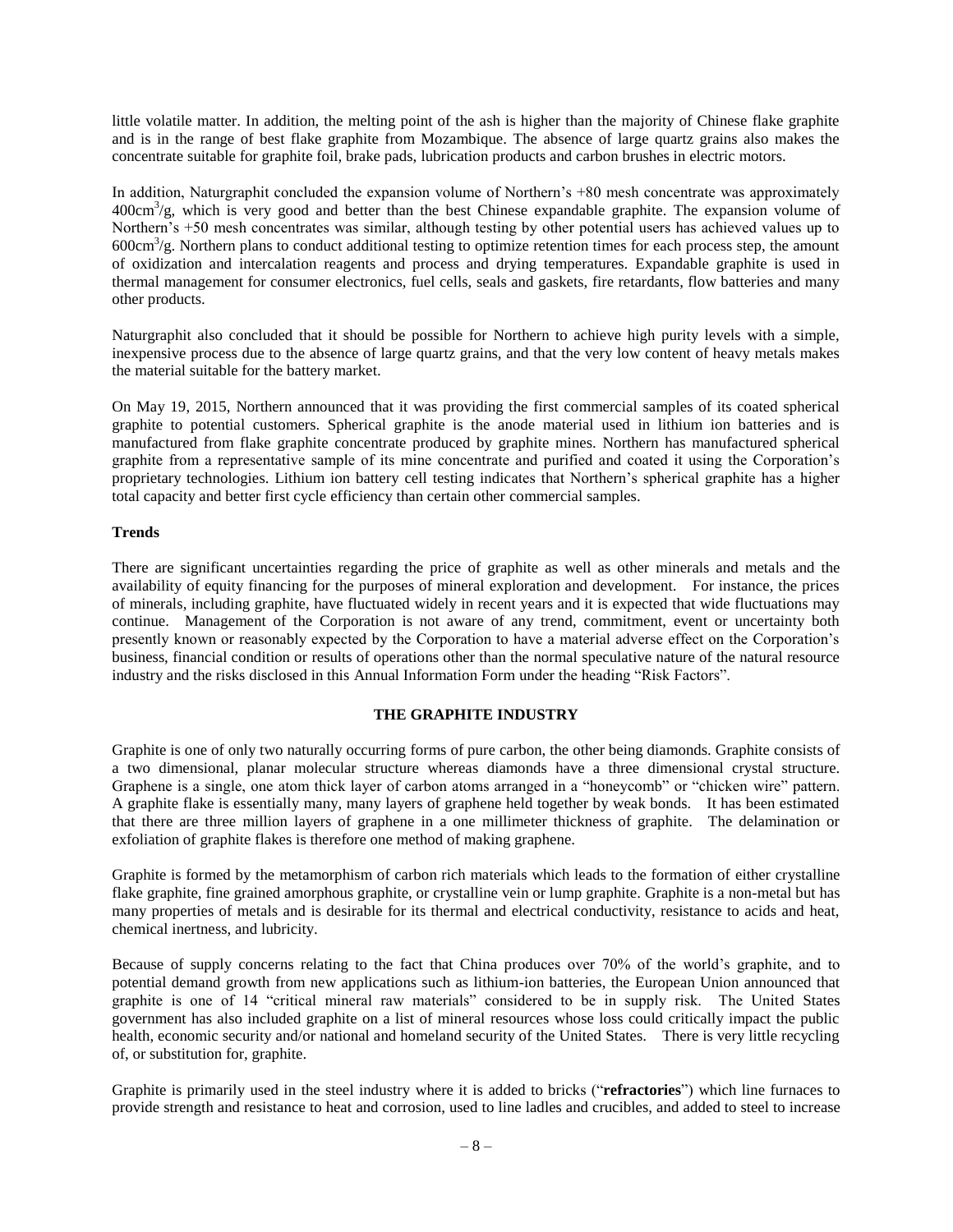little volatile matter. In addition, the melting point of the ash is higher than the majority of Chinese flake graphite and is in the range of best flake graphite from Mozambique. The absence of large quartz grains also makes the concentrate suitable for graphite foil, brake pads, lubrication products and carbon brushes in electric motors.

In addition, Naturgraphit concluded the expansion volume of Northern's +80 mesh concentrate was approximately $400cm^3/g$, which is very good and better than the best Chinese expandable graphite. The expansion volume of Northern's +50 mesh concentrates was similar, although testing by other potential users has achieved values up to $600cm^3/g$. Northern plans to conduct additional testing to optimize retention times for each process step, the amount of oxidization and intercalation reagents and process and drying temperatures. Expandable graphite is used in thermal management for consumer electronics, fuel cells, seals and gaskets, fire retardants, flow batteries and many other products.

Naturgraphit also concluded that it should be possible for Northern to achieve high purity levels with a simple, inexpensive process due to the absence of large quartz grains, and that the very low content of heavy metals makes the material suitable for the battery market.

On May 19, 2015, Northern announced that it was providing the first commercial samples of its coated spherical graphite to potential customers. Spherical graphite is the anode material used in lithium ion batteries and is manufactured from flake graphite concentrate produced by graphite mines. Northern has manufactured spherical graphite from a representative sample of its mine concentrate and purified and coated it using the Corporation's proprietary technologies. Lithium ion battery cell testing indicates that Northern's spherical graphite has a higher total capacity and better first cycle efficiency than certain other commercial samples.

**Trends**

There are significant uncertainties regarding the price of graphite as well as other minerals and metals and the availability of equity financing for the purposes of mineral exploration and development. For instance, the prices of minerals, including graphite, have fluctuated widely in recent years and it is expected that wide fluctuations may continue. Management of the Corporation is not aware of any trend, commitment, event or uncertainty both presently known or reasonably expected by the Corporation to have a material adverse effect on the Corporation's business, financial condition or results of operations other than the normal speculative nature of the natural resource industry and the risks disclosed in this Annual Information Form under the heading "Risk Factors".

## THE GRAPHITE INDUSTRY

Graphite is one of only two naturally occurring forms of pure carbon, the other being diamonds. Graphite consists of a two dimensional, planar molecular structure whereas diamonds have a three dimensional crystal structure. Graphene is a single, one atom thick layer of carbon atoms arranged in a "honeycomb" or "chicken wire" pattern. A graphite flake is essentially many, many layers of graphene held together by weak bonds. It has been estimated that there are three million layers of graphene in a one millimeter thickness of graphite. The delamination or exfoliation of graphite flakes is therefore one method of making graphene.

Graphite is formed by the metamorphism of carbon rich materials which leads to the formation of either crystalline flake graphite, fine grained amorphous graphite, or crystalline vein or lump graphite. Graphite is a non-metal but has many properties of metals and is desirable for its thermal and electrical conductivity, resistance to acids and heat, chemical inertness, and lubricity.

Because of supply concerns relating to the fact that China produces over 70% of the world's graphite, and to potential demand growth from new applications such as lithium-ion batteries, the European Union announced that graphite is one of 14 "critical mineral raw materials" considered to be in supply risk. The United States government has also included graphite on a list of mineral resources whose loss could critically impact the public health, economic security and/or national and homeland security of the United States. There is very little recycling of, or substitution for, graphite.

Graphite is primarily used in the steel industry where it is added to bricks ("**refractories**") which line furnaces to provide strength and resistance to heat and corrosion, used to line ladles and crucibles, and added to steel to increase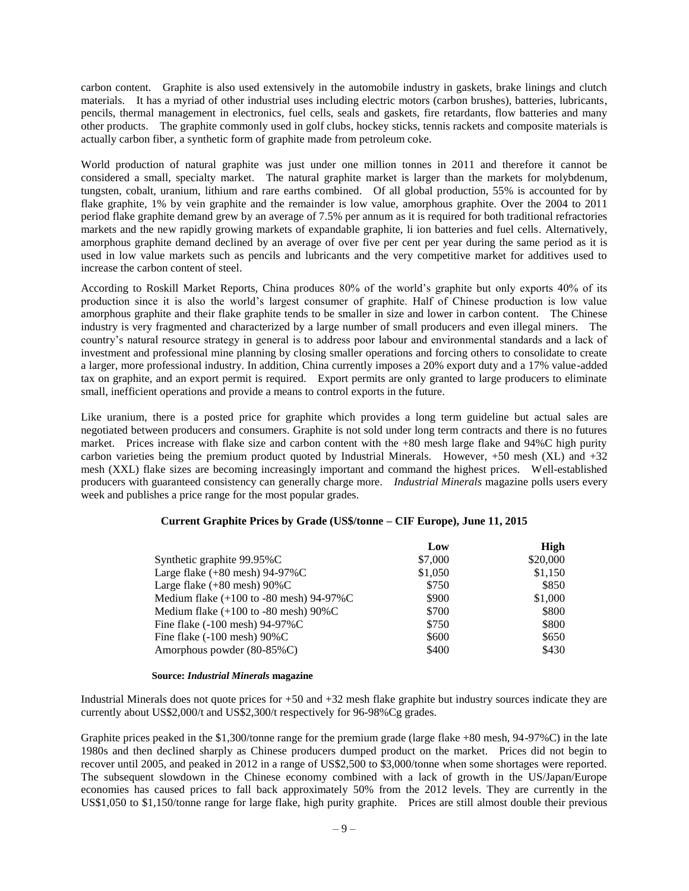carbon content. Graphite is also used extensively in the automobile industry in gaskets, brake linings and clutch materials. It has a myriad of other industrial uses including electric motors (carbon brushes), batteries, lubricants, pencils, thermal management in electronics, fuel cells, seals and gaskets, fire retardants, flow batteries and many other products. The graphite commonly used in golf clubs, hockey sticks, tennis rackets and composite materials is actually carbon fiber, a synthetic form of graphite made from petroleum coke.

World production of natural graphite was just under one million tonnes in 2011 and therefore it cannot be considered a small, specialty market. The natural graphite market is larger than the markets for molybdenum, tungsten, cobalt, uranium, lithium and rare earths combined. Of all global production, 55% is accounted for by flake graphite, 1% by vein graphite and the remainder is low value, amorphous graphite. Over the 2004 to 2011 period flake graphite demand grew by an average of 7.5% per annum as it is required for both traditional refractories markets and the new rapidly growing markets of expandable graphite, li ion batteries and fuel cells. Alternatively, amorphous graphite demand declined by an average of over five per cent per year during the same period as it is used in low value markets such as pencils and lubricants and the very competitive market for additives used to increase the carbon content of steel.

According to Roskill Market Reports, China produces 80% of the world's graphite but only exports 40% of its production since it is also the world's largest consumer of graphite. Half of Chinese production is low value amorphous graphite and their flake graphite tends to be smaller in size and lower in carbon content. The Chinese industry is very fragmented and characterized by a large number of small producers and even illegal miners. The country's natural resource strategy in general is to address poor labour and environmental standards and a lack of investment and professional mine planning by closing smaller operations and forcing others to consolidate to create a larger, more professional industry. In addition, China currently imposes a 20% export duty and a 17% value-added tax on graphite, and an export permit is required. Export permits are only granted to large producers to eliminate small, inefficient operations and provide a means to control exports in the future.

Like uranium, there is a posted price for graphite which provides a long term guideline but actual sales are negotiated between producers and consumers. Graphite is not sold under long term contracts and there is no futures market. Prices increase with flake size and carbon content with the +80 mesh large flake and 94%C high purity carbon varieties being the premium product quoted by Industrial Minerals. However, +50 mesh (XL) and +32 mesh (XXL) flake sizes are becoming increasingly important and command the highest prices. Well-established producers with guaranteed consistency can generally charge more. *Industrial Minerals* magazine polls users every week and publishes a price range for the most popular grades.

**Current Graphite Prices by Grade (US$/tonne – CIF Europe), June 11, 2015**

| | Low | High |
|---|---|---|
| Synthetic graphite 99.95%C | $7,000 | $20,000 |
| Large flake (+80 mesh) 94-97%C | $1,050 | $1,150 |
| Large flake (+80 mesh) 90%C | $750 | $850 |
| Medium flake (+100 to -80 mesh) 94-97%C | $900 | $1,000 |
| Medium flake (+100 to -80 mesh) 90%C | $700 | $800 |
| Fine flake (-100 mesh) 94-97%C | $750 | $800 |
| Fine flake (-100 mesh) 90%C | $600 | $650 |
| Amorphous powder (80-85%C) | $400 | $430 |

**Source: *Industrial Minerals* magazine**

Industrial Minerals does not quote prices for +50 and +32 mesh flake graphite but industry sources indicate they are currently about US$2,000/t and US$2,300/t respectively for 96-98%Cg grades.

Graphite prices peaked in the $1,300/tonne range for the premium grade (large flake +80 mesh, 94-97%C) in the late 1980s and then declined sharply as Chinese producers dumped product on the market. Prices did not begin to recover until 2005, and peaked in 2012 in a range of US$2,500 to $3,000/tonne when some shortages were reported. The subsequent slowdown in the Chinese economy combined with a lack of growth in the US/Japan/Europe economies has caused prices to fall back approximately 50% from the 2012 levels. They are currently in the US$1,050 to $1,150/tonne range for large flake, high purity graphite. Prices are still almost double their previous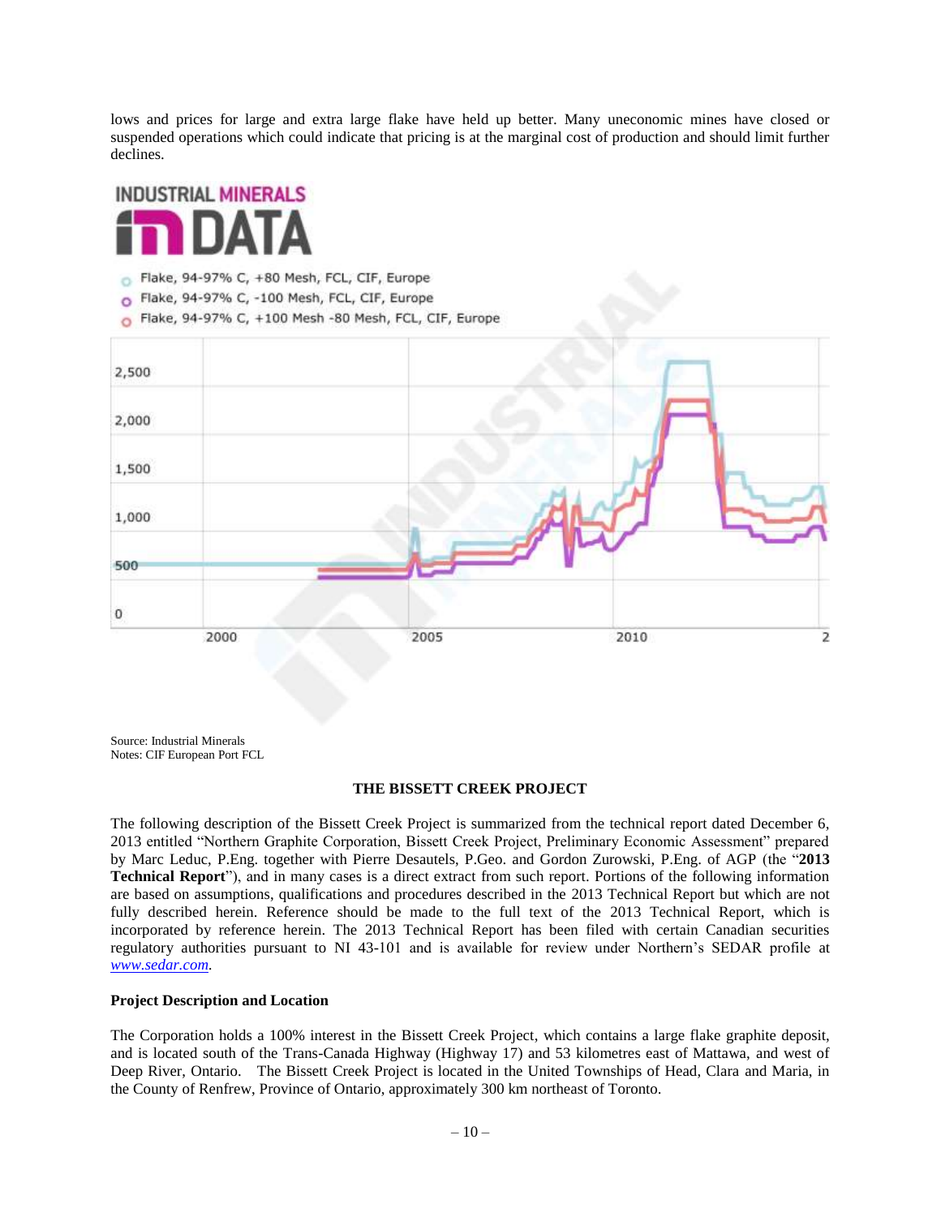lows and prices for large and extra large flake have held up better. Many uneconomic mines have closed or suspended operations which could indicate that pricing is at the marginal cost of production and should limit further declines.

Source: Industrial Minerals
Notes: CIF European Port FCL

## THE BISSETT CREEK PROJECT

The following description of the Bissett Creek Project is summarized from the technical report dated December 6, 2013 entitled "Northern Graphite Corporation, Bissett Creek Project, Preliminary Economic Assessment" prepared by Marc Leduc, P.Eng. together with Pierre Desautels, P.Geo. and Gordon Zurowski, P.Eng. of AGP (the "**2013 Technical Report**"), and in many cases is a direct extract from such report. Portions of the following information are based on assumptions, qualifications and procedures described in the 2013 Technical Report but which are not fully described herein. Reference should be made to the full text of the 2013 Technical Report, which is incorporated by reference herein. The 2013 Technical Report has been filed with certain Canadian securities regulatory authorities pursuant to NI 43-101 and is available for review under Northern's SEDAR profile at *www.sedar.com*.

### Project Description and Location

The Corporation holds a 100% interest in the Bissett Creek Project, which contains a large flake graphite deposit, and is located south of the Trans-Canada Highway (Highway 17) and 53 kilometres east of Mattawa, and west of Deep River, Ontario. The Bissett Creek Project is located in the United Townships of Head, Clara and Maria, in the County of Renfrew, Province of Ontario, approximately 300 km northeast of Toronto.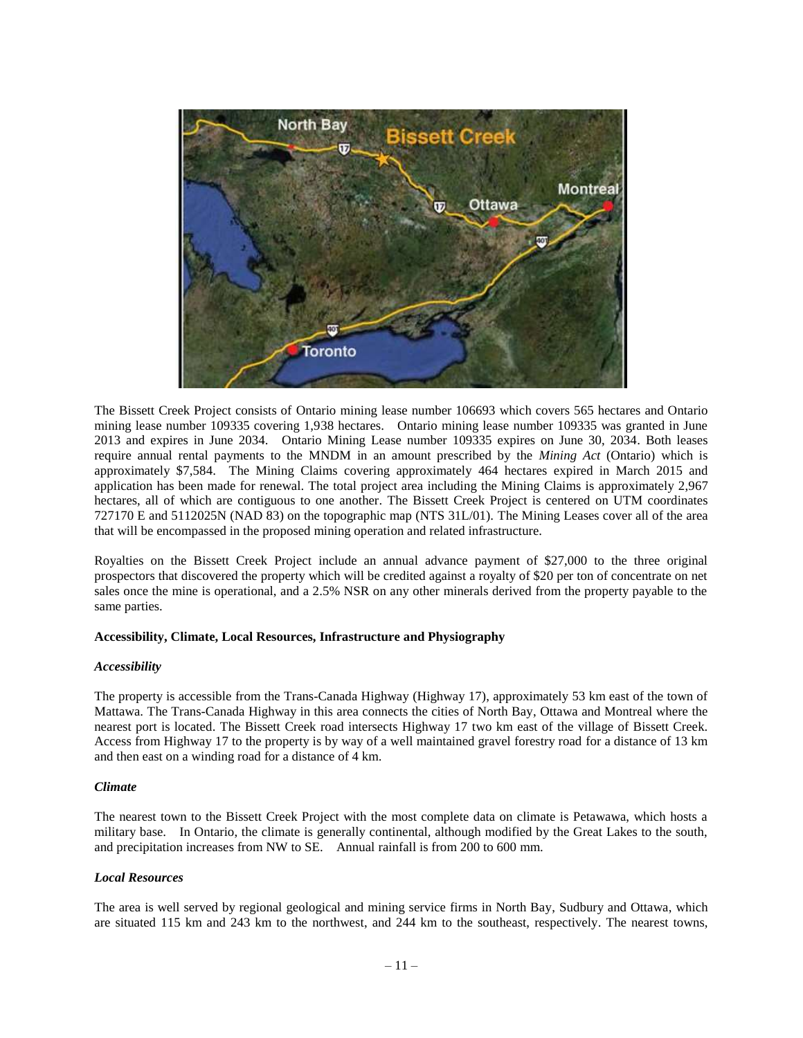The Bissett Creek Project consists of Ontario mining lease number 106693 which covers 565 hectares and Ontario mining lease number 109335 covering 1,938 hectares. Ontario mining lease number 109335 was granted in June 2013 and expires in June 2034. Ontario Mining Lease number 109335 expires on June 30, 2034. Both leases require annual rental payments to the MNDM in an amount prescribed by the *Mining Act* (Ontario) which is approximately $7,584. The Mining Claims covering approximately 464 hectares expired in March 2015 and application has been made for renewal. The total project area including the Mining Claims is approximately 2,967 hectares, all of which are contiguous to one another. The Bissett Creek Project is centered on UTM coordinates 727170 E and 5112025N (NAD 83) on the topographic map (NTS 31L/01). The Mining Leases cover all of the area that will be encompassed in the proposed mining operation and related infrastructure.

Royalties on the Bissett Creek Project include an annual advance payment of $27,000 to the three original prospectors that discovered the property which will be credited against a royalty of $20 per ton of concentrate on net sales once the mine is operational, and a 2.5% NSR on any other minerals derived from the property payable to the same parties.

**Accessibility, Climate, Local Resources, Infrastructure and Physiography**

***Accessibility***

The property is accessible from the Trans-Canada Highway (Highway 17), approximately 53 km east of the town of Mattawa. The Trans-Canada Highway in this area connects the cities of North Bay, Ottawa and Montreal where the nearest port is located. The Bissett Creek road intersects Highway 17 two km east of the village of Bissett Creek. Access from Highway 17 to the property is by way of a well maintained gravel forestry road for a distance of 13 km and then east on a winding road for a distance of 4 km.

***Climate***

The nearest town to the Bissett Creek Project with the most complete data on climate is Petawawa, which hosts a military base. In Ontario, the climate is generally continental, although modified by the Great Lakes to the south, and precipitation increases from NW to SE. Annual rainfall is from 200 to 600 mm.

***Local Resources***

The area is well served by regional geological and mining service firms in North Bay, Sudbury and Ottawa, which are situated 115 km and 243 km to the northwest, and 244 km to the southeast, respectively. The nearest towns,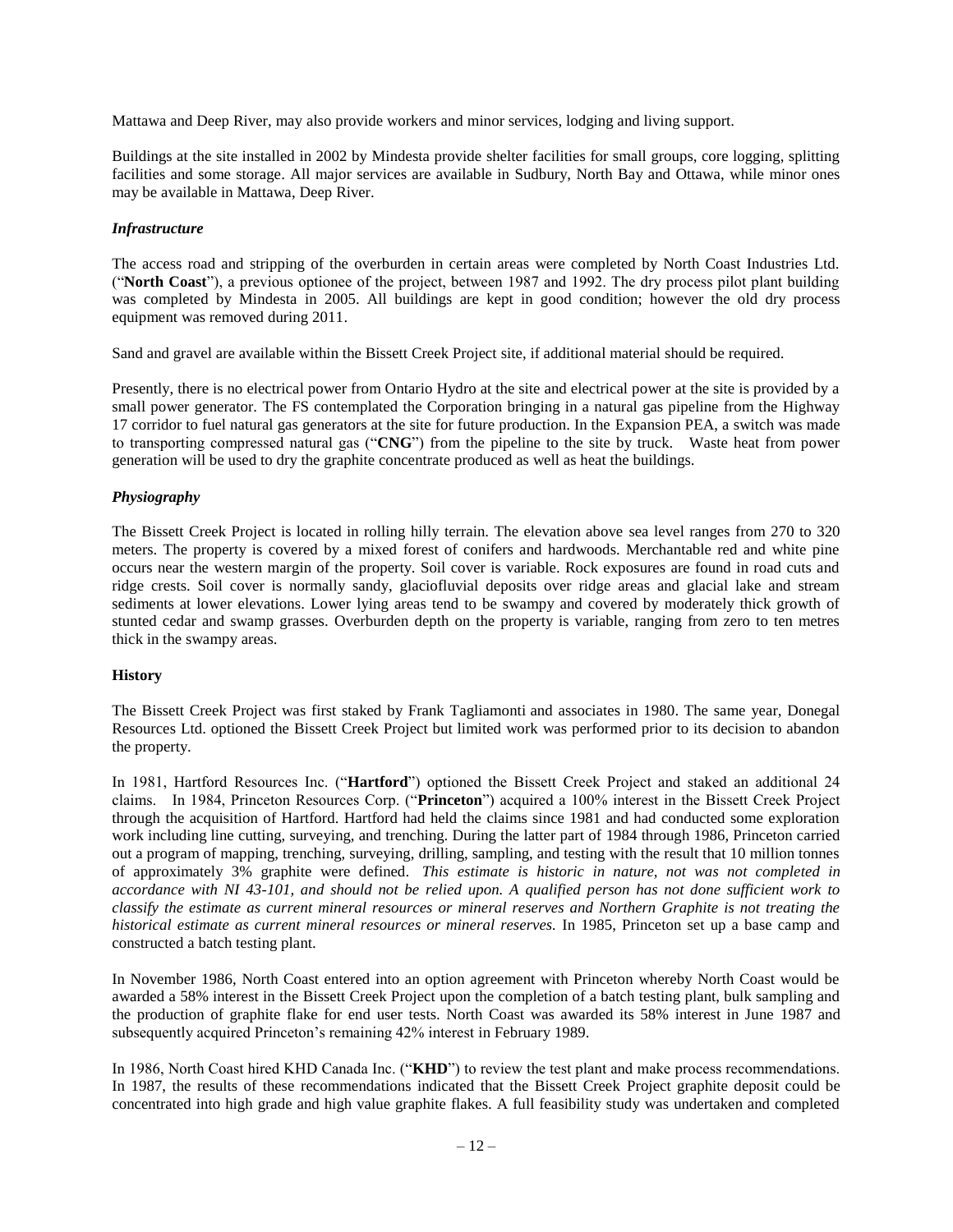Mattawa and Deep River, may also provide workers and minor services, lodging and living support.

Buildings at the site installed in 2002 by Mindesta provide shelter facilities for small groups, core logging, splitting facilities and some storage. All major services are available in Sudbury, North Bay and Ottawa, while minor ones may be available in Mattawa, Deep River.

### *Infrastructure*

The access road and stripping of the overburden in certain areas were completed by North Coast Industries Ltd. ("**North Coast**"), a previous optionee of the project, between 1987 and 1992. The dry process pilot plant building was completed by Mindesta in 2005. All buildings are kept in good condition; however the old dry process equipment was removed during 2011.

Sand and gravel are available within the Bissett Creek Project site, if additional material should be required.

Presently, there is no electrical power from Ontario Hydro at the site and electrical power at the site is provided by a small power generator. The FS contemplated the Corporation bringing in a natural gas pipeline from the Highway 17 corridor to fuel natural gas generators at the site for future production. In the Expansion PEA, a switch was made to transporting compressed natural gas ("**CNG**") from the pipeline to the site by truck. Waste heat from power generation will be used to dry the graphite concentrate produced as well as heat the buildings.

### *Physiography*

The Bissett Creek Project is located in rolling hilly terrain. The elevation above sea level ranges from 270 to 320 meters. The property is covered by a mixed forest of conifers and hardwoods. Merchantable red and white pine occurs near the western margin of the property. Soil cover is variable. Rock exposures are found in road cuts and ridge crests. Soil cover is normally sandy, glaciofluvial deposits over ridge areas and glacial lake and stream sediments at lower elevations. Lower lying areas tend to be swampy and covered by moderately thick growth of stunted cedar and swamp grasses. Overburden depth on the property is variable, ranging from zero to ten metres thick in the swampy areas.

## History

The Bissett Creek Project was first staked by Frank Tagliamonti and associates in 1980. The same year, Donegal Resources Ltd. optioned the Bissett Creek Project but limited work was performed prior to its decision to abandon the property.

In 1981, Hartford Resources Inc. ("**Hartford**") optioned the Bissett Creek Project and staked an additional 24 claims. In 1984, Princeton Resources Corp. ("**Princeton**") acquired a 100% interest in the Bissett Creek Project through the acquisition of Hartford. Hartford had held the claims since 1981 and had conducted some exploration work including line cutting, surveying, and trenching. During the latter part of 1984 through 1986, Princeton carried out a program of mapping, trenching, surveying, drilling, sampling, and testing with the result that 10 million tonnes of approximately 3% graphite were defined. *This estimate is historic in nature, not was not completed in accordance with NI 43-101, and should not be relied upon. A qualified person has not done sufficient work to classify the estimate as current mineral resources or mineral reserves and Northern Graphite is not treating the historical estimate as current mineral resources or mineral reserves.* In 1985, Princeton set up a base camp and constructed a batch testing plant.

In November 1986, North Coast entered into an option agreement with Princeton whereby North Coast would be awarded a 58% interest in the Bissett Creek Project upon the completion of a batch testing plant, bulk sampling and the production of graphite flake for end user tests. North Coast was awarded its 58% interest in June 1987 and subsequently acquired Princeton's remaining 42% interest in February 1989.

In 1986, North Coast hired KHD Canada Inc. ("**KHD**") to review the test plant and make process recommendations. In 1987, the results of these recommendations indicated that the Bissett Creek Project graphite deposit could be concentrated into high grade and high value graphite flakes. A full feasibility study was undertaken and completed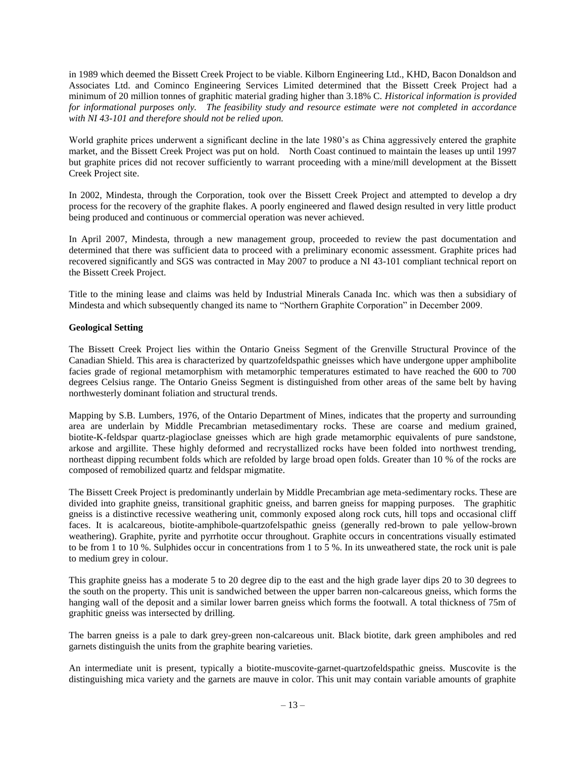in 1989 which deemed the Bissett Creek Project to be viable. Kilborn Engineering Ltd., KHD, Bacon Donaldson and Associates Ltd. and Cominco Engineering Services Limited determined that the Bissett Creek Project had a minimum of 20 million tonnes of graphitic material grading higher than 3.18% C. *Historical information is provided for informational purposes only. The feasibility study and resource estimate were not completed in accordance with NI 43-101 and therefore should not be relied upon.*

World graphite prices underwent a significant decline in the late 1980's as China aggressively entered the graphite market, and the Bissett Creek Project was put on hold. North Coast continued to maintain the leases up until 1997 but graphite prices did not recover sufficiently to warrant proceeding with a mine/mill development at the Bissett Creek Project site.

In 2002, Mindesta, through the Corporation, took over the Bissett Creek Project and attempted to develop a dry process for the recovery of the graphite flakes. A poorly engineered and flawed design resulted in very little product being produced and continuous or commercial operation was never achieved.

In April 2007, Mindesta, through a new management group, proceeded to review the past documentation and determined that there was sufficient data to proceed with a preliminary economic assessment. Graphite prices had recovered significantly and SGS was contracted in May 2007 to produce a NI 43-101 compliant technical report on the Bissett Creek Project.

Title to the mining lease and claims was held by Industrial Minerals Canada Inc. which was then a subsidiary of Mindesta and which subsequently changed its name to "Northern Graphite Corporation" in December 2009.

**Geological Setting**

The Bissett Creek Project lies within the Ontario Gneiss Segment of the Grenville Structural Province of the Canadian Shield. This area is characterized by quartzofeldspathic gneisses which have undergone upper amphibolite facies grade of regional metamorphism with metamorphic temperatures estimated to have reached the 600 to 700 degrees Celsius range. The Ontario Gneiss Segment is distinguished from other areas of the same belt by having northwesterly dominant foliation and structural trends.

Mapping by S.B. Lumbers, 1976, of the Ontario Department of Mines, indicates that the property and surrounding area are underlain by Middle Precambrian metasedimentary rocks. These are coarse and medium grained, biotite-K-feldspar quartz-plagioclase gneisses which are high grade metamorphic equivalents of pure sandstone, arkose and argillite. These highly deformed and recrystallized rocks have been folded into northwest trending, northeast dipping recumbent folds which are refolded by large broad open folds. Greater than 10 % of the rocks are composed of remobilized quartz and feldspar migmatite.

The Bissett Creek Project is predominantly underlain by Middle Precambrian age meta-sedimentary rocks. These are divided into graphite gneiss, transitional graphitic gneiss, and barren gneiss for mapping purposes. The graphitic gneiss is a distinctive recessive weathering unit, commonly exposed along rock cuts, hill tops and occasional cliff faces. It is acalcareous, biotite-amphibole-quartzofelspathic gneiss (generally red-brown to pale yellow-brown weathering). Graphite, pyrite and pyrrhotite occur throughout. Graphite occurs in concentrations visually estimated to be from 1 to 10 %. Sulphides occur in concentrations from 1 to 5 %. In its unweathered state, the rock unit is pale to medium grey in colour.

This graphite gneiss has a moderate 5 to 20 degree dip to the east and the high grade layer dips 20 to 30 degrees to the south on the property. This unit is sandwiched between the upper barren non-calcareous gneiss, which forms the hanging wall of the deposit and a similar lower barren gneiss which forms the footwall. A total thickness of 75m of graphitic gneiss was intersected by drilling.

The barren gneiss is a pale to dark grey-green non-calcareous unit. Black biotite, dark green amphiboles and red garnets distinguish the units from the graphite bearing varieties.

An intermediate unit is present, typically a biotite-muscovite-garnet-quartzofeldspathic gneiss. Muscovite is the distinguishing mica variety and the garnets are mauve in color. This unit may contain variable amounts of graphite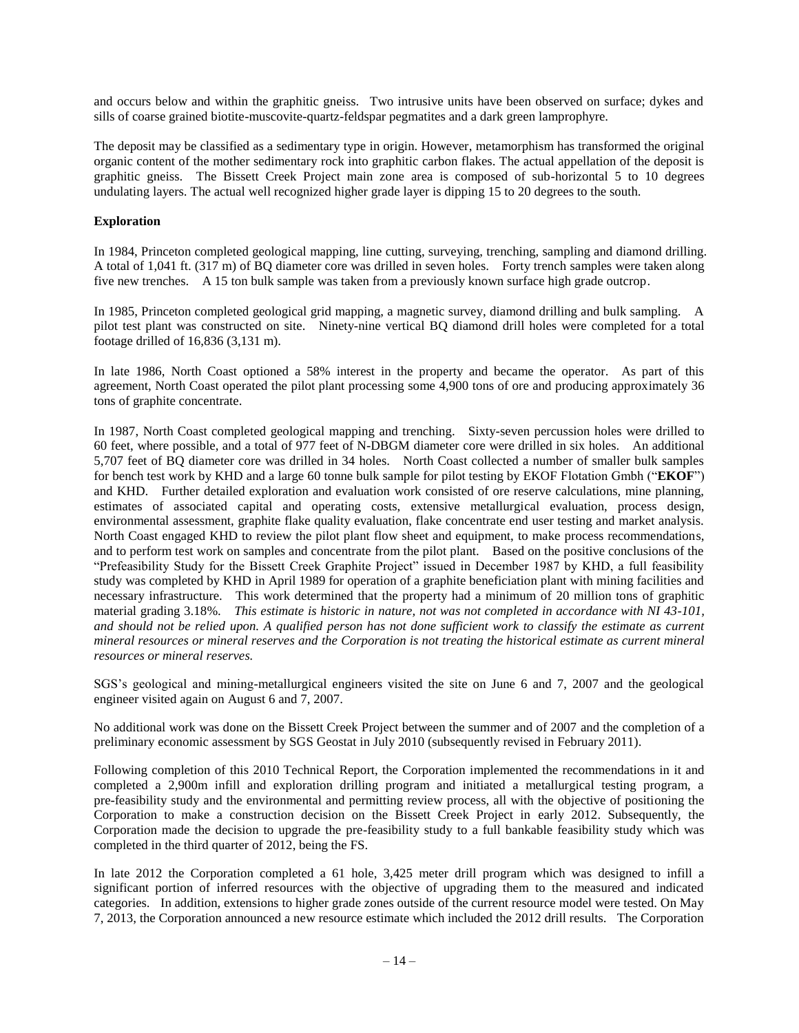and occurs below and within the graphitic gneiss. Two intrusive units have been observed on surface; dykes and sills of coarse grained biotite-muscovite-quartz-feldspar pegmatites and a dark green lamprophyre.

The deposit may be classified as a sedimentary type in origin. However, metamorphism has transformed the original organic content of the mother sedimentary rock into graphitic carbon flakes. The actual appellation of the deposit is graphitic gneiss. The Bissett Creek Project main zone area is composed of sub-horizontal 5 to 10 degrees undulating layers. The actual well recognized higher grade layer is dipping 15 to 20 degrees to the south.

**Exploration**

In 1984, Princeton completed geological mapping, line cutting, surveying, trenching, sampling and diamond drilling. A total of 1,041 ft. (317 m) of BQ diameter core was drilled in seven holes. Forty trench samples were taken along five new trenches. A 15 ton bulk sample was taken from a previously known surface high grade outcrop.

In 1985, Princeton completed geological grid mapping, a magnetic survey, diamond drilling and bulk sampling. A pilot test plant was constructed on site. Ninety-nine vertical BQ diamond drill holes were completed for a total footage drilled of 16,836 (3,131 m).

In late 1986, North Coast optioned a 58% interest in the property and became the operator. As part of this agreement, North Coast operated the pilot plant processing some 4,900 tons of ore and producing approximately 36 tons of graphite concentrate.

In 1987, North Coast completed geological mapping and trenching. Sixty-seven percussion holes were drilled to 60 feet, where possible, and a total of 977 feet of N-DBGM diameter core were drilled in six holes. An additional 5,707 feet of BQ diameter core was drilled in 34 holes. North Coast collected a number of smaller bulk samples for bench test work by KHD and a large 60 tonne bulk sample for pilot testing by EKOF Flotation Gmbh ("**EKOF**") and KHD. Further detailed exploration and evaluation work consisted of ore reserve calculations, mine planning, estimates of associated capital and operating costs, extensive metallurgical evaluation, process design, environmental assessment, graphite flake quality evaluation, flake concentrate end user testing and market analysis. North Coast engaged KHD to review the pilot plant flow sheet and equipment, to make process recommendations, and to perform test work on samples and concentrate from the pilot plant. Based on the positive conclusions of the "Prefeasibility Study for the Bissett Creek Graphite Project" issued in December 1987 by KHD, a full feasibility study was completed by KHD in April 1989 for operation of a graphite beneficiation plant with mining facilities and necessary infrastructure. This work determined that the property had a minimum of 20 million tons of graphitic material grading 3.18%. *This estimate is historic in nature, not was not completed in accordance with NI 43-101, and should not be relied upon. A qualified person has not done sufficient work to classify the estimate as current mineral resources or mineral reserves and the Corporation is not treating the historical estimate as current mineral resources or mineral reserves.*

SGS's geological and mining-metallurgical engineers visited the site on June 6 and 7, 2007 and the geological engineer visited again on August 6 and 7, 2007.

No additional work was done on the Bissett Creek Project between the summer and of 2007 and the completion of a preliminary economic assessment by SGS Geostat in July 2010 (subsequently revised in February 2011).

Following completion of this 2010 Technical Report, the Corporation implemented the recommendations in it and completed a 2,900m infill and exploration drilling program and initiated a metallurgical testing program, a pre-feasibility study and the environmental and permitting review process, all with the objective of positioning the Corporation to make a construction decision on the Bissett Creek Project in early 2012. Subsequently, the Corporation made the decision to upgrade the pre-feasibility study to a full bankable feasibility study which was completed in the third quarter of 2012, being the FS.

In late 2012 the Corporation completed a 61 hole, 3,425 meter drill program which was designed to infill a significant portion of inferred resources with the objective of upgrading them to the measured and indicated categories. In addition, extensions to higher grade zones outside of the current resource model were tested. On May 7, 2013, the Corporation announced a new resource estimate which included the 2012 drill results. The Corporation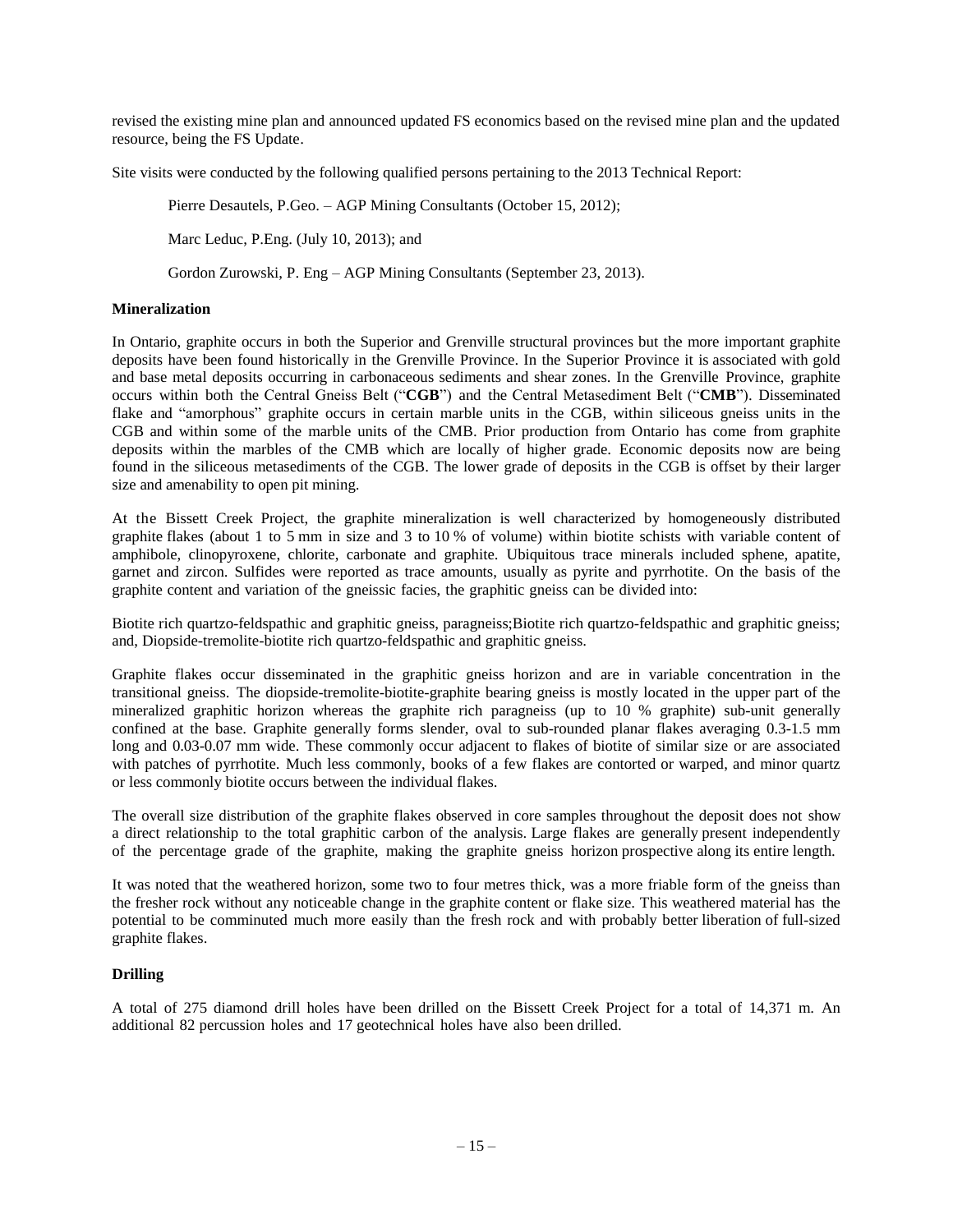revised the existing mine plan and announced updated FS economics based on the revised mine plan and the updated resource, being the FS Update.

Site visits were conducted by the following qualified persons pertaining to the 2013 Technical Report:

Pierre Desautels, P.Geo. – AGP Mining Consultants (October 15, 2012);

Marc Leduc, P.Eng. (July 10, 2013); and

Gordon Zurowski, P. Eng – AGP Mining Consultants (September 23, 2013).

**Mineralization**

In Ontario, graphite occurs in both the Superior and Grenville structural provinces but the more important graphite deposits have been found historically in the Grenville Province. In the Superior Province it is associated with gold and base metal deposits occurring in carbonaceous sediments and shear zones. In the Grenville Province, graphite occurs within both the Central Gneiss Belt ("**CGB**") and the Central Metasediment Belt ("**CMB**"). Disseminated flake and "amorphous" graphite occurs in certain marble units in the CGB, within siliceous gneiss units in the CGB and within some of the marble units of the CMB. Prior production from Ontario has come from graphite deposits within the marbles of the CMB which are locally of higher grade. Economic deposits now are being found in the siliceous metasediments of the CGB. The lower grade of deposits in the CGB is offset by their larger size and amenability to open pit mining.

At the Bissett Creek Project, the graphite mineralization is well characterized by homogeneously distributed graphite flakes (about 1 to 5 mm in size and 3 to 10 % of volume) within biotite schists with variable content of amphibole, clinopyroxene, chlorite, carbonate and graphite. Ubiquitous trace minerals included sphene, apatite, garnet and zircon. Sulfides were reported as trace amounts, usually as pyrite and pyrrhotite. On the basis of the graphite content and variation of the gneissic facies, the graphitic gneiss can be divided into:

Biotite rich quartzo-feldspathic and graphitic gneiss, paragneiss;Biotite rich quartzo-feldspathic and graphitic gneiss; and, Diopside-tremolite-biotite rich quartzo-feldspathic and graphitic gneiss.

Graphite flakes occur disseminated in the graphitic gneiss horizon and are in variable concentration in the transitional gneiss. The diopside-tremolite-biotite-graphite bearing gneiss is mostly located in the upper part of the mineralized graphitic horizon whereas the graphite rich paragneiss (up to 10 % graphite) sub-unit generally confined at the base. Graphite generally forms slender, oval to sub-rounded planar flakes averaging 0.3-1.5 mm long and 0.03-0.07 mm wide. These commonly occur adjacent to flakes of biotite of similar size or are associated with patches of pyrrhotite. Much less commonly, books of a few flakes are contorted or warped, and minor quartz or less commonly biotite occurs between the individual flakes.

The overall size distribution of the graphite flakes observed in core samples throughout the deposit does not show a direct relationship to the total graphitic carbon of the analysis. Large flakes are generally present independently of the percentage grade of the graphite, making the graphite gneiss horizon prospective along its entire length.

It was noted that the weathered horizon, some two to four metres thick, was a more friable form of the gneiss than the fresher rock without any noticeable change in the graphite content or flake size. This weathered material has the potential to be comminuted much more easily than the fresh rock and with probably better liberation of full-sized graphite flakes.

**Drilling**

A total of 275 diamond drill holes have been drilled on the Bissett Creek Project for a total of 14,371 m. An additional 82 percussion holes and 17 geotechnical holes have also been drilled.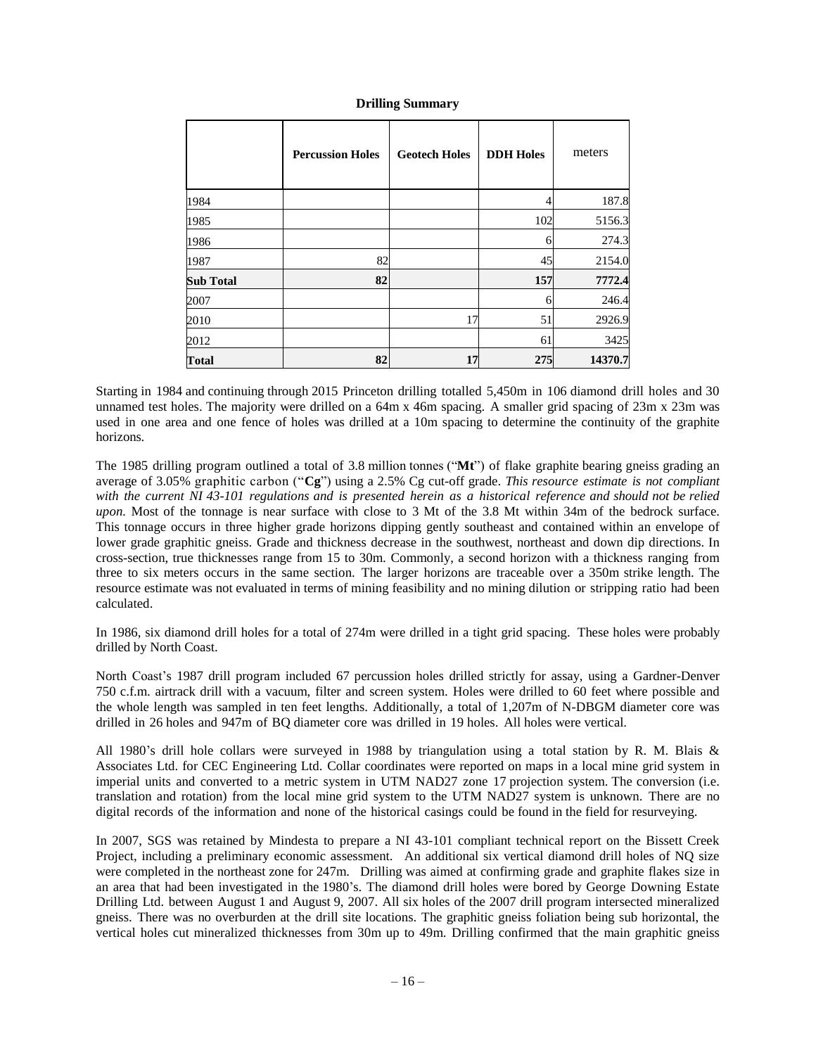**Drilling Summary**

| | Percussion Holes | Geotech Holes | DDH Holes | meters |
|---|---|---|---|---|
| 1984 | | | 4 | 187.8 |
| 1985 | | | 102 | 5156.3 |
| 1986 | | | 6 | 274.3 |
| 1987 | 82 | | 45 | 2154.0 |
| **Sub Total** | **82** | | **157** | **7772.4** |
| 2007 | | | 6 | 246.4 |
| 2010 | | 17 | 51 | 2926.9 |
| 2012 | | | 61 | 3425 |
| **Total** | **82** | **17** | **275** | **14370.7** |

Starting in 1984 and continuing through 2015 Princeton drilling totalled 5,450m in 106 diamond drill holes and 30 unnamed test holes. The majority were drilled on a 64m x 46m spacing. A smaller grid spacing of 23m x 23m was used in one area and one fence of holes was drilled at a 10m spacing to determine the continuity of the graphite horizons.

The 1985 drilling program outlined a total of 3.8 million tonnes ("**Mt**") of flake graphite bearing gneiss grading an average of 3.05% graphitic carbon ("**Cg**") using a 2.5% Cg cut-off grade. *This resource estimate is not compliant with the current NI 43-101 regulations and is presented herein as a historical reference and should not be relied upon.* Most of the tonnage is near surface with close to 3 Mt of the 3.8 Mt within 34m of the bedrock surface. This tonnage occurs in three higher grade horizons dipping gently southeast and contained within an envelope of lower grade graphitic gneiss. Grade and thickness decrease in the southwest, northeast and down dip directions. In cross-section, true thicknesses range from 15 to 30m. Commonly, a second horizon with a thickness ranging from three to six meters occurs in the same section. The larger horizons are traceable over a 350m strike length. The resource estimate was not evaluated in terms of mining feasibility and no mining dilution or stripping ratio had been calculated.

In 1986, six diamond drill holes for a total of 274m were drilled in a tight grid spacing. These holes were probably drilled by North Coast.

North Coast's 1987 drill program included 67 percussion holes drilled strictly for assay, using a Gardner-Denver 750 c.f.m. airtrack drill with a vacuum, filter and screen system. Holes were drilled to 60 feet where possible and the whole length was sampled in ten feet lengths. Additionally, a total of 1,207m of N-DBGM diameter core was drilled in 26 holes and 947m of BQ diameter core was drilled in 19 holes. All holes were vertical.

All 1980's drill hole collars were surveyed in 1988 by triangulation using a total station by R. M. Blais & Associates Ltd. for CEC Engineering Ltd. Collar coordinates were reported on maps in a local mine grid system in imperial units and converted to a metric system in UTM NAD27 zone 17 projection system. The conversion (i.e. translation and rotation) from the local mine grid system to the UTM NAD27 system is unknown. There are no digital records of the information and none of the historical casings could be found in the field for resurveying.

In 2007, SGS was retained by Mindesta to prepare a NI 43-101 compliant technical report on the Bissett Creek Project, including a preliminary economic assessment. An additional six vertical diamond drill holes of NQ size were completed in the northeast zone for 247m. Drilling was aimed at confirming grade and graphite flakes size in an area that had been investigated in the 1980's. The diamond drill holes were bored by George Downing Estate Drilling Ltd. between August 1 and August 9, 2007. All six holes of the 2007 drill program intersected mineralized gneiss. There was no overburden at the drill site locations. The graphitic gneiss foliation being sub horizontal, the vertical holes cut mineralized thicknesses from 30m up to 49m. Drilling confirmed that the main graphitic gneiss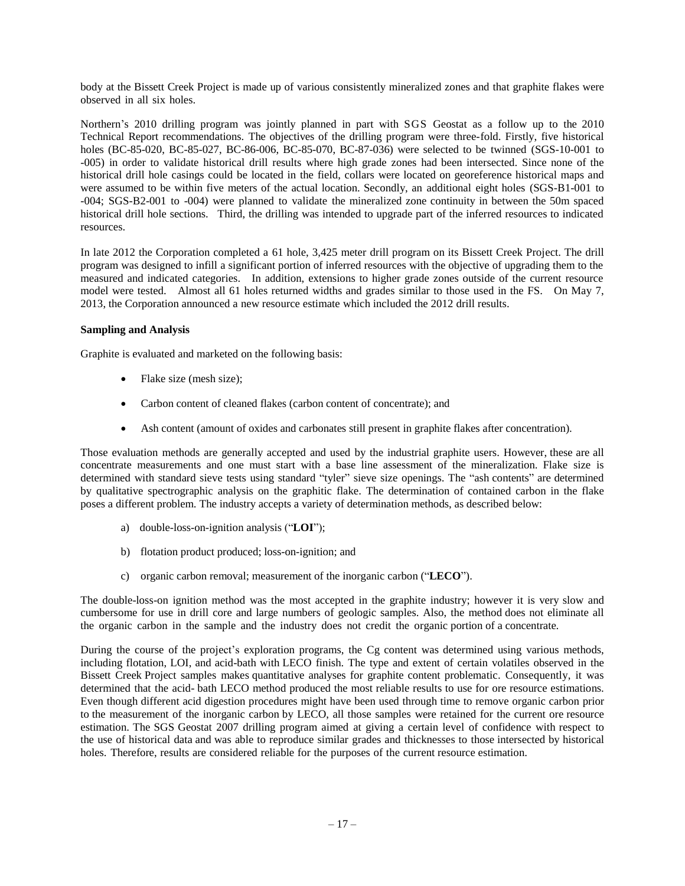body at the Bissett Creek Project is made up of various consistently mineralized zones and that graphite flakes were observed in all six holes.

Northern's 2010 drilling program was jointly planned in part with SGS Geostat as a follow up to the 2010 Technical Report recommendations. The objectives of the drilling program were three-fold. Firstly, five historical holes (BC-85-020, BC-85-027, BC-86-006, BC-85-070, BC-87-036) were selected to be twinned (SGS-10-001 to -005) in order to validate historical drill results where high grade zones had been intersected. Since none of the historical drill hole casings could be located in the field, collars were located on georeference historical maps and were assumed to be within five meters of the actual location. Secondly, an additional eight holes (SGS-B1-001 to -004; SGS-B2-001 to -004) were planned to validate the mineralized zone continuity in between the 50m spaced historical drill hole sections. Third, the drilling was intended to upgrade part of the inferred resources to indicated resources.

In late 2012 the Corporation completed a 61 hole, 3,425 meter drill program on its Bissett Creek Project. The drill program was designed to infill a significant portion of inferred resources with the objective of upgrading them to the measured and indicated categories. In addition, extensions to higher grade zones outside of the current resource model were tested. Almost all 61 holes returned widths and grades similar to those used in the FS. On May 7, 2013, the Corporation announced a new resource estimate which included the 2012 drill results.

**Sampling and Analysis**

Graphite is evaluated and marketed on the following basis:

- Flake size (mesh size);
- Carbon content of cleaned flakes (carbon content of concentrate); and
- Ash content (amount of oxides and carbonates still present in graphite flakes after concentration).

Those evaluation methods are generally accepted and used by the industrial graphite users. However, these are all concentrate measurements and one must start with a base line assessment of the mineralization. Flake size is determined with standard sieve tests using standard "tyler" sieve size openings. The "ash contents" are determined by qualitative spectrographic analysis on the graphitic flake. The determination of contained carbon in the flake poses a different problem. The industry accepts a variety of determination methods, as described below:

a) double-loss-on-ignition analysis ("**LOI**");

b) flotation product produced; loss-on-ignition; and

c) organic carbon removal; measurement of the inorganic carbon ("**LECO**").

The double-loss-on ignition method was the most accepted in the graphite industry; however it is very slow and cumbersome for use in drill core and large numbers of geologic samples. Also, the method does not eliminate all the organic carbon in the sample and the industry does not credit the organic portion of a concentrate.

During the course of the project's exploration programs, the Cg content was determined using various methods, including flotation, LOI, and acid-bath with LECO finish. The type and extent of certain volatiles observed in the Bissett Creek Project samples makes quantitative analyses for graphite content problematic. Consequently, it was determined that the acid- bath LECO method produced the most reliable results to use for ore resource estimations. Even though different acid digestion procedures might have been used through time to remove organic carbon prior to the measurement of the inorganic carbon by LECO, all those samples were retained for the current ore resource estimation. The SGS Geostat 2007 drilling program aimed at giving a certain level of confidence with respect to the use of historical data and was able to reproduce similar grades and thicknesses to those intersected by historical holes. Therefore, results are considered reliable for the purposes of the current resource estimation.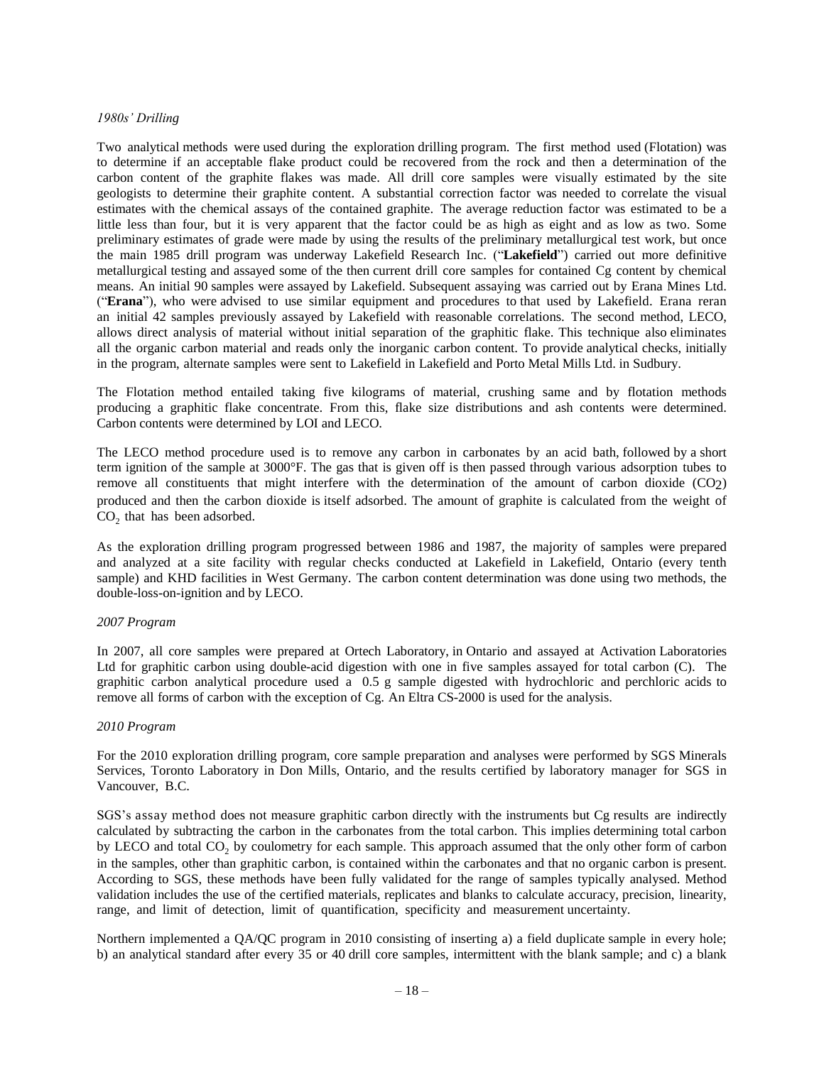*1980s' Drilling*

Two analytical methods were used during the exploration drilling program. The first method used (Flotation) was to determine if an acceptable flake product could be recovered from the rock and then a determination of the carbon content of the graphite flakes was made. All drill core samples were visually estimated by the site geologists to determine their graphite content. A substantial correction factor was needed to correlate the visual estimates with the chemical assays of the contained graphite. The average reduction factor was estimated to be a little less than four, but it is very apparent that the factor could be as high as eight and as low as two. Some preliminary estimates of grade were made by using the results of the preliminary metallurgical test work, but once the main 1985 drill program was underway Lakefield Research Inc. ("**Lakefield**") carried out more definitive metallurgical testing and assayed some of the then current drill core samples for contained Cg content by chemical means. An initial 90 samples were assayed by Lakefield. Subsequent assaying was carried out by Erana Mines Ltd. ("**Erana**"), who were advised to use similar equipment and procedures to that used by Lakefield. Erana reran an initial 42 samples previously assayed by Lakefield with reasonable correlations. The second method, LECO, allows direct analysis of material without initial separation of the graphitic flake. This technique also eliminates all the organic carbon material and reads only the inorganic carbon content. To provide analytical checks, initially in the program, alternate samples were sent to Lakefield in Lakefield and Porto Metal Mills Ltd. in Sudbury.

The Flotation method entailed taking five kilograms of material, crushing same and by flotation methods producing a graphitic flake concentrate. From this, flake size distributions and ash contents were determined. Carbon contents were determined by LOI and LECO.

The LECO method procedure used is to remove any carbon in carbonates by an acid bath, followed by a short term ignition of the sample at 3000°F. The gas that is given off is then passed through various adsorption tubes to remove all constituents that might interfere with the determination of the amount of carbon dioxide ($CO_2$) produced and then the carbon dioxide is itself adsorbed. The amount of graphite is calculated from the weight of $CO_2$ that has been adsorbed.

As the exploration drilling program progressed between 1986 and 1987, the majority of samples were prepared and analyzed at a site facility with regular checks conducted at Lakefield in Lakefield, Ontario (every tenth sample) and KHD facilities in West Germany. The carbon content determination was done using two methods, the double-loss-on-ignition and by LECO.

*2007 Program*

In 2007, all core samples were prepared at Ortech Laboratory, in Ontario and assayed at Activation Laboratories Ltd for graphitic carbon using double-acid digestion with one in five samples assayed for total carbon (C). The graphitic carbon analytical procedure used a 0.5 g sample digested with hydrochloric and perchloric acids to remove all forms of carbon with the exception of Cg. An Eltra CS-2000 is used for the analysis.

*2010 Program*

For the 2010 exploration drilling program, core sample preparation and analyses were performed by SGS Minerals Services, Toronto Laboratory in Don Mills, Ontario, and the results certified by laboratory manager for SGS in Vancouver, B.C.

SGS's assay method does not measure graphitic carbon directly with the instruments but Cg results are indirectly calculated by subtracting the carbon in the carbonates from the total carbon. This implies determining total carbon by LECO and total $CO_2$ by coulometry for each sample. This approach assumed that the only other form of carbon in the samples, other than graphitic carbon, is contained within the carbonates and that no organic carbon is present. According to SGS, these methods have been fully validated for the range of samples typically analysed. Method validation includes the use of the certified materials, replicates and blanks to calculate accuracy, precision, linearity, range, and limit of detection, limit of quantification, specificity and measurement uncertainty.

Northern implemented a QA/QC program in 2010 consisting of inserting a) a field duplicate sample in every hole; b) an analytical standard after every 35 or 40 drill core samples, intermittent with the blank sample; and c) a blank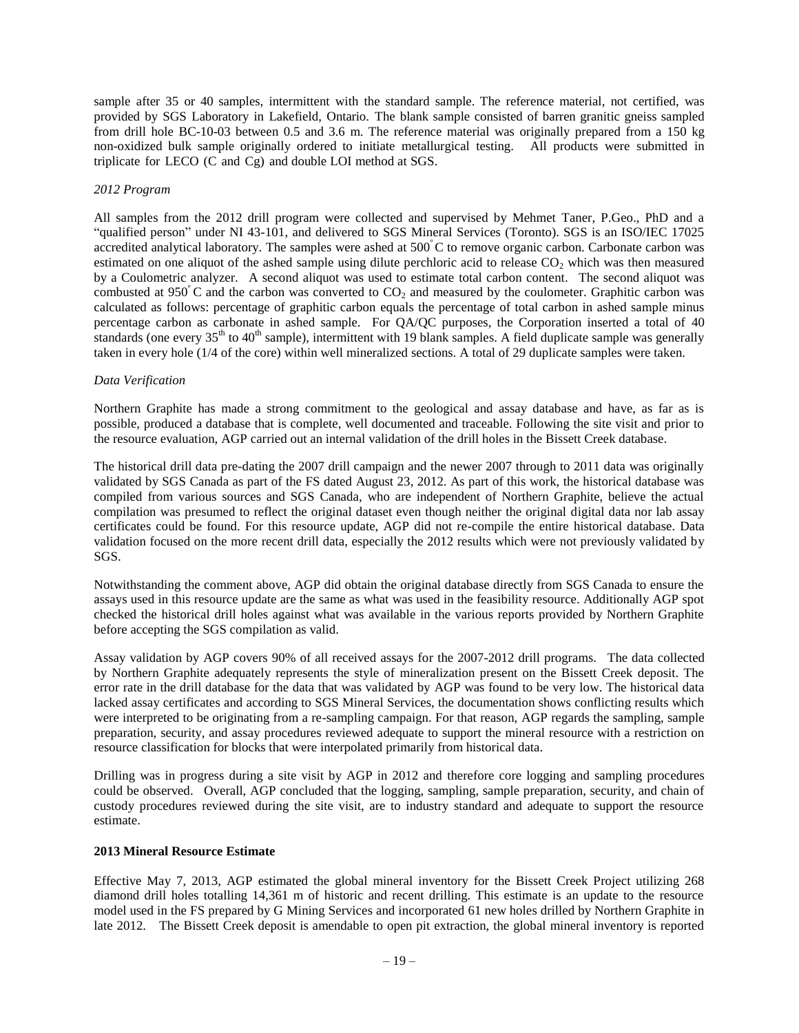sample after 35 or 40 samples, intermittent with the standard sample. The reference material, not certified, was provided by SGS Laboratory in Lakefield, Ontario. The blank sample consisted of barren granitic gneiss sampled from drill hole BC-10-03 between 0.5 and 3.6 m. The reference material was originally prepared from a 150 kg non-oxidized bulk sample originally ordered to initiate metallurgical testing. All products were submitted in triplicate for LECO (C and Cg) and double LOI method at SGS.

*2012 Program*

All samples from the 2012 drill program were collected and supervised by Mehmet Taner, P.Geo., PhD and a "qualified person" under NI 43-101, and delivered to SGS Mineral Services (Toronto). SGS is an ISO/IEC 17025 accredited analytical laboratory. The samples were ashed at 500°C to remove organic carbon. Carbonate carbon was estimated on one aliquot of the ashed sample using dilute perchloric acid to release $CO_2$ which was then measured by a Coulometric analyzer. A second aliquot was used to estimate total carbon content. The second aliquot was combusted at 950°C and the carbon was converted to $CO_2$ and measured by the coulometer. Graphitic carbon was calculated as follows: percentage of graphitic carbon equals the percentage of total carbon in ashed sample minus percentage carbon as carbonate in ashed sample. For QA/QC purposes, the Corporation inserted a total of 40 standards (one every $35^{th}$ to $40^{th}$ sample), intermittent with 19 blank samples. A field duplicate sample was generally taken in every hole (1/4 of the core) within well mineralized sections. A total of 29 duplicate samples were taken.

*Data Verification*

Northern Graphite has made a strong commitment to the geological and assay database and have, as far as is possible, produced a database that is complete, well documented and traceable. Following the site visit and prior to the resource evaluation, AGP carried out an internal validation of the drill holes in the Bissett Creek database.

The historical drill data pre-dating the 2007 drill campaign and the newer 2007 through to 2011 data was originally validated by SGS Canada as part of the FS dated August 23, 2012. As part of this work, the historical database was compiled from various sources and SGS Canada, who are independent of Northern Graphite, believe the actual compilation was presumed to reflect the original dataset even though neither the original digital data nor lab assay certificates could be found. For this resource update, AGP did not re-compile the entire historical database. Data validation focused on the more recent drill data, especially the 2012 results which were not previously validated by SGS.

Notwithstanding the comment above, AGP did obtain the original database directly from SGS Canada to ensure the assays used in this resource update are the same as what was used in the feasibility resource. Additionally AGP spot checked the historical drill holes against what was available in the various reports provided by Northern Graphite before accepting the SGS compilation as valid.

Assay validation by AGP covers 90% of all received assays for the 2007-2012 drill programs. The data collected by Northern Graphite adequately represents the style of mineralization present on the Bissett Creek deposit. The error rate in the drill database for the data that was validated by AGP was found to be very low. The historical data lacked assay certificates and according to SGS Mineral Services, the documentation shows conflicting results which were interpreted to be originating from a re-sampling campaign. For that reason, AGP regards the sampling, sample preparation, security, and assay procedures reviewed adequate to support the mineral resource with a restriction on resource classification for blocks that were interpolated primarily from historical data.

Drilling was in progress during a site visit by AGP in 2012 and therefore core logging and sampling procedures could be observed. Overall, AGP concluded that the logging, sampling, sample preparation, security, and chain of custody procedures reviewed during the site visit, are to industry standard and adequate to support the resource estimate.

**2013 Mineral Resource Estimate**

Effective May 7, 2013, AGP estimated the global mineral inventory for the Bissett Creek Project utilizing 268 diamond drill holes totalling 14,361 m of historic and recent drilling. This estimate is an update to the resource model used in the FS prepared by G Mining Services and incorporated 61 new holes drilled by Northern Graphite in late 2012. The Bissett Creek deposit is amendable to open pit extraction, the global mineral inventory is reported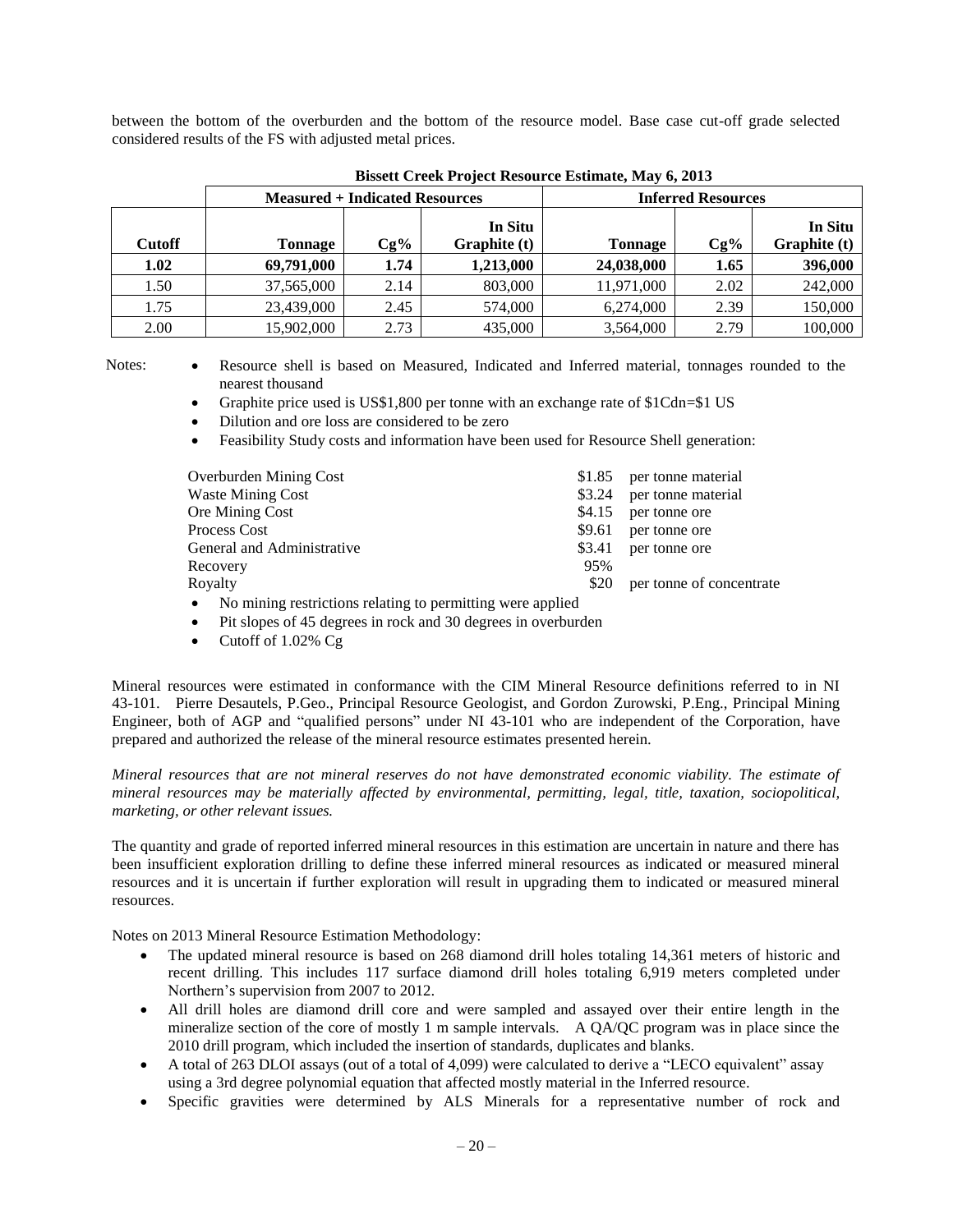between the bottom of the overburden and the bottom of the resource model. Base case cut-off grade selected considered results of the FS with adjusted metal prices.

**Bissett Creek Project Resource Estimate, May 6, 2013**

| | Measured + Indicated Resources | | | Inferred Resources | | |
|---|---|---|---|---|---|---|
| **Cutoff** | **Tonnage** | **Cg%** | **In Situ Graphite (t)** | **Tonnage** | **Cg%** | **In Situ Graphite (t)** |
| **1.02** | **69,791,000** | **1.74** | **1,213,000** | **24,038,000** | **1.65** | **396,000** |
| 1.50 | 37,565,000 | 2.14 | 803,000 | 11,971,000 | 2.02 | 242,000 |
| 1.75 | 23,439,000 | 2.45 | 574,000 | 6,274,000 | 2.39 | 150,000 |
| 2.00 | 15,902,000 | 2.73 | 435,000 | 3,564,000 | 2.79 | 100,000 |

Notes:

- Resource shell is based on Measured, Indicated and Inferred material, tonnages rounded to the nearest thousand
- Graphite price used is US$1,800 per tonne with an exchange rate of $1Cdn=$1 US
- Dilution and ore loss are considered to be zero
- Feasibility Study costs and information have been used for Resource Shell generation:

| | | |
|---|---|---|
| Overburden Mining Cost | $1.85 | per tonne material |
| Waste Mining Cost | $3.24 | per tonne material |
| Ore Mining Cost | $4.15 | per tonne ore |
| Process Cost | $9.61 | per tonne ore |
| General and Administrative | $3.41 | per tonne ore |
| Recovery | 95% | |
| Royalty | $20 | per tonne of concentrate |

- No mining restrictions relating to permitting were applied
- Pit slopes of 45 degrees in rock and 30 degrees in overburden
- Cutoff of 1.02% Cg

Mineral resources were estimated in conformance with the CIM Mineral Resource definitions referred to in NI 43-101. Pierre Desautels, P.Geo., Principal Resource Geologist, and Gordon Zurowski, P.Eng., Principal Mining Engineer, both of AGP and "qualified persons" under NI 43-101 who are independent of the Corporation, have prepared and authorized the release of the mineral resource estimates presented herein.

*Mineral resources that are not mineral reserves do not have demonstrated economic viability. The estimate of mineral resources may be materially affected by environmental, permitting, legal, title, taxation, sociopolitical, marketing, or other relevant issues.*

The quantity and grade of reported inferred mineral resources in this estimation are uncertain in nature and there has been insufficient exploration drilling to define these inferred mineral resources as indicated or measured mineral resources and it is uncertain if further exploration will result in upgrading them to indicated or measured mineral resources.

Notes on 2013 Mineral Resource Estimation Methodology:

- The updated mineral resource is based on 268 diamond drill holes totaling 14,361 meters of historic and recent drilling. This includes 117 surface diamond drill holes totaling 6,919 meters completed under Northern's supervision from 2007 to 2012.
- All drill holes are diamond drill core and were sampled and assayed over their entire length in the mineralize section of the core of mostly 1 m sample intervals. A QA/QC program was in place since the 2010 drill program, which included the insertion of standards, duplicates and blanks.
- A total of 263 DLOI assays (out of a total of 4,099) were calculated to derive a "LECO equivalent" assay using a 3rd degree polynomial equation that affected mostly material in the Inferred resource.
- Specific gravities were determined by ALS Minerals for a representative number of rock and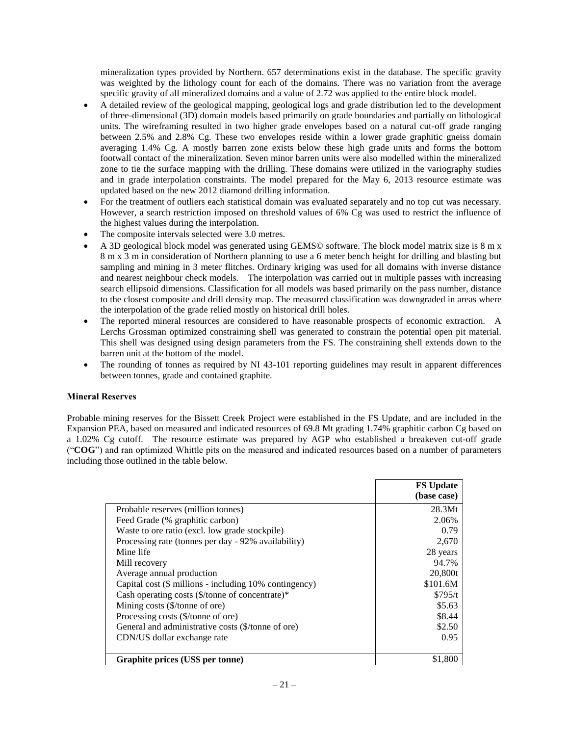mineralization types provided by Northern. 657 determinations exist in the database. The specific gravity was weighted by the lithology count for each of the domains. There was no variation from the average specific gravity of all mineralized domains and a value of 2.72 was applied to the entire block model.

- A detailed review of the geological mapping, geological logs and grade distribution led to the development of three-dimensional (3D) domain models based primarily on grade boundaries and partially on lithological units. The wireframing resulted in two higher grade envelopes based on a natural cut-off grade ranging between 2.5% and 2.8% Cg. These two envelopes reside within a lower grade graphitic gneiss domain averaging 1.4% Cg. A mostly barren zone exists below these high grade units and forms the bottom footwall contact of the mineralization. Seven minor barren units were also modelled within the mineralized zone to tie the surface mapping with the drilling. These domains were utilized in the variography studies and in grade interpolation constraints. The model prepared for the May 6, 2013 resource estimate was updated based on the new 2012 diamond drilling information.
- For the treatment of outliers each statistical domain was evaluated separately and no top cut was necessary. However, a search restriction imposed on threshold values of 6% Cg was used to restrict the influence of the highest values during the interpolation.
- The composite intervals selected were 3.0 metres.
- A 3D geological block model was generated using GEMS© software. The block model matrix size is 8 m x 8 m x 3 m in consideration of Northern planning to use a 6 meter bench height for drilling and blasting but sampling and mining in 3 meter flitches. Ordinary kriging was used for all domains with inverse distance and nearest neighbour check models. The interpolation was carried out in multiple passes with increasing search ellipsoid dimensions. Classification for all models was based primarily on the pass number, distance to the closest composite and drill density map. The measured classification was downgraded in areas where the interpolation of the grade relied mostly on historical drill holes.
- The reported mineral resources are considered to have reasonable prospects of economic extraction. A Lerchs Grossman optimized constraining shell was generated to constrain the potential open pit material. This shell was designed using design parameters from the FS. The constraining shell extends down to the barren unit at the bottom of the model.
- The rounding of tonnes as required by NI 43-101 reporting guidelines may result in apparent differences between tonnes, grade and contained graphite.

**Mineral Reserves**

Probable mining reserves for the Bissett Creek Project were established in the FS Update, and are included in the Expansion PEA, based on measured and indicated resources of 69.8 Mt grading 1.74% graphitic carbon Cg based on a 1.02% Cg cutoff. The resource estimate was prepared by AGP who established a breakeven cut-off grade ("**COG**") and ran optimized Whittle pits on the measured and indicated resources based on a number of parameters including those outlined in the table below.

| | **FS Update (base case)** |
|---|---|
| Probable reserves (million tonnes) | 28.3Mt |
| Feed Grade (% graphitic carbon) | 2.06% |
| Waste to ore ratio (excl. low grade stockpile) | 0.79 |
| Processing rate (tonnes per day - 92% availability) | 2,670 |
| Mine life | 28 years |
| Mill recovery | 94.7% |
| Average annual production | 20,800t |
| Capital cost ($ millions - including 10% contingency) | $101.6M |
| Cash operating costs ($/tonne of concentrate)* | $795/t |
| Mining costs ($/tonne of ore) | $5.63 |
| Processing costs ($/tonne of ore) | $8.44 |
| General and administrative costs ($/tonne of ore) | $2.50 |
| CDN/US dollar exchange rate | 0.95 |
| **Graphite prices (US$ per tonne)** | $1,800 |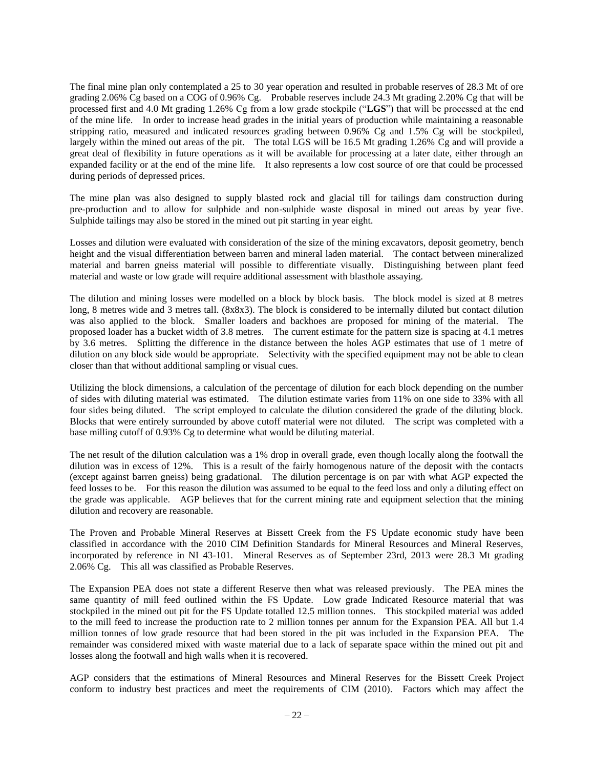The final mine plan only contemplated a 25 to 30 year operation and resulted in probable reserves of 28.3 Mt of ore grading 2.06% Cg based on a COG of 0.96% Cg. Probable reserves include 24.3 Mt grading 2.20% Cg that will be processed first and 4.0 Mt grading 1.26% Cg from a low grade stockpile ("**LGS**") that will be processed at the end of the mine life. In order to increase head grades in the initial years of production while maintaining a reasonable stripping ratio, measured and indicated resources grading between 0.96% Cg and 1.5% Cg will be stockpiled, largely within the mined out areas of the pit. The total LGS will be 16.5 Mt grading 1.26% Cg and will provide a great deal of flexibility in future operations as it will be available for processing at a later date, either through an expanded facility or at the end of the mine life. It also represents a low cost source of ore that could be processed during periods of depressed prices.

The mine plan was also designed to supply blasted rock and glacial till for tailings dam construction during pre-production and to allow for sulphide and non-sulphide waste disposal in mined out areas by year five. Sulphide tailings may also be stored in the mined out pit starting in year eight.

Losses and dilution were evaluated with consideration of the size of the mining excavators, deposit geometry, bench height and the visual differentiation between barren and mineral laden material. The contact between mineralized material and barren gneiss material will possible to differentiate visually. Distinguishing between plant feed material and waste or low grade will require additional assessment with blasthole assaying.

The dilution and mining losses were modelled on a block by block basis. The block model is sized at 8 metres long, 8 metres wide and 3 metres tall. (8x8x3). The block is considered to be internally diluted but contact dilution was also applied to the block. Smaller loaders and backhoes are proposed for mining of the material. The proposed loader has a bucket width of 3.8 metres. The current estimate for the pattern size is spacing at 4.1 metres by 3.6 metres. Splitting the difference in the distance between the holes AGP estimates that use of 1 metre of dilution on any block side would be appropriate. Selectivity with the specified equipment may not be able to clean closer than that without additional sampling or visual cues.

Utilizing the block dimensions, a calculation of the percentage of dilution for each block depending on the number of sides with diluting material was estimated. The dilution estimate varies from 11% on one side to 33% with all four sides being diluted. The script employed to calculate the dilution considered the grade of the diluting block. Blocks that were entirely surrounded by above cutoff material were not diluted. The script was completed with a base milling cutoff of 0.93% Cg to determine what would be diluting material.

The net result of the dilution calculation was a 1% drop in overall grade, even though locally along the footwall the dilution was in excess of 12%. This is a result of the fairly homogenous nature of the deposit with the contacts (except against barren gneiss) being gradational. The dilution percentage is on par with what AGP expected the feed losses to be. For this reason the dilution was assumed to be equal to the feed loss and only a diluting effect on the grade was applicable. AGP believes that for the current mining rate and equipment selection that the mining dilution and recovery are reasonable.

The Proven and Probable Mineral Reserves at Bissett Creek from the FS Update economic study have been classified in accordance with the 2010 CIM Definition Standards for Mineral Resources and Mineral Reserves, incorporated by reference in NI 43-101. Mineral Reserves as of September 23rd, 2013 were 28.3 Mt grading 2.06% Cg. This all was classified as Probable Reserves.

The Expansion PEA does not state a different Reserve then what was released previously. The PEA mines the same quantity of mill feed outlined within the FS Update. Low grade Indicated Resource material that was stockpiled in the mined out pit for the FS Update totalled 12.5 million tonnes. This stockpiled material was added to the mill feed to increase the production rate to 2 million tonnes per annum for the Expansion PEA. All but 1.4 million tonnes of low grade resource that had been stored in the pit was included in the Expansion PEA. The remainder was considered mixed with waste material due to a lack of separate space within the mined out pit and losses along the footwall and high walls when it is recovered.

AGP considers that the estimations of Mineral Resources and Mineral Reserves for the Bissett Creek Project conform to industry best practices and meet the requirements of CIM (2010). Factors which may affect the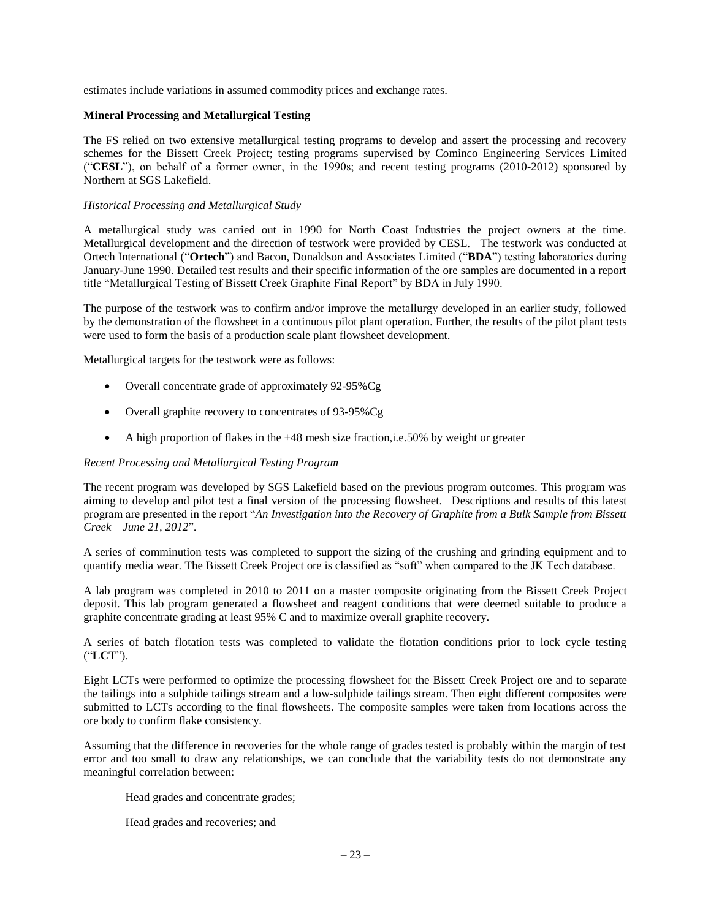estimates include variations in assumed commodity prices and exchange rates.

**Mineral Processing and Metallurgical Testing**

The FS relied on two extensive metallurgical testing programs to develop and assert the processing and recovery schemes for the Bissett Creek Project; testing programs supervised by Cominco Engineering Services Limited ("**CESL**"), on behalf of a former owner, in the 1990s; and recent testing programs (2010-2012) sponsored by Northern at SGS Lakefield.

*Historical Processing and Metallurgical Study*

A metallurgical study was carried out in 1990 for North Coast Industries the project owners at the time. Metallurgical development and the direction of testwork were provided by CESL. The testwork was conducted at Ortech International ("**Ortech**") and Bacon, Donaldson and Associates Limited ("**BDA**") testing laboratories during January-June 1990. Detailed test results and their specific information of the ore samples are documented in a report title "Metallurgical Testing of Bissett Creek Graphite Final Report" by BDA in July 1990.

The purpose of the testwork was to confirm and/or improve the metallurgy developed in an earlier study, followed by the demonstration of the flowsheet in a continuous pilot plant operation. Further, the results of the pilot plant tests were used to form the basis of a production scale plant flowsheet development.

Metallurgical targets for the testwork were as follows:

- Overall concentrate grade of approximately 92-95%Cg
- Overall graphite recovery to concentrates of 93-95%Cg
- A high proportion of flakes in the +48 mesh size fraction,i.e.50% by weight or greater

*Recent Processing and Metallurgical Testing Program*

The recent program was developed by SGS Lakefield based on the previous program outcomes. This program was aiming to develop and pilot test a final version of the processing flowsheet. Descriptions and results of this latest program are presented in the report "*An Investigation into the Recovery of Graphite from a Bulk Sample from Bissett Creek – June 21, 2012*".

A series of comminution tests was completed to support the sizing of the crushing and grinding equipment and to quantify media wear. The Bissett Creek Project ore is classified as "soft" when compared to the JK Tech database.

A lab program was completed in 2010 to 2011 on a master composite originating from the Bissett Creek Project deposit. This lab program generated a flowsheet and reagent conditions that were deemed suitable to produce a graphite concentrate grading at least 95% C and to maximize overall graphite recovery.

A series of batch flotation tests was completed to validate the flotation conditions prior to lock cycle testing ("**LCT**").

Eight LCTs were performed to optimize the processing flowsheet for the Bissett Creek Project ore and to separate the tailings into a sulphide tailings stream and a low-sulphide tailings stream. Then eight different composites were submitted to LCTs according to the final flowsheets. The composite samples were taken from locations across the ore body to confirm flake consistency.

Assuming that the difference in recoveries for the whole range of grades tested is probably within the margin of test error and too small to draw any relationships, we can conclude that the variability tests do not demonstrate any meaningful correlation between:

Head grades and concentrate grades;

Head grades and recoveries; and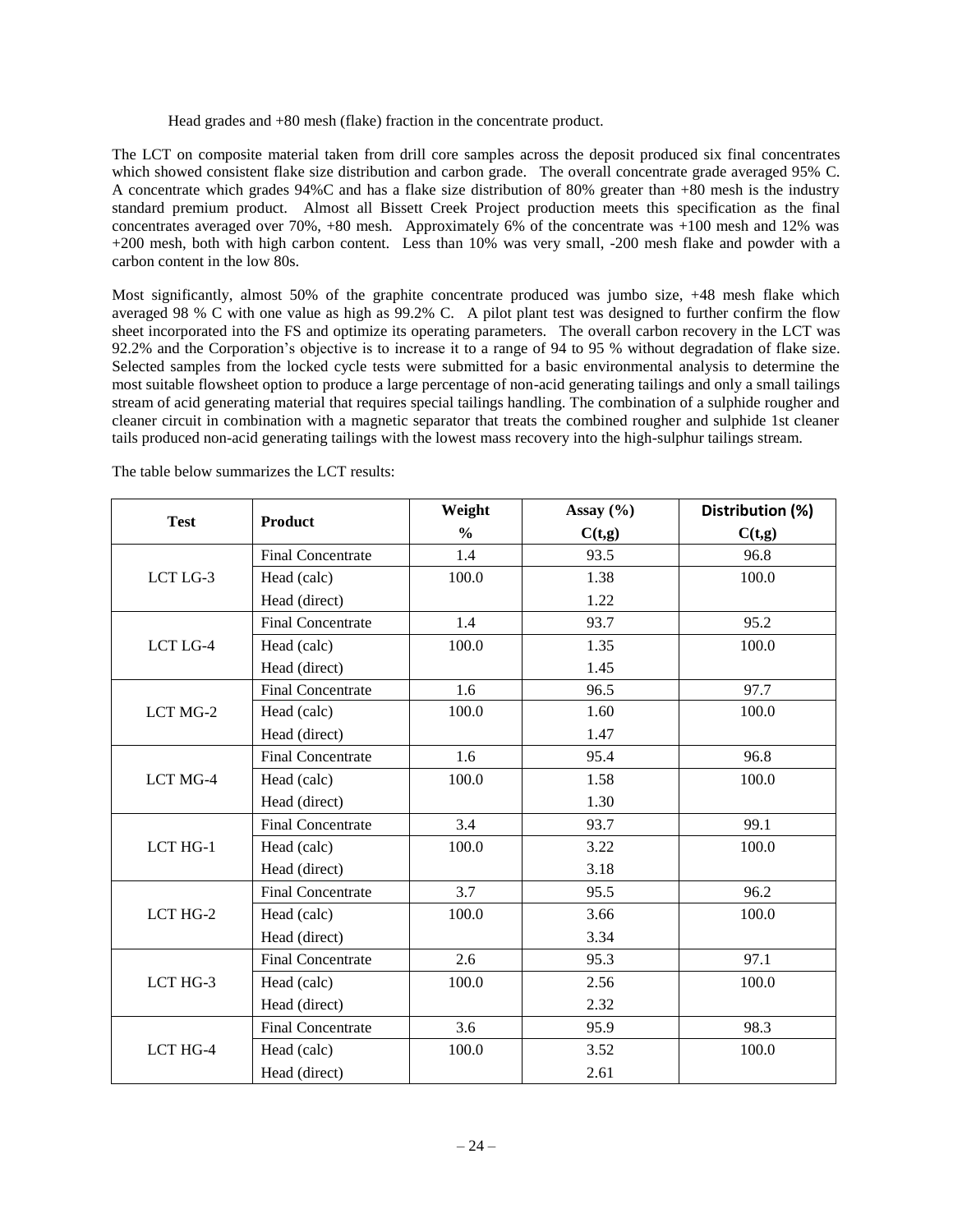Head grades and +80 mesh (flake) fraction in the concentrate product.

The LCT on composite material taken from drill core samples across the deposit produced six final concentrates which showed consistent flake size distribution and carbon grade. The overall concentrate grade averaged 95% C. A concentrate which grades 94%C and has a flake size distribution of 80% greater than +80 mesh is the industry standard premium product. Almost all Bissett Creek Project production meets this specification as the final concentrates averaged over 70%, +80 mesh. Approximately 6% of the concentrate was +100 mesh and 12% was +200 mesh, both with high carbon content. Less than 10% was very small, -200 mesh flake and powder with a carbon content in the low 80s.

Most significantly, almost 50% of the graphite concentrate produced was jumbo size, +48 mesh flake which averaged 98 % C with one value as high as 99.2% C. A pilot plant test was designed to further confirm the flow sheet incorporated into the FS and optimize its operating parameters. The overall carbon recovery in the LCT was 92.2% and the Corporation's objective is to increase it to a range of 94 to 95 % without degradation of flake size. Selected samples from the locked cycle tests were submitted for a basic environmental analysis to determine the most suitable flowsheet option to produce a large percentage of non-acid generating tailings and only a small tailings stream of acid generating material that requires special tailings handling. The combination of a sulphide rougher and cleaner circuit in combination with a magnetic separator that treats the combined rougher and sulphide 1st cleaner tails produced non-acid generating tailings with the lowest mass recovery into the high-sulphur tailings stream.

The table below summarizes the LCT results:

| Test | Product | Weight % | Assay (%) C(t,g) | Distribution (%) C(t,g) |
|---|---|---|---|---|
| LCT LG-3 | Final Concentrate | 1.4 | 93.5 | 96.8 |
| | Head (calc) | 100.0 | 1.38 | 100.0 |
| | Head (direct) | | 1.22 | |
| LCT LG-4 | Final Concentrate | 1.4 | 93.7 | 95.2 |
| | Head (calc) | 100.0 | 1.35 | 100.0 |
| | Head (direct) | | 1.45 | |
| LCT MG-2 | Final Concentrate | 1.6 | 96.5 | 97.7 |
| | Head (calc) | 100.0 | 1.60 | 100.0 |
| | Head (direct) | | 1.47 | |
| LCT MG-4 | Final Concentrate | 1.6 | 95.4 | 96.8 |
| | Head (calc) | 100.0 | 1.58 | 100.0 |
| | Head (direct) | | 1.30 | |
| LCT HG-1 | Final Concentrate | 3.4 | 93.7 | 99.1 |
| | Head (calc) | 100.0 | 3.22 | 100.0 |
| | Head (direct) | | 3.18 | |
| LCT HG-2 | Final Concentrate | 3.7 | 95.5 | 96.2 |
| | Head (calc) | 100.0 | 3.66 | 100.0 |
| | Head (direct) | | 3.34 | |
| LCT HG-3 | Final Concentrate | 2.6 | 95.3 | 97.1 |
| | Head (calc) | 100.0 | 2.56 | 100.0 |
| | Head (direct) | | 2.32 | |
| LCT HG-4 | Final Concentrate | 3.6 | 95.9 | 98.3 |
| | Head (calc) | 100.0 | 3.52 | 100.0 |
| | Head (direct) | | 2.61 | |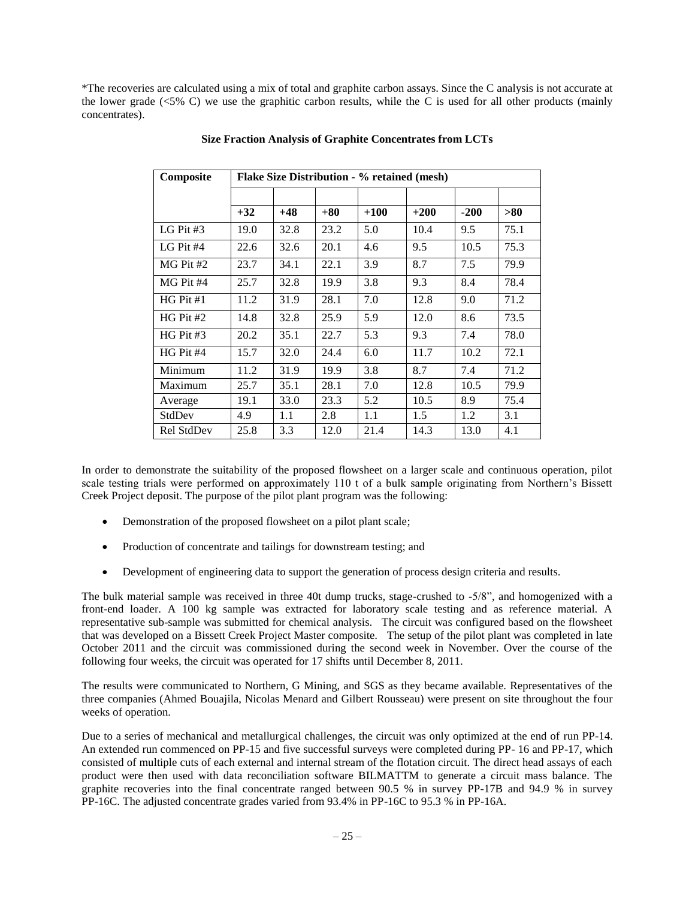*The recoveries are calculated using a mix of total and graphite carbon assays. Since the C analysis is not accurate at the lower grade (<5% C) we use the graphitic carbon results, while the C is used for all other products (mainly concentrates).

**Size Fraction Analysis of Graphite Concentrates from LCTs**

| Composite | Flake Size Distribution - % retained (mesh) | | | | | | |
|---|---|---|---|---|---|---|---|
| | | | | | | | |
| | +32 | +48 | +80 | +100 | +200 | -200 | >80 |
| LG Pit #3 | 19.0 | 32.8 | 23.2 | 5.0 | 10.4 | 9.5 | 75.1 |
| LG Pit #4 | 22.6 | 32.6 | 20.1 | 4.6 | 9.5 | 10.5 | 75.3 |
| MG Pit #2 | 23.7 | 34.1 | 22.1 | 3.9 | 8.7 | 7.5 | 79.9 |
| MG Pit #4 | 25.7 | 32.8 | 19.9 | 3.8 | 9.3 | 8.4 | 78.4 |
| HG Pit #1 | 11.2 | 31.9 | 28.1 | 7.0 | 12.8 | 9.0 | 71.2 |
| HG Pit #2 | 14.8 | 32.8 | 25.9 | 5.9 | 12.0 | 8.6 | 73.5 |
| HG Pit #3 | 20.2 | 35.1 | 22.7 | 5.3 | 9.3 | 7.4 | 78.0 |
| HG Pit #4 | 15.7 | 32.0 | 24.4 | 6.0 | 11.7 | 10.2 | 72.1 |
| Minimum | 11.2 | 31.9 | 19.9 | 3.8 | 8.7 | 7.4 | 71.2 |
| Maximum | 25.7 | 35.1 | 28.1 | 7.0 | 12.8 | 10.5 | 79.9 |
| Average | 19.1 | 33.0 | 23.3 | 5.2 | 10.5 | 8.9 | 75.4 |
| StdDev | 4.9 | 1.1 | 2.8 | 1.1 | 1.5 | 1.2 | 3.1 |
| Rel StdDev | 25.8 | 3.3 | 12.0 | 21.4 | 14.3 | 13.0 | 4.1 |

In order to demonstrate the suitability of the proposed flowsheet on a larger scale and continuous operation, pilot scale testing trials were performed on approximately 110 t of a bulk sample originating from Northern's Bissett Creek Project deposit. The purpose of the pilot plant program was the following:

- Demonstration of the proposed flowsheet on a pilot plant scale;
- Production of concentrate and tailings for downstream testing; and
- Development of engineering data to support the generation of process design criteria and results.

The bulk material sample was received in three 40t dump trucks, stage-crushed to -5/8", and homogenized with a front-end loader. A 100 kg sample was extracted for laboratory scale testing and as reference material. A representative sub-sample was submitted for chemical analysis. The circuit was configured based on the flowsheet that was developed on a Bissett Creek Project Master composite. The setup of the pilot plant was completed in late October 2011 and the circuit was commissioned during the second week in November. Over the course of the following four weeks, the circuit was operated for 17 shifts until December 8, 2011.

The results were communicated to Northern, G Mining, and SGS as they became available. Representatives of the three companies (Ahmed Bouajila, Nicolas Menard and Gilbert Rousseau) were present on site throughout the four weeks of operation.

Due to a series of mechanical and metallurgical challenges, the circuit was only optimized at the end of run PP-14. An extended run commenced on PP-15 and five successful surveys were completed during PP- 16 and PP-17, which consisted of multiple cuts of each external and internal stream of the flotation circuit. The direct head assays of each product were then used with data reconciliation software BILMATTM to generate a circuit mass balance. The graphite recoveries into the final concentrate ranged between 90.5 % in survey PP-17B and 94.9 % in survey PP-16C. The adjusted concentrate grades varied from 93.4% in PP-16C to 95.3 % in PP-16A.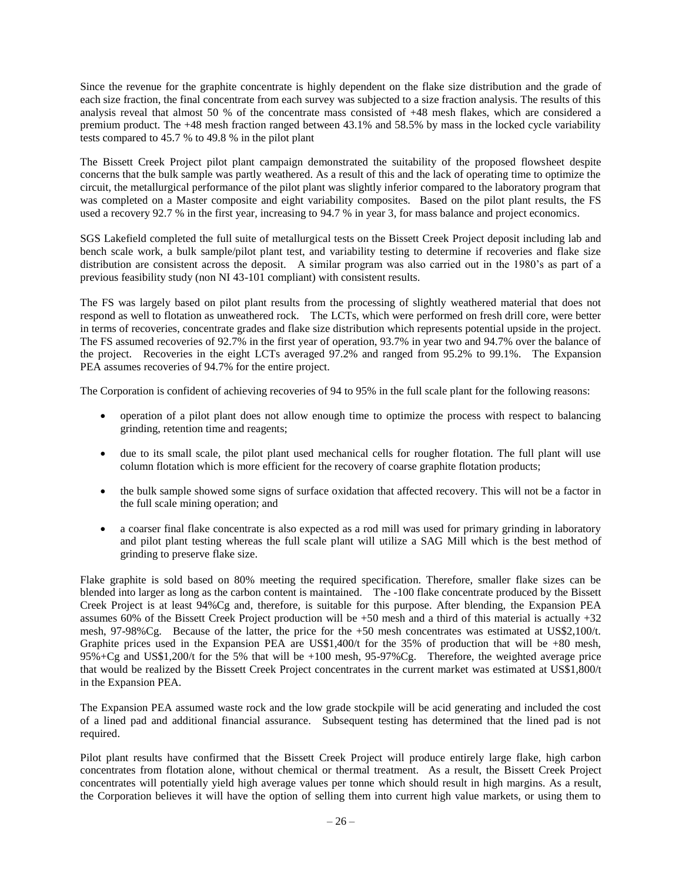Since the revenue for the graphite concentrate is highly dependent on the flake size distribution and the grade of each size fraction, the final concentrate from each survey was subjected to a size fraction analysis. The results of this analysis reveal that almost 50 % of the concentrate mass consisted of +48 mesh flakes, which are considered a premium product. The +48 mesh fraction ranged between 43.1% and 58.5% by mass in the locked cycle variability tests compared to 45.7 % to 49.8 % in the pilot plant

The Bissett Creek Project pilot plant campaign demonstrated the suitability of the proposed flowsheet despite concerns that the bulk sample was partly weathered. As a result of this and the lack of operating time to optimize the circuit, the metallurgical performance of the pilot plant was slightly inferior compared to the laboratory program that was completed on a Master composite and eight variability composites. Based on the pilot plant results, the FS used a recovery 92.7 % in the first year, increasing to 94.7 % in year 3, for mass balance and project economics.

SGS Lakefield completed the full suite of metallurgical tests on the Bissett Creek Project deposit including lab and bench scale work, a bulk sample/pilot plant test, and variability testing to determine if recoveries and flake size distribution are consistent across the deposit. A similar program was also carried out in the 1980's as part of a previous feasibility study (non NI 43-101 compliant) with consistent results.

The FS was largely based on pilot plant results from the processing of slightly weathered material that does not respond as well to flotation as unweathered rock. The LCTs, which were performed on fresh drill core, were better in terms of recoveries, concentrate grades and flake size distribution which represents potential upside in the project. The FS assumed recoveries of 92.7% in the first year of operation, 93.7% in year two and 94.7% over the balance of the project. Recoveries in the eight LCTs averaged 97.2% and ranged from 95.2% to 99.1%. The Expansion PEA assumes recoveries of 94.7% for the entire project.

The Corporation is confident of achieving recoveries of 94 to 95% in the full scale plant for the following reasons:

- operation of a pilot plant does not allow enough time to optimize the process with respect to balancing grinding, retention time and reagents;
- due to its small scale, the pilot plant used mechanical cells for rougher flotation. The full plant will use column flotation which is more efficient for the recovery of coarse graphite flotation products;
- the bulk sample showed some signs of surface oxidation that affected recovery. This will not be a factor in the full scale mining operation; and
- a coarser final flake concentrate is also expected as a rod mill was used for primary grinding in laboratory and pilot plant testing whereas the full scale plant will utilize a SAG Mill which is the best method of grinding to preserve flake size.

Flake graphite is sold based on 80% meeting the required specification. Therefore, smaller flake sizes can be blended into larger as long as the carbon content is maintained. The -100 flake concentrate produced by the Bissett Creek Project is at least 94%Cg and, therefore, is suitable for this purpose. After blending, the Expansion PEA assumes 60% of the Bissett Creek Project production will be +50 mesh and a third of this material is actually +32 mesh, 97-98%Cg. Because of the latter, the price for the +50 mesh concentrates was estimated at US$2,100/t. Graphite prices used in the Expansion PEA are US$1,400/t for the 35% of production that will be +80 mesh, 95%+Cg and US$1,200/t for the 5% that will be +100 mesh, 95-97%Cg. Therefore, the weighted average price that would be realized by the Bissett Creek Project concentrates in the current market was estimated at US$1,800/t in the Expansion PEA.

The Expansion PEA assumed waste rock and the low grade stockpile will be acid generating and included the cost of a lined pad and additional financial assurance. Subsequent testing has determined that the lined pad is not required.

Pilot plant results have confirmed that the Bissett Creek Project will produce entirely large flake, high carbon concentrates from flotation alone, without chemical or thermal treatment. As a result, the Bissett Creek Project concentrates will potentially yield high average values per tonne which should result in high margins. As a result, the Corporation believes it will have the option of selling them into current high value markets, or using them to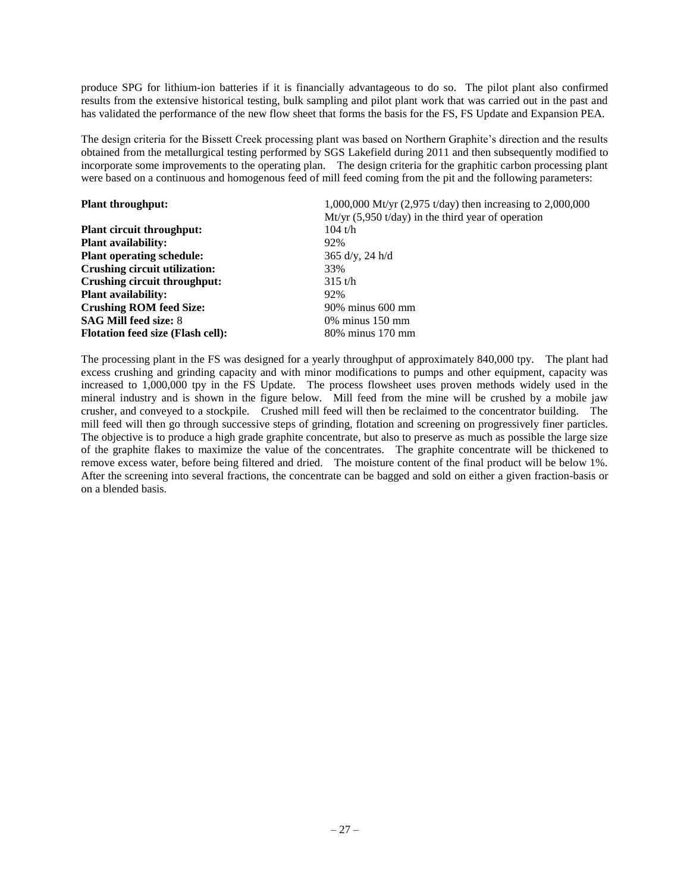produce SPG for lithium-ion batteries if it is financially advantageous to do so. The pilot plant also confirmed results from the extensive historical testing, bulk sampling and pilot plant work that was carried out in the past and has validated the performance of the new flow sheet that forms the basis for the FS, FS Update and Expansion PEA.

The design criteria for the Bissett Creek processing plant was based on Northern Graphite's direction and the results obtained from the metallurgical testing performed by SGS Lakefield during 2011 and then subsequently modified to incorporate some improvements to the operating plan. The design criteria for the graphitic carbon processing plant were based on a continuous and homogenous feed of mill feed coming from the pit and the following parameters:

| | |
|---|---|
| **Plant throughput:** | 1,000,000 Mt/yr (2,975 t/day) then increasing to 2,000,000 Mt/yr (5,950 t/day) in the third year of operation |
| **Plant circuit throughput:** | 104 t/h |
| **Plant availability:** | 92% |
| **Plant operating schedule:** | 365 d/y, 24 h/d |
| **Crushing circuit utilization:** | 33% |
| **Crushing circuit throughput:** | 315 t/h |
| **Plant availability:** | 92% |
| **Crushing ROM feed Size:** | 90% minus 600 mm |
| **SAG Mill feed size:** 8 | 0% minus 150 mm |
| **Flotation feed size (Flash cell):** | 80% minus 170 mm |

The processing plant in the FS was designed for a yearly throughput of approximately 840,000 tpy. The plant had excess crushing and grinding capacity and with minor modifications to pumps and other equipment, capacity was increased to 1,000,000 tpy in the FS Update. The process flowsheet uses proven methods widely used in the mineral industry and is shown in the figure below. Mill feed from the mine will be crushed by a mobile jaw crusher, and conveyed to a stockpile. Crushed mill feed will then be reclaimed to the concentrator building. The mill feed will then go through successive steps of grinding, flotation and screening on progressively finer particles. The objective is to produce a high grade graphite concentrate, but also to preserve as much as possible the large size of the graphite flakes to maximize the value of the concentrates. The graphite concentrate will be thickened to remove excess water, before being filtered and dried. The moisture content of the final product will be below 1%. After the screening into several fractions, the concentrate can be bagged and sold on either a given fraction-basis or on a blended basis.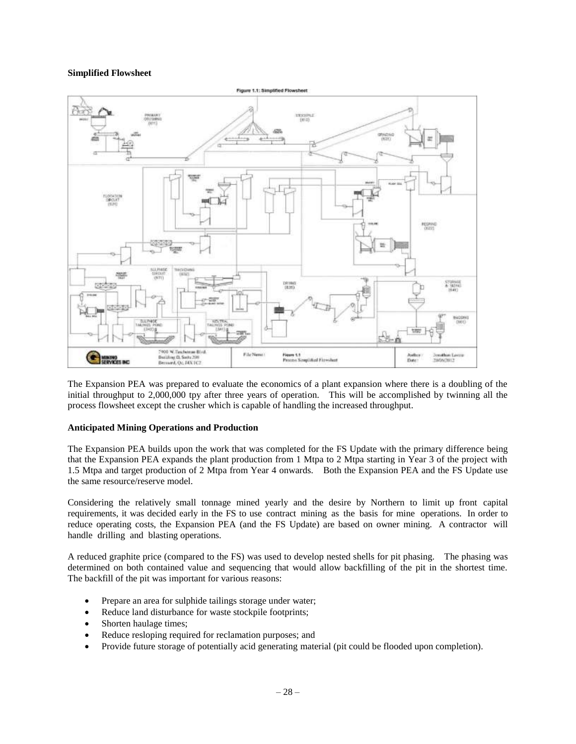**Simplified Flowsheet**

Figure 1.1: Simplified Flowsheet

The Expansion PEA was prepared to evaluate the economics of a plant expansion where there is a doubling of the initial throughput to 2,000,000 tpy after three years of operation. This will be accomplished by twinning all the process flowsheet except the crusher which is capable of handling the increased throughput.

**Anticipated Mining Operations and Production**

The Expansion PEA builds upon the work that was completed for the FS Update with the primary difference being that the Expansion PEA expands the plant production from 1 Mtpa to 2 Mtpa starting in Year 3 of the project with 1.5 Mtpa and target production of 2 Mtpa from Year 4 onwards. Both the Expansion PEA and the FS Update use the same resource/reserve model.

Considering the relatively small tonnage mined yearly and the desire by Northern to limit up front capital requirements, it was decided early in the FS to use contract mining as the basis for mine operations. In order to reduce operating costs, the Expansion PEA (and the FS Update) are based on owner mining. A contractor will handle drilling and blasting operations.

A reduced graphite price (compared to the FS) was used to develop nested shells for pit phasing. The phasing was determined on both contained value and sequencing that would allow backfilling of the pit in the shortest time. The backfill of the pit was important for various reasons:

- Prepare an area for sulphide tailings storage under water;
- Reduce land disturbance for waste stockpile footprints;
- Shorten haulage times;
- Reduce resloping required for reclamation purposes; and
- Provide future storage of potentially acid generating material (pit could be flooded upon completion).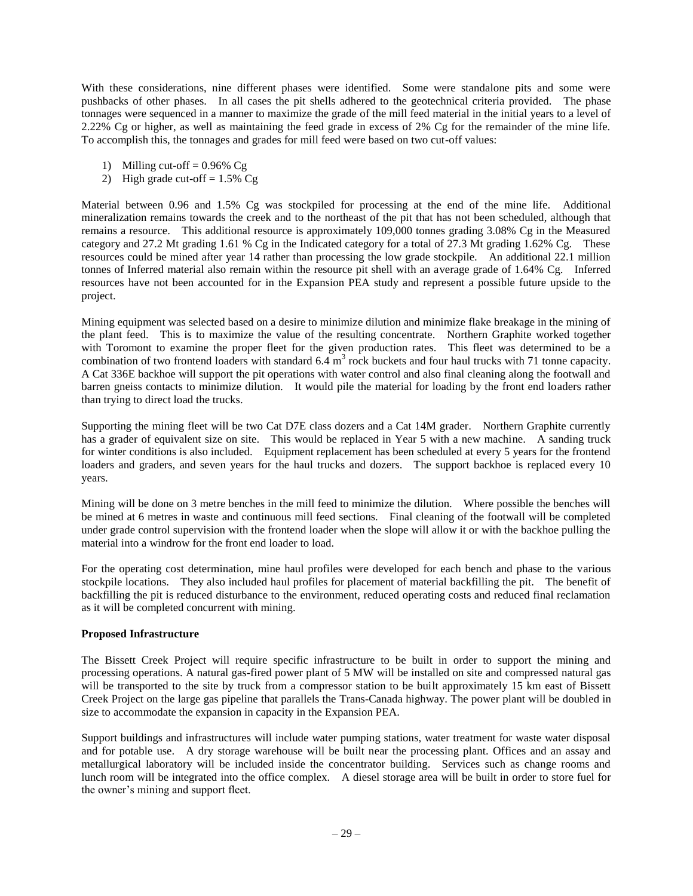With these considerations, nine different phases were identified. Some were standalone pits and some were pushbacks of other phases. In all cases the pit shells adhered to the geotechnical criteria provided. The phase tonnages were sequenced in a manner to maximize the grade of the mill feed material in the initial years to a level of 2.22% Cg or higher, as well as maintaining the feed grade in excess of 2% Cg for the remainder of the mine life. To accomplish this, the tonnages and grades for mill feed were based on two cut-off values:

1) Milling cut-off = 0.96% Cg
2) High grade cut-off = 1.5% Cg

Material between 0.96 and 1.5% Cg was stockpiled for processing at the end of the mine life. Additional mineralization remains towards the creek and to the northeast of the pit that has not been scheduled, although that remains a resource. This additional resource is approximately 109,000 tonnes grading 3.08% Cg in the Measured category and 27.2 Mt grading 1.61 % Cg in the Indicated category for a total of 27.3 Mt grading 1.62% Cg. These resources could be mined after year 14 rather than processing the low grade stockpile. An additional 22.1 million tonnes of Inferred material also remain within the resource pit shell with an average grade of 1.64% Cg. Inferred resources have not been accounted for in the Expansion PEA study and represent a possible future upside to the project.

Mining equipment was selected based on a desire to minimize dilution and minimize flake breakage in the mining of the plant feed. This is to maximize the value of the resulting concentrate. Northern Graphite worked together with Toromont to examine the proper fleet for the given production rates. This fleet was determined to be a combination of two frontend loaders with standard 6.4 $m^3$ rock buckets and four haul trucks with 71 tonne capacity. A Cat 336E backhoe will support the pit operations with water control and also final cleaning along the footwall and barren gneiss contacts to minimize dilution. It would pile the material for loading by the front end loaders rather than trying to direct load the trucks.

Supporting the mining fleet will be two Cat D7E class dozers and a Cat 14M grader. Northern Graphite currently has a grader of equivalent size on site. This would be replaced in Year 5 with a new machine. A sanding truck for winter conditions is also included. Equipment replacement has been scheduled at every 5 years for the frontend loaders and graders, and seven years for the haul trucks and dozers. The support backhoe is replaced every 10 years.

Mining will be done on 3 metre benches in the mill feed to minimize the dilution. Where possible the benches will be mined at 6 metres in waste and continuous mill feed sections. Final cleaning of the footwall will be completed under grade control supervision with the frontend loader when the slope will allow it or with the backhoe pulling the material into a windrow for the front end loader to load.

For the operating cost determination, mine haul profiles were developed for each bench and phase to the various stockpile locations. They also included haul profiles for placement of material backfilling the pit. The benefit of backfilling the pit is reduced disturbance to the environment, reduced operating costs and reduced final reclamation as it will be completed concurrent with mining.

**Proposed Infrastructure**

The Bissett Creek Project will require specific infrastructure to be built in order to support the mining and processing operations. A natural gas-fired power plant of 5 MW will be installed on site and compressed natural gas will be transported to the site by truck from a compressor station to be built approximately 15 km east of Bissett Creek Project on the large gas pipeline that parallels the Trans-Canada highway. The power plant will be doubled in size to accommodate the expansion in capacity in the Expansion PEA.

Support buildings and infrastructures will include water pumping stations, water treatment for waste water disposal and for potable use. A dry storage warehouse will be built near the processing plant. Offices and an assay and metallurgical laboratory will be included inside the concentrator building. Services such as change rooms and lunch room will be integrated into the office complex. A diesel storage area will be built in order to store fuel for the owner's mining and support fleet.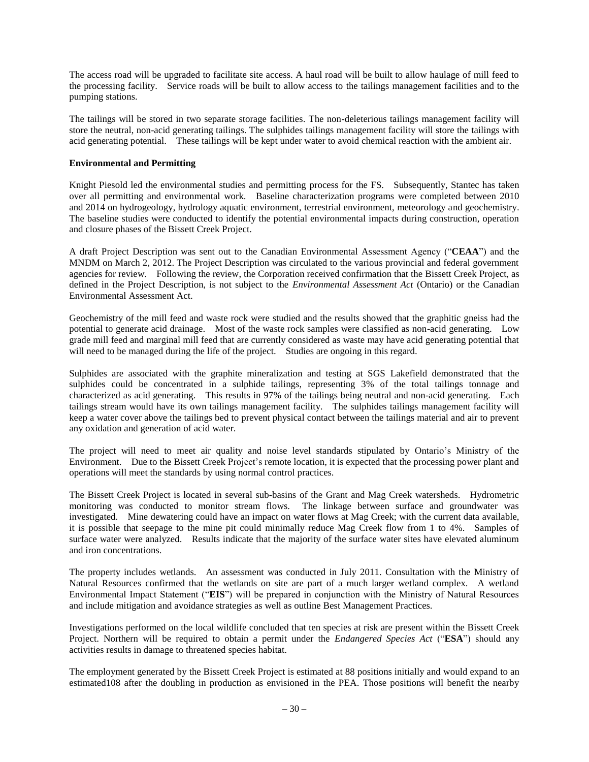The access road will be upgraded to facilitate site access. A haul road will be built to allow haulage of mill feed to the processing facility. Service roads will be built to allow access to the tailings management facilities and to the pumping stations.

The tailings will be stored in two separate storage facilities. The non-deleterious tailings management facility will store the neutral, non-acid generating tailings. The sulphides tailings management facility will store the tailings with acid generating potential. These tailings will be kept under water to avoid chemical reaction with the ambient air.

**Environmental and Permitting**

Knight Piesold led the environmental studies and permitting process for the FS. Subsequently, Stantec has taken over all permitting and environmental work. Baseline characterization programs were completed between 2010 and 2014 on hydrogeology, hydrology aquatic environment, terrestrial environment, meteorology and geochemistry. The baseline studies were conducted to identify the potential environmental impacts during construction, operation and closure phases of the Bissett Creek Project.

A draft Project Description was sent out to the Canadian Environmental Assessment Agency ("**CEAA**") and the MNDM on March 2, 2012. The Project Description was circulated to the various provincial and federal government agencies for review. Following the review, the Corporation received confirmation that the Bissett Creek Project, as defined in the Project Description, is not subject to the *Environmental Assessment Act* (Ontario) or the Canadian Environmental Assessment Act.

Geochemistry of the mill feed and waste rock were studied and the results showed that the graphitic gneiss had the potential to generate acid drainage. Most of the waste rock samples were classified as non-acid generating. Low grade mill feed and marginal mill feed that are currently considered as waste may have acid generating potential that will need to be managed during the life of the project. Studies are ongoing in this regard.

Sulphides are associated with the graphite mineralization and testing at SGS Lakefield demonstrated that the sulphides could be concentrated in a sulphide tailings, representing 3% of the total tailings tonnage and characterized as acid generating. This results in 97% of the tailings being neutral and non-acid generating. Each tailings stream would have its own tailings management facility. The sulphides tailings management facility will keep a water cover above the tailings bed to prevent physical contact between the tailings material and air to prevent any oxidation and generation of acid water.

The project will need to meet air quality and noise level standards stipulated by Ontario's Ministry of the Environment. Due to the Bissett Creek Project's remote location, it is expected that the processing power plant and operations will meet the standards by using normal control practices.

The Bissett Creek Project is located in several sub-basins of the Grant and Mag Creek watersheds. Hydrometric monitoring was conducted to monitor stream flows. The linkage between surface and groundwater was investigated. Mine dewatering could have an impact on water flows at Mag Creek; with the current data available, it is possible that seepage to the mine pit could minimally reduce Mag Creek flow from 1 to 4%. Samples of surface water were analyzed. Results indicate that the majority of the surface water sites have elevated aluminum and iron concentrations.

The property includes wetlands. An assessment was conducted in July 2011. Consultation with the Ministry of Natural Resources confirmed that the wetlands on site are part of a much larger wetland complex. A wetland Environmental Impact Statement ("**EIS**") will be prepared in conjunction with the Ministry of Natural Resources and include mitigation and avoidance strategies as well as outline Best Management Practices.

Investigations performed on the local wildlife concluded that ten species at risk are present within the Bissett Creek Project. Northern will be required to obtain a permit under the *Endangered Species Act* ("**ESA**") should any activities results in damage to threatened species habitat.

The employment generated by the Bissett Creek Project is estimated at 88 positions initially and would expand to an estimated108 after the doubling in production as envisioned in the PEA. Those positions will benefit the nearby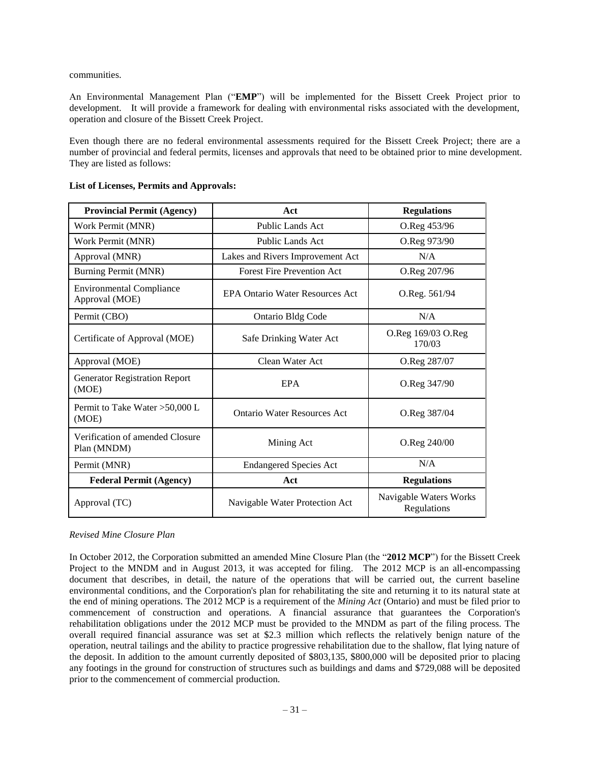communities.

An Environmental Management Plan ("**EMP**") will be implemented for the Bissett Creek Project prior to development. It will provide a framework for dealing with environmental risks associated with the development, operation and closure of the Bissett Creek Project.

Even though there are no federal environmental assessments required for the Bissett Creek Project; there are a number of provincial and federal permits, licenses and approvals that need to be obtained prior to mine development. They are listed as follows:

**List of Licenses, Permits and Approvals:**

| **Provincial Permit (Agency)** | **Act** | **Regulations** |
|---|---|---|
| Work Permit (MNR) | Public Lands Act | O.Reg 453/96 |
| Work Permit (MNR) | Public Lands Act | O.Reg 973/90 |
| Approval (MNR) | Lakes and Rivers Improvement Act | N/A |
| Burning Permit (MNR) | Forest Fire Prevention Act | O.Reg 207/96 |
| Environmental Compliance Approval (MOE) | EPA Ontario Water Resources Act | O.Reg. 561/94 |
| Permit (CBO) | Ontario Bldg Code | N/A |
| Certificate of Approval (MOE) | Safe Drinking Water Act | O.Reg 169/03 O.Reg 170/03 |
| Approval (MOE) | Clean Water Act | O.Reg 287/07 |
| Generator Registration Report (MOE) | EPA | O.Reg 347/90 |
| Permit to Take Water >50,000 L (MOE) | Ontario Water Resources Act | O.Reg 387/04 |
| Verification of amended Closure Plan (MNDM) | Mining Act | O.Reg 240/00 |
| Permit (MNR) | Endangered Species Act | N/A |
| **Federal Permit (Agency)** | **Act** | **Regulations** |
| Approval (TC) | Navigable Water Protection Act | Navigable Waters Works Regulations |

*Revised Mine Closure Plan*

In October 2012, the Corporation submitted an amended Mine Closure Plan (the "**2012 MCP**") for the Bissett Creek Project to the MNDM and in August 2013, it was accepted for filing. The 2012 MCP is an all-encompassing document that describes, in detail, the nature of the operations that will be carried out, the current baseline environmental conditions, and the Corporation's plan for rehabilitating the site and returning it to its natural state at the end of mining operations. The 2012 MCP is a requirement of the *Mining Act* (Ontario) and must be filed prior to commencement of construction and operations. A financial assurance that guarantees the Corporation's rehabilitation obligations under the 2012 MCP must be provided to the MNDM as part of the filing process. The overall required financial assurance was set at \$2.3 million which reflects the relatively benign nature of the operation, neutral tailings and the ability to practice progressive rehabilitation due to the shallow, flat lying nature of the deposit. In addition to the amount currently deposited of \$803,135, \$800,000 will be deposited prior to placing any footings in the ground for construction of structures such as buildings and dams and \$729,088 will be deposited prior to the commencement of commercial production.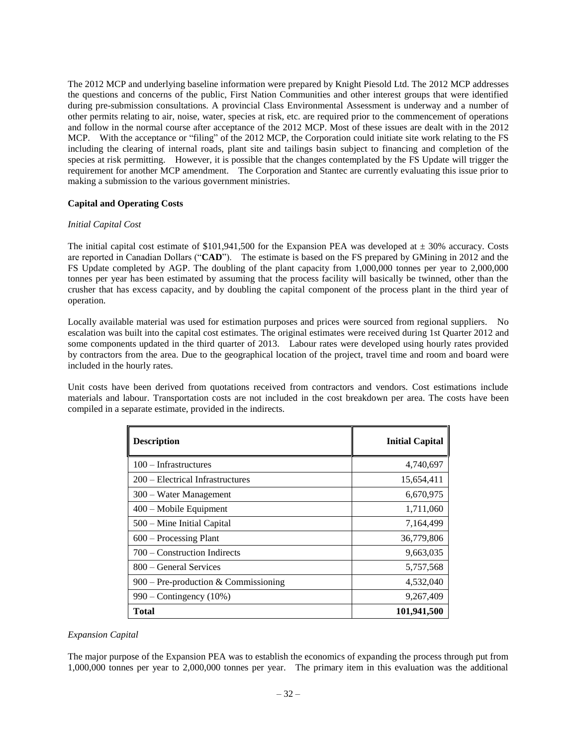The 2012 MCP and underlying baseline information were prepared by Knight Piesold Ltd. The 2012 MCP addresses the questions and concerns of the public, First Nation Communities and other interest groups that were identified during pre-submission consultations. A provincial Class Environmental Assessment is underway and a number of other permits relating to air, noise, water, species at risk, etc. are required prior to the commencement of operations and follow in the normal course after acceptance of the 2012 MCP. Most of these issues are dealt with in the 2012 MCP. With the acceptance or "filing" of the 2012 MCP, the Corporation could initiate site work relating to the FS including the clearing of internal roads, plant site and tailings basin subject to financing and completion of the species at risk permitting. However, it is possible that the changes contemplated by the FS Update will trigger the requirement for another MCP amendment. The Corporation and Stantec are currently evaluating this issue prior to making a submission to the various government ministries.

**Capital and Operating Costs**

*Initial Capital Cost*

The initial capital cost estimate of $101,941,500 for the Expansion PEA was developed at ± 30% accuracy. Costs are reported in Canadian Dollars ("**CAD**"). The estimate is based on the FS prepared by GMining in 2012 and the FS Update completed by AGP. The doubling of the plant capacity from 1,000,000 tonnes per year to 2,000,000 tonnes per year has been estimated by assuming that the process facility will basically be twinned, other than the crusher that has excess capacity, and by doubling the capital component of the process plant in the third year of operation.

Locally available material was used for estimation purposes and prices were sourced from regional suppliers. No escalation was built into the capital cost estimates. The original estimates were received during 1st Quarter 2012 and some components updated in the third quarter of 2013. Labour rates were developed using hourly rates provided by contractors from the area. Due to the geographical location of the project, travel time and room and board were included in the hourly rates.

Unit costs have been derived from quotations received from contractors and vendors. Cost estimations include materials and labour. Transportation costs are not included in the cost breakdown per area. The costs have been compiled in a separate estimate, provided in the indirects.

| **Description** | **Initial Capital** |
|---|---:|
| 100 – Infrastructures | 4,740,697 |
| 200 – Electrical Infrastructures | 15,654,411 |
| 300 – Water Management | 6,670,975 |
| 400 – Mobile Equipment | 1,711,060 |
| 500 – Mine Initial Capital | 7,164,499 |
| 600 – Processing Plant | 36,779,806 |
| 700 – Construction Indirects | 9,663,035 |
| 800 – General Services | 5,757,568 |
| 900 – Pre-production & Commissioning | 4,532,040 |
| 990 – Contingency (10%) | 9,267,409 |
| **Total** | **101,941,500** |

*Expansion Capital*

The major purpose of the Expansion PEA was to establish the economics of expanding the process through put from 1,000,000 tonnes per year to 2,000,000 tonnes per year. The primary item in this evaluation was the additional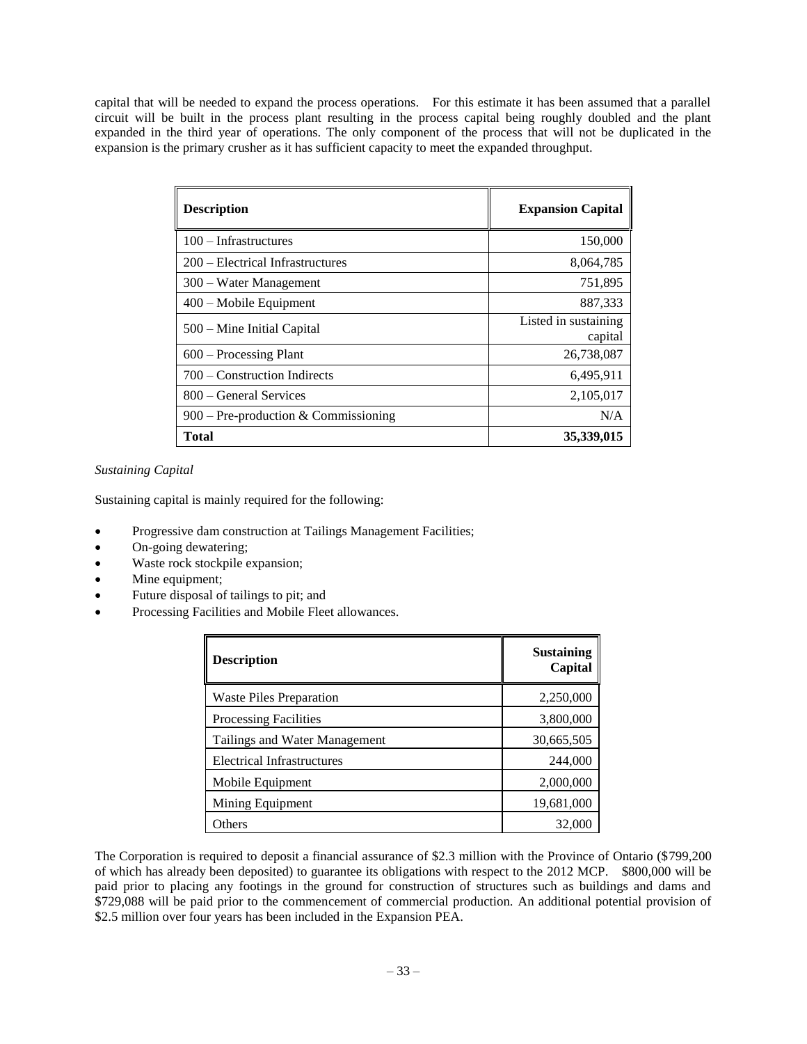capital that will be needed to expand the process operations. For this estimate it has been assumed that a parallel circuit will be built in the process plant resulting in the process capital being roughly doubled and the plant expanded in the third year of operations. The only component of the process that will not be duplicated in the expansion is the primary crusher as it has sufficient capacity to meet the expanded throughput.

| **Description** | **Expansion Capital** |
|---|---:|
| 100 – Infrastructures | 150,000 |
| 200 – Electrical Infrastructures | 8,064,785 |
| 300 – Water Management | 751,895 |
| 400 – Mobile Equipment | 887,333 |
| 500 – Mine Initial Capital | Listed in sustaining capital |
| 600 – Processing Plant | 26,738,087 |
| 700 – Construction Indirects | 6,495,911 |
| 800 – General Services | 2,105,017 |
| 900 – Pre-production & Commissioning | N/A |
| **Total** | **35,339,015** |

*Sustaining Capital*

Sustaining capital is mainly required for the following:

- Progressive dam construction at Tailings Management Facilities;
- On-going dewatering;
- Waste rock stockpile expansion;
- Mine equipment;
- Future disposal of tailings to pit; and
- Processing Facilities and Mobile Fleet allowances.

| **Description** | **Sustaining Capital** |
|---|---:|
| Waste Piles Preparation | 2,250,000 |
| Processing Facilities | 3,800,000 |
| Tailings and Water Management | 30,665,505 |
| Electrical Infrastructures | 244,000 |
| Mobile Equipment | 2,000,000 |
| Mining Equipment | 19,681,000 |
| Others | 32,000 |

The Corporation is required to deposit a financial assurance of $2.3 million with the Province of Ontario ($799,200 of which has already been deposited) to guarantee its obligations with respect to the 2012 MCP. $800,000 will be paid prior to placing any footings in the ground for construction of structures such as buildings and dams and $729,088 will be paid prior to the commencement of commercial production. An additional potential provision of $2.5 million over four years has been included in the Expansion PEA.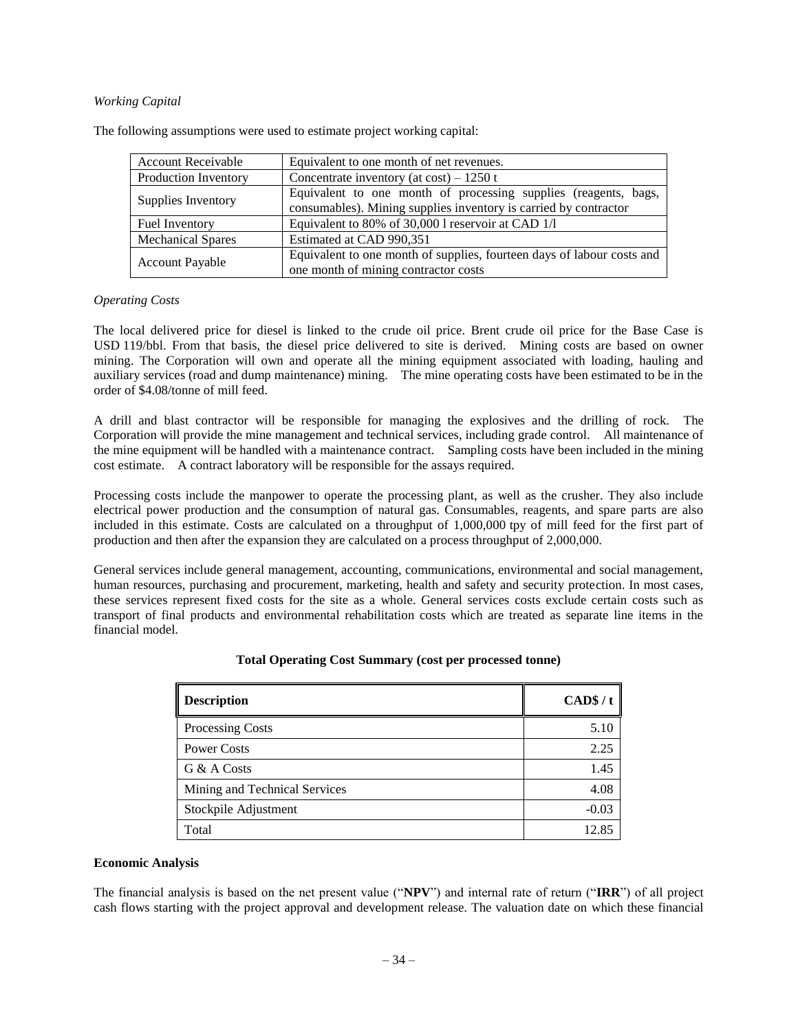*Working Capital*

The following assumptions were used to estimate project working capital:

| | |
|---|---|
| Account Receivable | Equivalent to one month of net revenues. |
| Production Inventory | Concentrate inventory (at cost) – 1250 t |
| Supplies Inventory | Equivalent to one month of processing supplies (reagents, bags, consumables). Mining supplies inventory is carried by contractor |
| Fuel Inventory | Equivalent to 80% of 30,000 l reservoir at CAD 1/l |
| Mechanical Spares | Estimated at CAD 990,351 |
| Account Payable | Equivalent to one month of supplies, fourteen days of labour costs and one month of mining contractor costs |

*Operating Costs*

The local delivered price for diesel is linked to the crude oil price. Brent crude oil price for the Base Case is USD 119/bbl. From that basis, the diesel price delivered to site is derived. Mining costs are based on owner mining. The Corporation will own and operate all the mining equipment associated with loading, hauling and auxiliary services (road and dump maintenance) mining. The mine operating costs have been estimated to be in the order of $4.08/tonne of mill feed.

A drill and blast contractor will be responsible for managing the explosives and the drilling of rock. The Corporation will provide the mine management and technical services, including grade control. All maintenance of the mine equipment will be handled with a maintenance contract. Sampling costs have been included in the mining cost estimate. A contract laboratory will be responsible for the assays required.

Processing costs include the manpower to operate the processing plant, as well as the crusher. They also include electrical power production and the consumption of natural gas. Consumables, reagents, and spare parts are also included in this estimate. Costs are calculated on a throughput of 1,000,000 tpy of mill feed for the first part of production and then after the expansion they are calculated on a process throughput of 2,000,000.

General services include general management, accounting, communications, environmental and social management, human resources, purchasing and procurement, marketing, health and safety and security protection. In most cases, these services represent fixed costs for the site as a whole. General services costs exclude certain costs such as transport of final products and environmental rehabilitation costs which are treated as separate line items in the financial model.

**Total Operating Cost Summary (cost per processed tonne)**

| Description | CAD$ / t |
|---|---:|
| Processing Costs | 5.10 |
| Power Costs | 2.25 |
| G & A Costs | 1.45 |
| Mining and Technical Services | 4.08 |
| Stockpile Adjustment | -0.03 |
| Total | 12.85 |

**Economic Analysis**

The financial analysis is based on the net present value ("**NPV**") and internal rate of return ("**IRR**") of all project cash flows starting with the project approval and development release. The valuation date on which these financial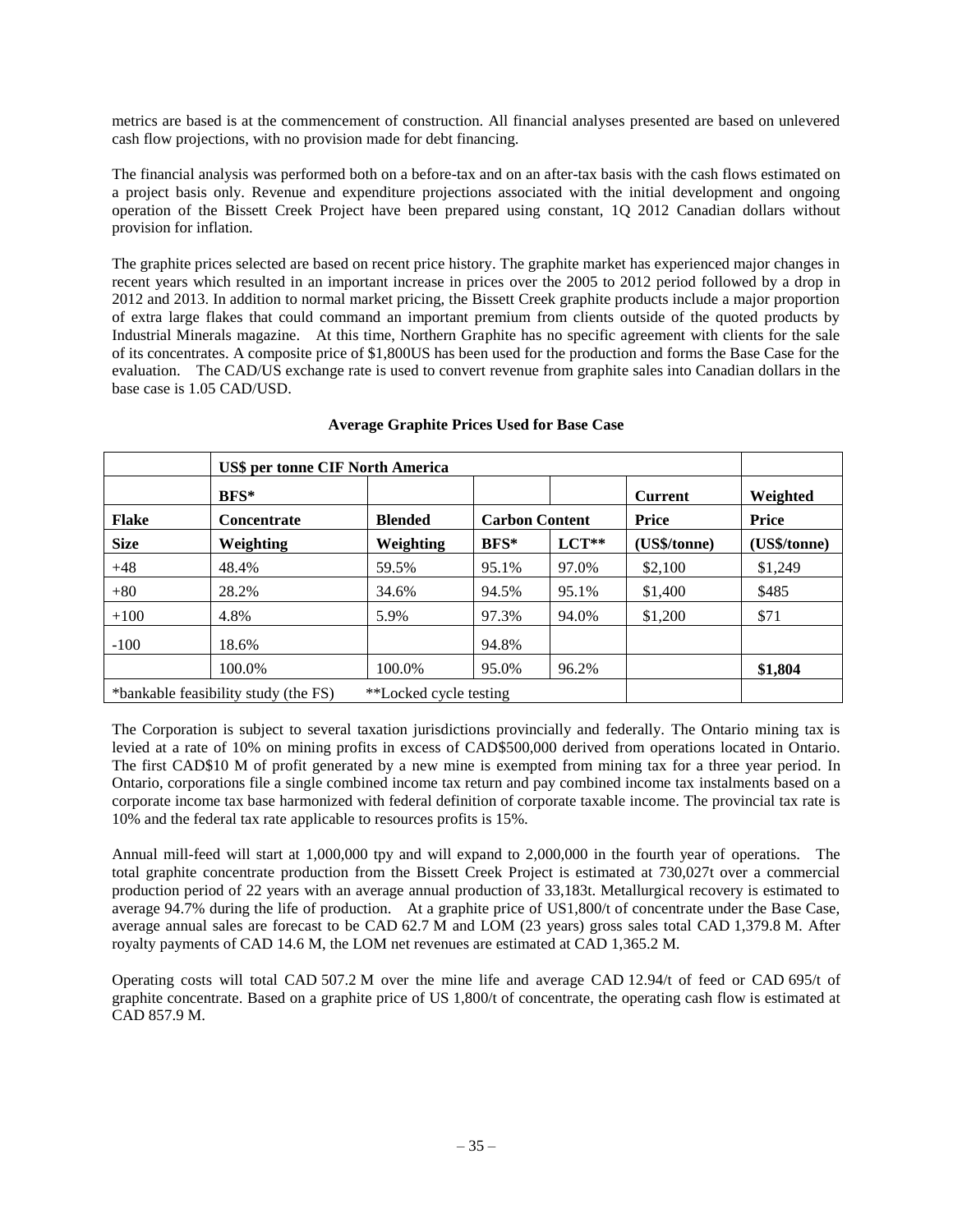metrics are based is at the commencement of construction. All financial analyses presented are based on unlevered cash flow projections, with no provision made for debt financing.

The financial analysis was performed both on a before-tax and on an after-tax basis with the cash flows estimated on a project basis only. Revenue and expenditure projections associated with the initial development and ongoing operation of the Bissett Creek Project have been prepared using constant, 1Q 2012 Canadian dollars without provision for inflation.

The graphite prices selected are based on recent price history. The graphite market has experienced major changes in recent years which resulted in an important increase in prices over the 2005 to 2012 period followed by a drop in 2012 and 2013. In addition to normal market pricing, the Bissett Creek graphite products include a major proportion of extra large flakes that could command an important premium from clients outside of the quoted products by Industrial Minerals magazine. At this time, Northern Graphite has no specific agreement with clients for the sale of its concentrates. A composite price of $1,800US has been used for the production and forms the Base Case for the evaluation. The CAD/US exchange rate is used to convert revenue from graphite sales into Canadian dollars in the base case is 1.05 CAD/USD.

**Average Graphite Prices Used for Base Case**

| | **US$ per tonne CIF North America** | | | | | |
|---|---|---|---|---|---|---|
| | **BFS*** | | | | **Current** | **Weighted** |
| **Flake** | **Concentrate** | **Blended** | **Carbon Content** | | **Price** | **Price** |
| **Size** | **Weighting** | **Weighting** | **BFS*** | **LCT**** | **(US$/tonne)** | **(US$/tonne)** |
| +48 | 48.4% | 59.5% | 95.1% | 97.0% | $2,100 | $1,249 |
| +80 | 28.2% | 34.6% | 94.5% | 95.1% | $1,400 | $485 |
| +100 | 4.8% | 5.9% | 97.3% | 94.0% | $1,200 | $71 |
| -100 | 18.6% | | 94.8% | | | |
| | 100.0% | 100.0% | 95.0% | 96.2% | | **$1,804** |
| *bankable feasibility study (the FS) | | **Locked cycle testing | | | | |

The Corporation is subject to several taxation jurisdictions provincially and federally. The Ontario mining tax is levied at a rate of 10% on mining profits in excess of CAD$500,000 derived from operations located in Ontario. The first CAD$10 M of profit generated by a new mine is exempted from mining tax for a three year period. In Ontario, corporations file a single combined income tax return and pay combined income tax instalments based on a corporate income tax base harmonized with federal definition of corporate taxable income. The provincial tax rate is 10% and the federal tax rate applicable to resources profits is 15%.

Annual mill-feed will start at 1,000,000 tpy and will expand to 2,000,000 in the fourth year of operations. The total graphite concentrate production from the Bissett Creek Project is estimated at 730,027t over a commercial production period of 22 years with an average annual production of 33,183t. Metallurgical recovery is estimated to average 94.7% during the life of production. At a graphite price of US1,800/t of concentrate under the Base Case, average annual sales are forecast to be CAD 62.7 M and LOM (23 years) gross sales total CAD 1,379.8 M. After royalty payments of CAD 14.6 M, the LOM net revenues are estimated at CAD 1,365.2 M.

Operating costs will total CAD 507.2 M over the mine life and average CAD 12.94/t of feed or CAD 695/t of graphite concentrate. Based on a graphite price of US 1,800/t of concentrate, the operating cash flow is estimated at CAD 857.9 M.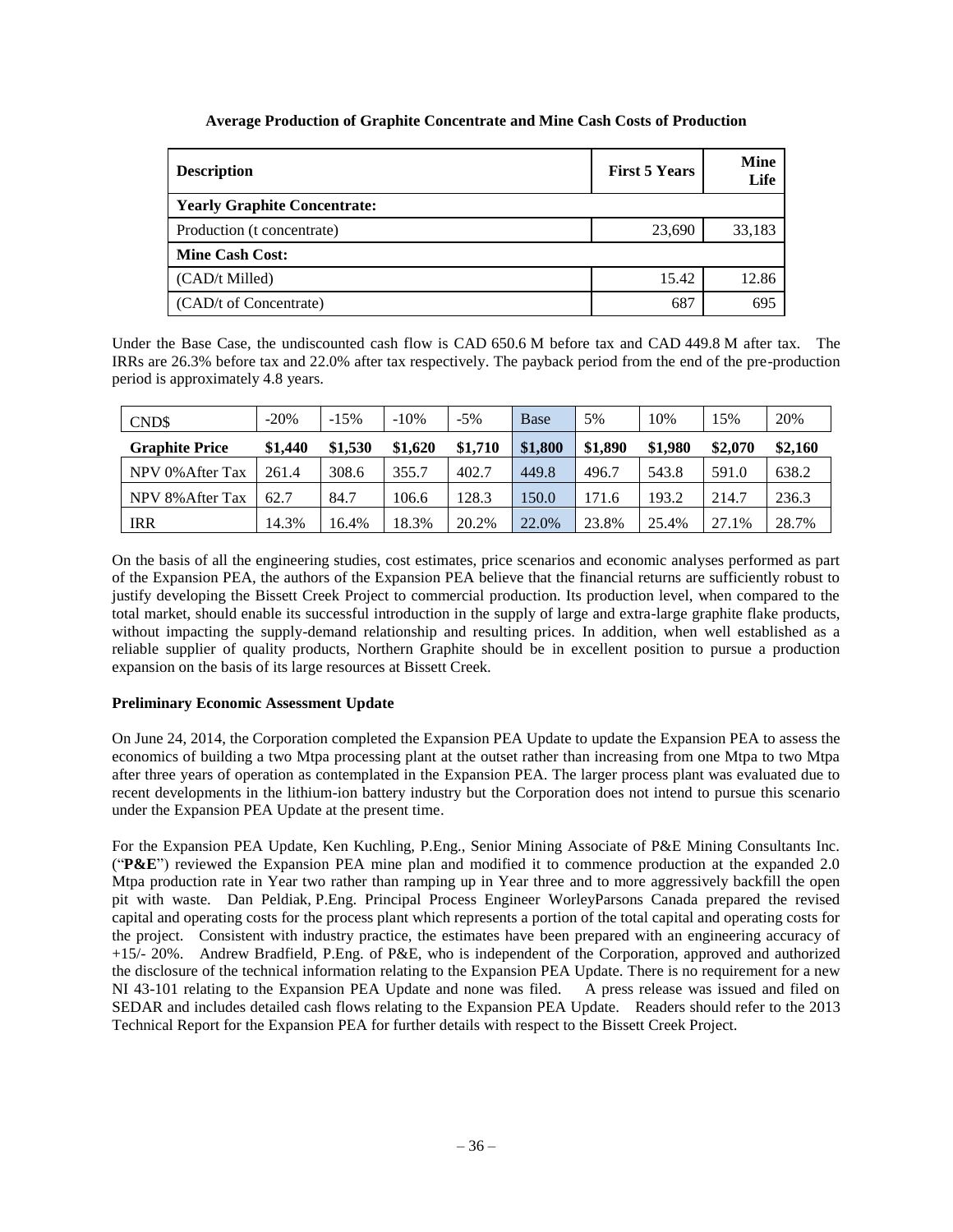**Average Production of Graphite Concentrate and Mine Cash Costs of Production**

| Description | First 5 Years | Mine Life |
|---|---|---|
| **Yearly Graphite Concentrate:** | | |
| Production (t concentrate) | 23,690 | 33,183 |
| **Mine Cash Cost:** | | |
| (CAD/t Milled) | 15.42 | 12.86 |
| (CAD/t of Concentrate) | 687 | 695 |

Under the Base Case, the undiscounted cash flow is CAD 650.6 M before tax and CAD 449.8 M after tax. The IRRs are 26.3% before tax and 22.0% after tax respectively. The payback period from the end of the pre-production period is approximately 4.8 years.

| CND$ | -20% | -15% | -10% | -5% | Base | 5% | 10% | 15% | 20% |
|---|---|---|---|---|---|---|---|---|---|
| **Graphite Price** | **$1,440** | **$1,530** | **$1,620** | **$1,710** | **$1,800** | **$1,890** | **$1,980** | **$2,070** | **$2,160** |
| NPV 0%After Tax | 261.4 | 308.6 | 355.7 | 402.7 | 449.8 | 496.7 | 543.8 | 591.0 | 638.2 |
| NPV 8%After Tax | 62.7 | 84.7 | 106.6 | 128.3 | 150.0 | 171.6 | 193.2 | 214.7 | 236.3 |
| IRR | 14.3% | 16.4% | 18.3% | 20.2% | 22.0% | 23.8% | 25.4% | 27.1% | 28.7% |

On the basis of all the engineering studies, cost estimates, price scenarios and economic analyses performed as part of the Expansion PEA, the authors of the Expansion PEA believe that the financial returns are sufficiently robust to justify developing the Bissett Creek Project to commercial production. Its production level, when compared to the total market, should enable its successful introduction in the supply of large and extra-large graphite flake products, without impacting the supply-demand relationship and resulting prices. In addition, when well established as a reliable supplier of quality products, Northern Graphite should be in excellent position to pursue a production expansion on the basis of its large resources at Bissett Creek.

**Preliminary Economic Assessment Update**

On June 24, 2014, the Corporation completed the Expansion PEA Update to update the Expansion PEA to assess the economics of building a two Mtpa processing plant at the outset rather than increasing from one Mtpa to two Mtpa after three years of operation as contemplated in the Expansion PEA. The larger process plant was evaluated due to recent developments in the lithium-ion battery industry but the Corporation does not intend to pursue this scenario under the Expansion PEA Update at the present time.

For the Expansion PEA Update, Ken Kuchling, P.Eng., Senior Mining Associate of P&E Mining Consultants Inc. ("**P&E**") reviewed the Expansion PEA mine plan and modified it to commence production at the expanded 2.0 Mtpa production rate in Year two rather than ramping up in Year three and to more aggressively backfill the open pit with waste. Dan Peldiak, P.Eng. Principal Process Engineer WorleyParsons Canada prepared the revised capital and operating costs for the process plant which represents a portion of the total capital and operating costs for the project. Consistent with industry practice, the estimates have been prepared with an engineering accuracy of +15/- 20%. Andrew Bradfield, P.Eng. of P&E, who is independent of the Corporation, approved and authorized the disclosure of the technical information relating to the Expansion PEA Update. There is no requirement for a new NI 43-101 relating to the Expansion PEA Update and none was filed. A press release was issued and filed on SEDAR and includes detailed cash flows relating to the Expansion PEA Update. Readers should refer to the 2013 Technical Report for the Expansion PEA for further details with respect to the Bissett Creek Project.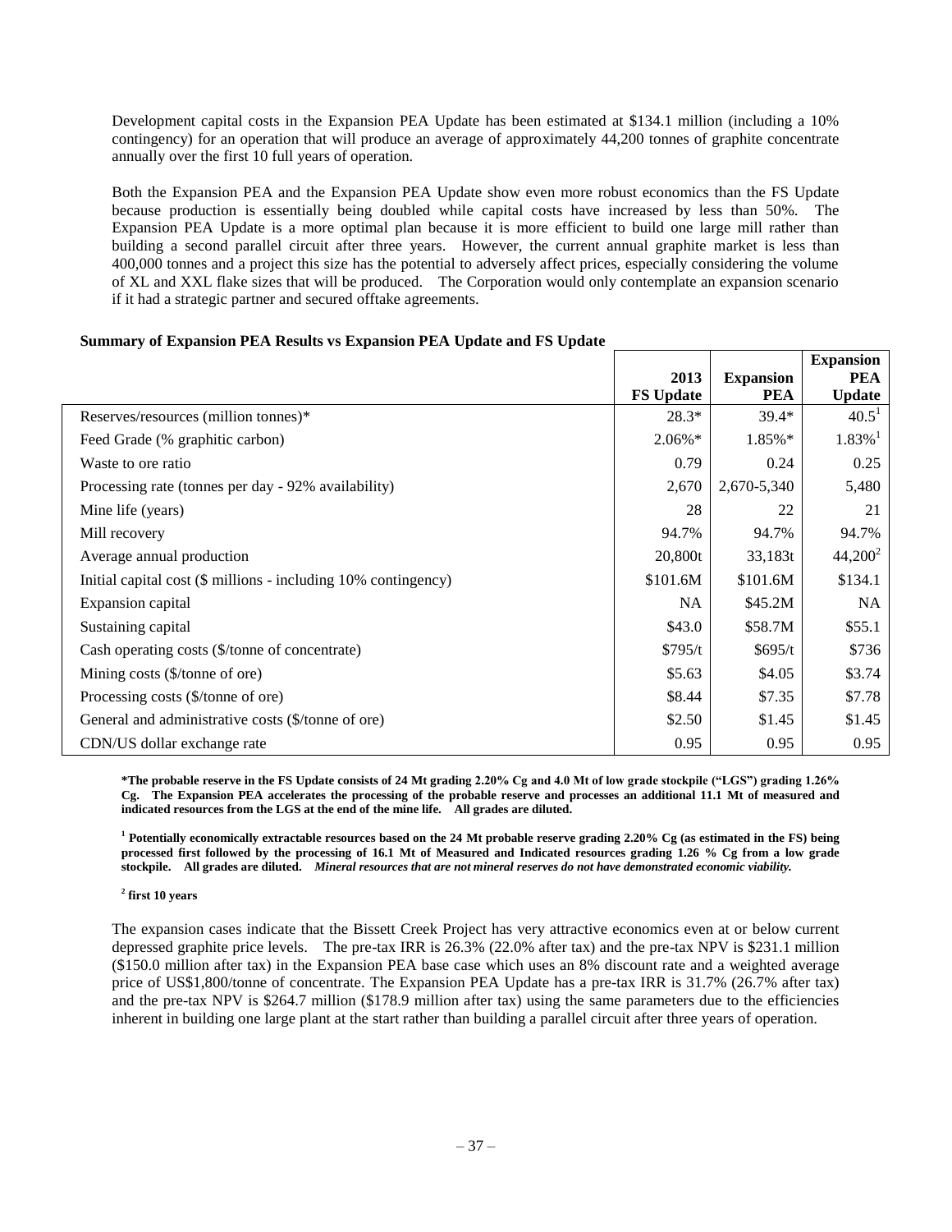Development capital costs in the Expansion PEA Update has been estimated at $134.1 million (including a 10% contingency) for an operation that will produce an average of approximately 44,200 tonnes of graphite concentrate annually over the first 10 full years of operation.

Both the Expansion PEA and the Expansion PEA Update show even more robust economics than the FS Update because production is essentially being doubled while capital costs have increased by less than 50%. The Expansion PEA Update is a more optimal plan because it is more efficient to build one large mill rather than building a second parallel circuit after three years. However, the current annual graphite market is less than 400,000 tonnes and a project this size has the potential to adversely affect prices, especially considering the volume of XL and XXL flake sizes that will be produced. The Corporation would only contemplate an expansion scenario if it had a strategic partner and secured offtake agreements.

**Summary of Expansion PEA Results vs Expansion PEA Update and FS Update**

| | 2013 FS Update | Expansion PEA | Expansion PEA Update |
|---|---|---|---|
| Reserves/resources (million tonnes)* | 28.3* | 39.4* | 40.5[1] |
| Feed Grade (% graphitic carbon) | 2.06%* | 1.85%* | 1.83%[1] |
| Waste to ore ratio | 0.79 | 0.24 | 0.25 |
| Processing rate (tonnes per day - 92% availability) | 2,670 | 2,670-5,340 | 5,480 |
| Mine life (years) | 28 | 22 | 21 |
| Mill recovery | 94.7% | 94.7% | 94.7% |
| Average annual production | 20,800t | 33,183t | 44,200[2] |
| Initial capital cost ($ millions - including 10% contingency) | $101.6M | $101.6M | $134.1 |
| Expansion capital | NA | $45.2M | NA |
| Sustaining capital | $43.0 | $58.7M | $55.1 |
| Cash operating costs ($/tonne of concentrate) | $795/t | $695/t | $736 |
| Mining costs ($/tonne of ore) | $5.63 | $4.05 | $3.74 |
| Processing costs ($/tonne of ore) | $8.44 | $7.35 | $7.78 |
| General and administrative costs ($/tonne of ore) | $2.50 | $1.45 | $1.45 |
| CDN/US dollar exchange rate | 0.95 | 0.95 | 0.95 |

**\*The probable reserve in the FS Update consists of 24 Mt grading 2.20% Cg and 4.0 Mt of low grade stockpile ("LGS") grading 1.26% Cg. The Expansion PEA accelerates the processing of the probable reserve and processes an additional 11.1 Mt of measured and indicated resources from the LGS at the end of the mine life. All grades are diluted.**

**[1] Potentially economically extractable resources based on the 24 Mt probable reserve grading 2.20% Cg (as estimated in the FS) being processed first followed by the processing of 16.1 Mt of Measured and Indicated resources grading 1.26 % Cg from a low grade stockpile. All grades are diluted.** ***Mineral resources that are not mineral reserves do not have demonstrated economic viability.***

**[2] first 10 years**

The expansion cases indicate that the Bissett Creek Project has very attractive economics even at or below current depressed graphite price levels. The pre-tax IRR is 26.3% (22.0% after tax) and the pre-tax NPV is $231.1 million ($150.0 million after tax) in the Expansion PEA base case which uses an 8% discount rate and a weighted average price of US$1,800/tonne of concentrate. The Expansion PEA Update has a pre-tax IRR is 31.7% (26.7% after tax) and the pre-tax NPV is $264.7 million ($178.9 million after tax) using the same parameters due to the efficiencies inherent in building one large plant at the start rather than building a parallel circuit after three years of operation.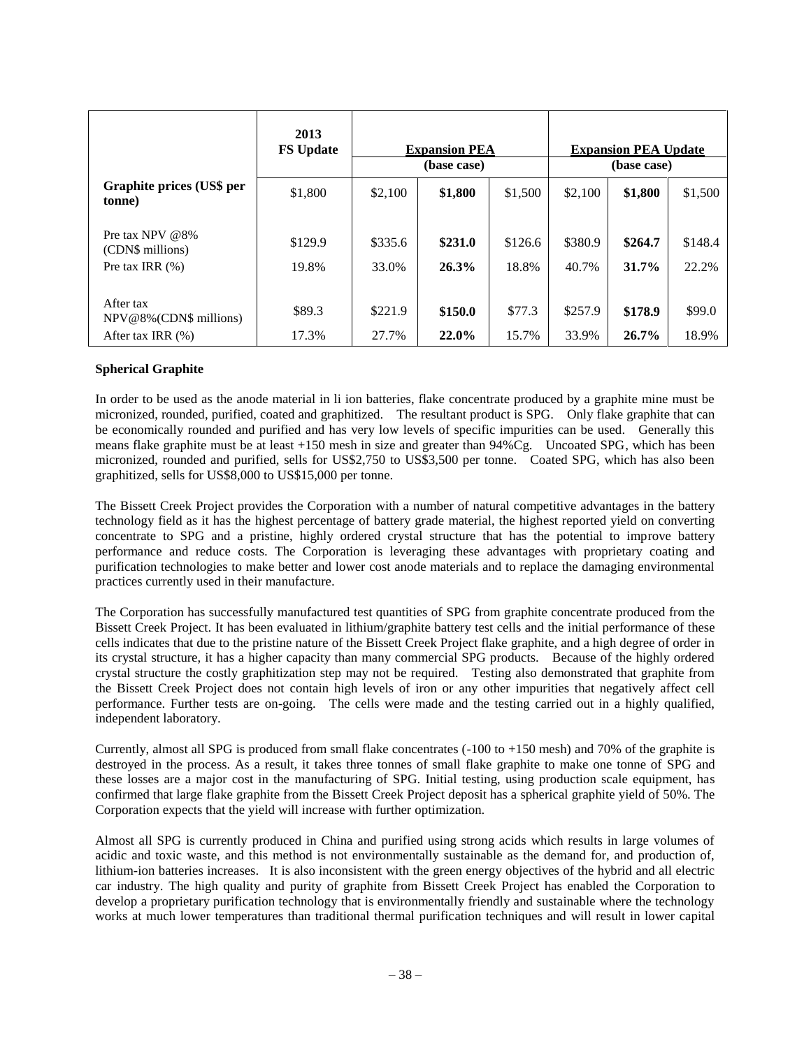| | 2013 FS Update | Expansion PEA (base case) | | | Expansion PEA Update (base case) | | |
|---|---|---|---|---|---|---|---|
| **Graphite prices (US$ per tonne)** | $1,800 | $2,100 | **$1,800** | $1,500 | $2,100 | **$1,800** | $1,500 |
| Pre tax NPV @8% (CDN$ millions) | $129.9 | $335.6 | **$231.0** | $126.6 | $380.9 | **$264.7** | $148.4 |
| Pre tax IRR (%) | 19.8% | 33.0% | **26.3%** | 18.8% | 40.7% | **31.7%** | 22.2% |
| After tax NPV@8%(CDN$ millions) | $89.3 | $221.9 | **$150.0** | $77.3 | $257.9 | **$178.9** | $99.0 |
| After tax IRR (%) | 17.3% | 27.7% | **22.0%** | 15.7% | 33.9% | **26.7%** | 18.9% |

**Spherical Graphite**

In order to be used as the anode material in li ion batteries, flake concentrate produced by a graphite mine must be micronized, rounded, purified, coated and graphitized. The resultant product is SPG. Only flake graphite that can be economically rounded and purified and has very low levels of specific impurities can be used. Generally this means flake graphite must be at least +150 mesh in size and greater than 94%Cg. Uncoated SPG, which has been micronized, rounded and purified, sells for US$2,750 to US$3,500 per tonne. Coated SPG, which has also been graphitized, sells for US$8,000 to US$15,000 per tonne.

The Bissett Creek Project provides the Corporation with a number of natural competitive advantages in the battery technology field as it has the highest percentage of battery grade material, the highest reported yield on converting concentrate to SPG and a pristine, highly ordered crystal structure that has the potential to improve battery performance and reduce costs. The Corporation is leveraging these advantages with proprietary coating and purification technologies to make better and lower cost anode materials and to replace the damaging environmental practices currently used in their manufacture.

The Corporation has successfully manufactured test quantities of SPG from graphite concentrate produced from the Bissett Creek Project. It has been evaluated in lithium/graphite battery test cells and the initial performance of these cells indicates that due to the pristine nature of the Bissett Creek Project flake graphite, and a high degree of order in its crystal structure, it has a higher capacity than many commercial SPG products. Because of the highly ordered crystal structure the costly graphitization step may not be required. Testing also demonstrated that graphite from the Bissett Creek Project does not contain high levels of iron or any other impurities that negatively affect cell performance. Further tests are on-going. The cells were made and the testing carried out in a highly qualified, independent laboratory.

Currently, almost all SPG is produced from small flake concentrates (-100 to +150 mesh) and 70% of the graphite is destroyed in the process. As a result, it takes three tonnes of small flake graphite to make one tonne of SPG and these losses are a major cost in the manufacturing of SPG. Initial testing, using production scale equipment, has confirmed that large flake graphite from the Bissett Creek Project deposit has a spherical graphite yield of 50%. The Corporation expects that the yield will increase with further optimization.

Almost all SPG is currently produced in China and purified using strong acids which results in large volumes of acidic and toxic waste, and this method is not environmentally sustainable as the demand for, and production of, lithium-ion batteries increases. It is also inconsistent with the green energy objectives of the hybrid and all electric car industry. The high quality and purity of graphite from Bissett Creek Project has enabled the Corporation to develop a proprietary purification technology that is environmentally friendly and sustainable where the technology works at much lower temperatures than traditional thermal purification techniques and will result in lower capital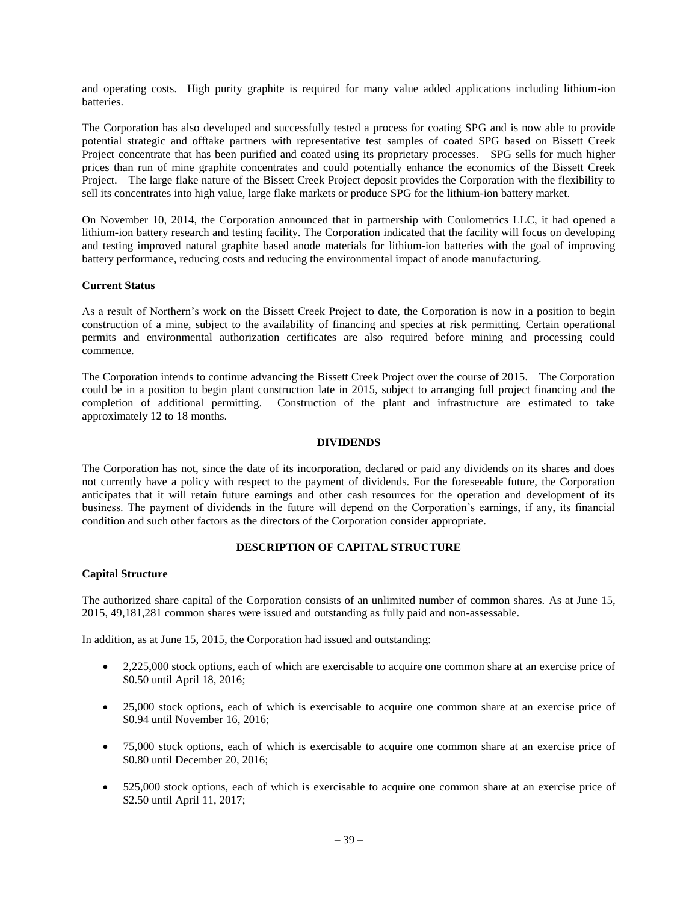and operating costs. High purity graphite is required for many value added applications including lithium-ion batteries.

The Corporation has also developed and successfully tested a process for coating SPG and is now able to provide potential strategic and offtake partners with representative test samples of coated SPG based on Bissett Creek Project concentrate that has been purified and coated using its proprietary processes. SPG sells for much higher prices than run of mine graphite concentrates and could potentially enhance the economics of the Bissett Creek Project. The large flake nature of the Bissett Creek Project deposit provides the Corporation with the flexibility to sell its concentrates into high value, large flake markets or produce SPG for the lithium-ion battery market.

On November 10, 2014, the Corporation announced that in partnership with Coulometrics LLC, it had opened a lithium-ion battery research and testing facility. The Corporation indicated that the facility will focus on developing and testing improved natural graphite based anode materials for lithium-ion batteries with the goal of improving battery performance, reducing costs and reducing the environmental impact of anode manufacturing.

**Current Status**

As a result of Northern's work on the Bissett Creek Project to date, the Corporation is now in a position to begin construction of a mine, subject to the availability of financing and species at risk permitting. Certain operational permits and environmental authorization certificates are also required before mining and processing could commence.

The Corporation intends to continue advancing the Bissett Creek Project over the course of 2015. The Corporation could be in a position to begin plant construction late in 2015, subject to arranging full project financing and the completion of additional permitting. Construction of the plant and infrastructure are estimated to take approximately 12 to 18 months.

## DIVIDENDS

The Corporation has not, since the date of its incorporation, declared or paid any dividends on its shares and does not currently have a policy with respect to the payment of dividends. For the foreseeable future, the Corporation anticipates that it will retain future earnings and other cash resources for the operation and development of its business. The payment of dividends in the future will depend on the Corporation's earnings, if any, its financial condition and such other factors as the directors of the Corporation consider appropriate.

## DESCRIPTION OF CAPITAL STRUCTURE

**Capital Structure**

The authorized share capital of the Corporation consists of an unlimited number of common shares. As at June 15, 2015, 49,181,281 common shares were issued and outstanding as fully paid and non-assessable.

In addition, as at June 15, 2015, the Corporation had issued and outstanding:

- 2,225,000 stock options, each of which are exercisable to acquire one common share at an exercise price of $0.50 until April 18, 2016;
- 25,000 stock options, each of which is exercisable to acquire one common share at an exercise price of $0.94 until November 16, 2016;
- 75,000 stock options, each of which is exercisable to acquire one common share at an exercise price of $0.80 until December 20, 2016;
- 525,000 stock options, each of which is exercisable to acquire one common share at an exercise price of $2.50 until April 11, 2017;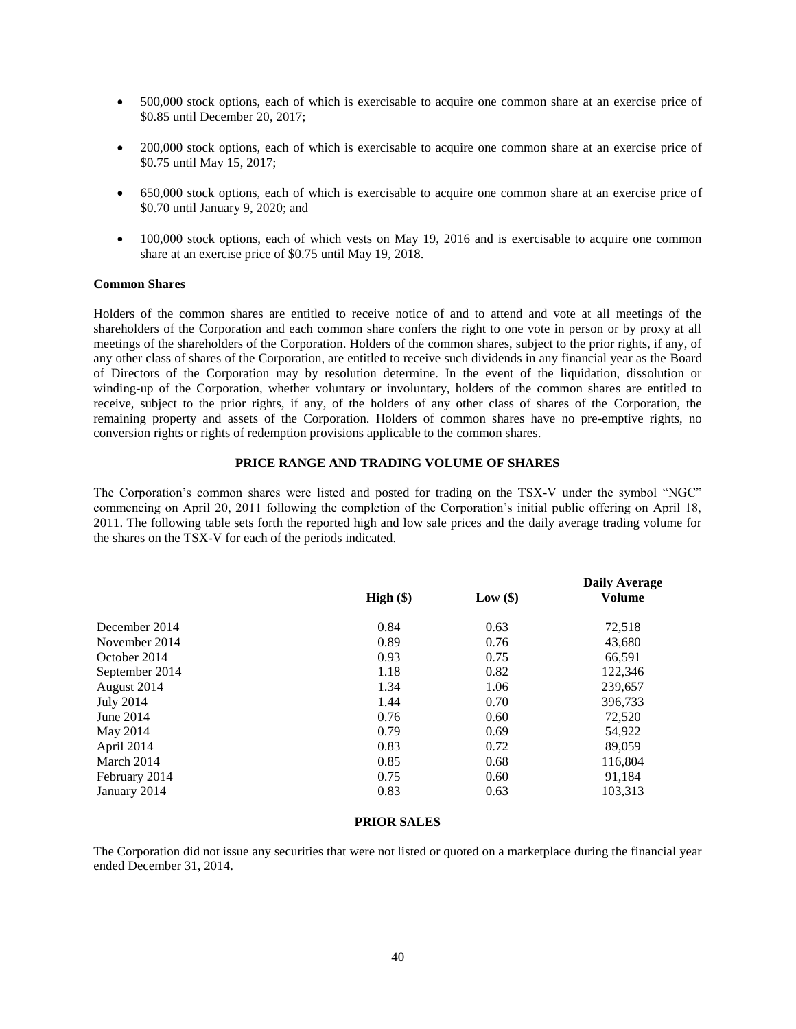- 500,000 stock options, each of which is exercisable to acquire one common share at an exercise price of $0.85 until December 20, 2017;
- 200,000 stock options, each of which is exercisable to acquire one common share at an exercise price of $0.75 until May 15, 2017;
- 650,000 stock options, each of which is exercisable to acquire one common share at an exercise price of $0.70 until January 9, 2020; and
- 100,000 stock options, each of which vests on May 19, 2016 and is exercisable to acquire one common share at an exercise price of $0.75 until May 19, 2018.

**Common Shares**

Holders of the common shares are entitled to receive notice of and to attend and vote at all meetings of the shareholders of the Corporation and each common share confers the right to one vote in person or by proxy at all meetings of the shareholders of the Corporation. Holders of the common shares, subject to the prior rights, if any, of any other class of shares of the Corporation, are entitled to receive such dividends in any financial year as the Board of Directors of the Corporation may by resolution determine. In the event of the liquidation, dissolution or winding-up of the Corporation, whether voluntary or involuntary, holders of the common shares are entitled to receive, subject to the prior rights, if any, of the holders of any other class of shares of the Corporation, the remaining property and assets of the Corporation. Holders of common shares have no pre-emptive rights, no conversion rights or rights of redemption provisions applicable to the common shares.

## PRICE RANGE AND TRADING VOLUME OF SHARES

The Corporation's common shares were listed and posted for trading on the TSX-V under the symbol "NGC" commencing on April 20, 2011 following the completion of the Corporation's initial public offering on April 18, 2011. The following table sets forth the reported high and low sale prices and the daily average trading volume for the shares on the TSX-V for each of the periods indicated.

| | High ($) | Low ($) | Daily Average Volume |
|---|---|---|---|
| December 2014 | 0.84 | 0.63 | 72,518 |
| November 2014 | 0.89 | 0.76 | 43,680 |
| October 2014 | 0.93 | 0.75 | 66,591 |
| September 2014 | 1.18 | 0.82 | 122,346 |
| August 2014 | 1.34 | 1.06 | 239,657 |
| July 2014 | 1.44 | 0.70 | 396,733 |
| June 2014 | 0.76 | 0.60 | 72,520 |
| May 2014 | 0.79 | 0.69 | 54,922 |
| April 2014 | 0.83 | 0.72 | 89,059 |
| March 2014 | 0.85 | 0.68 | 116,804 |
| February 2014 | 0.75 | 0.60 | 91,184 |
| January 2014 | 0.83 | 0.63 | 103,313 |

## PRIOR SALES

The Corporation did not issue any securities that were not listed or quoted on a marketplace during the financial year ended December 31, 2014.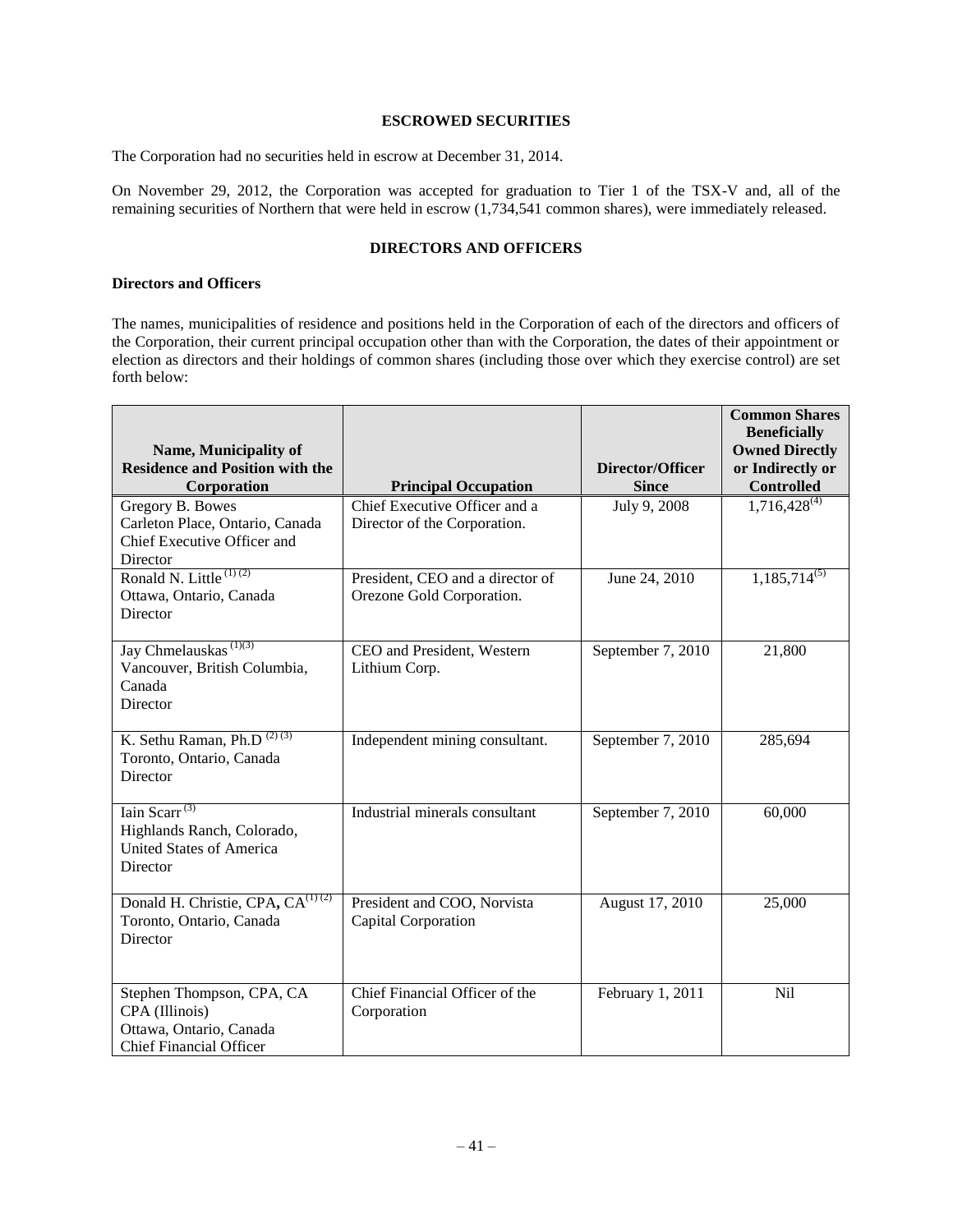## ESCROWED SECURITIES

The Corporation had no securities held in escrow at December 31, 2014.

On November 29, 2012, the Corporation was accepted for graduation to Tier 1 of the TSX-V and, all of the remaining securities of Northern that were held in escrow (1,734,541 common shares), were immediately released.

## DIRECTORS AND OFFICERS

### Directors and Officers

The names, municipalities of residence and positions held in the Corporation of each of the directors and officers of the Corporation, their current principal occupation other than with the Corporation, the dates of their appointment or election as directors and their holdings of common shares (including those over which they exercise control) are set forth below:

| Name, Municipality of Residence and Position with the Corporation | Principal Occupation | Director/Officer Since | Common Shares Beneficially Owned Directly or Indirectly or Controlled |
|---|---|---|---|
| Gregory B. Bowes<br>Carleton Place, Ontario, Canada<br>Chief Executive Officer and Director | Chief Executive Officer and a Director of the Corporation. | July 9, 2008 | 1,716,428 (4) |
| Ronald N. Little (1) (2)<br>Ottawa, Ontario, Canada<br>Director | President, CEO and a director of Orezone Gold Corporation. | June 24, 2010 | 1,185,714 (5) |
| Jay Chmelauskas (1)(3)<br>Vancouver, British Columbia, Canada<br>Director | CEO and President, Western Lithium Corp. | September 7, 2010 | 21,800 |
| K. Sethu Raman, Ph.D (2) (3)<br>Toronto, Ontario, Canada<br>Director | Independent mining consultant. | September 7, 2010 | 285,694 |
| Iain Scarr (3)<br>Highlands Ranch, Colorado, United States of America<br>Director | Industrial minerals consultant | September 7, 2010 | 60,000 |
| Donald H. Christie, CPA, CA (1) (2)<br>Toronto, Ontario, Canada<br>Director | President and COO, Norvista Capital Corporation | August 17, 2010 | 25,000 |
| Stephen Thompson, CPA, CA<br>CPA (Illinois)<br>Ottawa, Ontario, Canada<br>Chief Financial Officer | Chief Financial Officer of the Corporation | February 1, 2011 | Nil |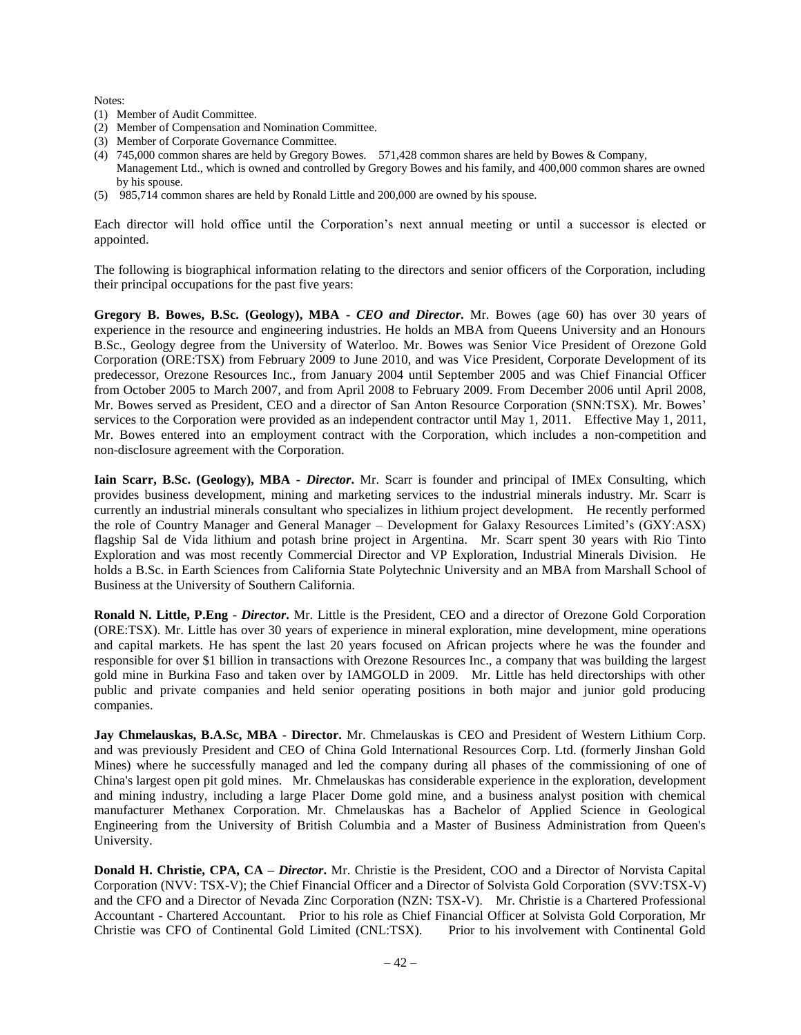Notes:

1. Member of Audit Committee.
2. Member of Compensation and Nomination Committee.
3. Member of Corporate Governance Committee.
4. 745,000 common shares are held by Gregory Bowes. 571,428 common shares are held by Bowes & Company, Management Ltd., which is owned and controlled by Gregory Bowes and his family, and 400,000 common shares are owned by his spouse.
5. 985,714 common shares are held by Ronald Little and 200,000 are owned by his spouse.

Each director will hold office until the Corporation's next annual meeting or until a successor is elected or appointed.

The following is biographical information relating to the directors and senior officers of the Corporation, including their principal occupations for the past five years:

**Gregory B. Bowes, B.Sc. (Geology), MBA - *CEO and Director*.** Mr. Bowes (age 60) has over 30 years of experience in the resource and engineering industries. He holds an MBA from Queens University and an Honours B.Sc., Geology degree from the University of Waterloo. Mr. Bowes was Senior Vice President of Orezone Gold Corporation (ORE:TSX) from February 2009 to June 2010, and was Vice President, Corporate Development of its predecessor, Orezone Resources Inc., from January 2004 until September 2005 and was Chief Financial Officer from October 2005 to March 2007, and from April 2008 to February 2009. From December 2006 until April 2008, Mr. Bowes served as President, CEO and a director of San Anton Resource Corporation (SNN:TSX). Mr. Bowes' services to the Corporation were provided as an independent contractor until May 1, 2011. Effective May 1, 2011, Mr. Bowes entered into an employment contract with the Corporation, which includes a non-competition and non-disclosure agreement with the Corporation.

**Iain Scarr, B.Sc. (Geology), MBA - *Director*.** Mr. Scarr is founder and principal of IMEx Consulting, which provides business development, mining and marketing services to the industrial minerals industry. Mr. Scarr is currently an industrial minerals consultant who specializes in lithium project development. He recently performed the role of Country Manager and General Manager – Development for Galaxy Resources Limited's (GXY:ASX) flagship Sal de Vida lithium and potash brine project in Argentina. Mr. Scarr spent 30 years with Rio Tinto Exploration and was most recently Commercial Director and VP Exploration, Industrial Minerals Division. He holds a B.Sc. in Earth Sciences from California State Polytechnic University and an MBA from Marshall School of Business at the University of Southern California.

**Ronald N. Little, P.Eng - *Director*.** Mr. Little is the President, CEO and a director of Orezone Gold Corporation (ORE:TSX). Mr. Little has over 30 years of experience in mineral exploration, mine development, mine operations and capital markets. He has spent the last 20 years focused on African projects where he was the founder and responsible for over $1 billion in transactions with Orezone Resources Inc., a company that was building the largest gold mine in Burkina Faso and taken over by IAMGOLD in 2009. Mr. Little has held directorships with other public and private companies and held senior operating positions in both major and junior gold producing companies.

**Jay Chmelauskas, B.A.Sc, MBA - Director.** Mr. Chmelauskas is CEO and President of Western Lithium Corp. and was previously President and CEO of China Gold International Resources Corp. Ltd. (formerly Jinshan Gold Mines) where he successfully managed and led the company during all phases of the commissioning of one of China's largest open pit gold mines. Mr. Chmelauskas has considerable experience in the exploration, development and mining industry, including a large Placer Dome gold mine, and a business analyst position with chemical manufacturer Methanex Corporation. Mr. Chmelauskas has a Bachelor of Applied Science in Geological Engineering from the University of British Columbia and a Master of Business Administration from Queen's University.

**Donald H. Christie, CPA, CA – *Director*.** Mr. Christie is the President, COO and a Director of Norvista Capital Corporation (NVV: TSX-V); the Chief Financial Officer and a Director of Solvista Gold Corporation (SVV:TSX-V) and the CFO and a Director of Nevada Zinc Corporation (NZN: TSX-V). Mr. Christie is a Chartered Professional Accountant - Chartered Accountant. Prior to his role as Chief Financial Officer at Solvista Gold Corporation, Mr Christie was CFO of Continental Gold Limited (CNL:TSX). Prior to his involvement with Continental Gold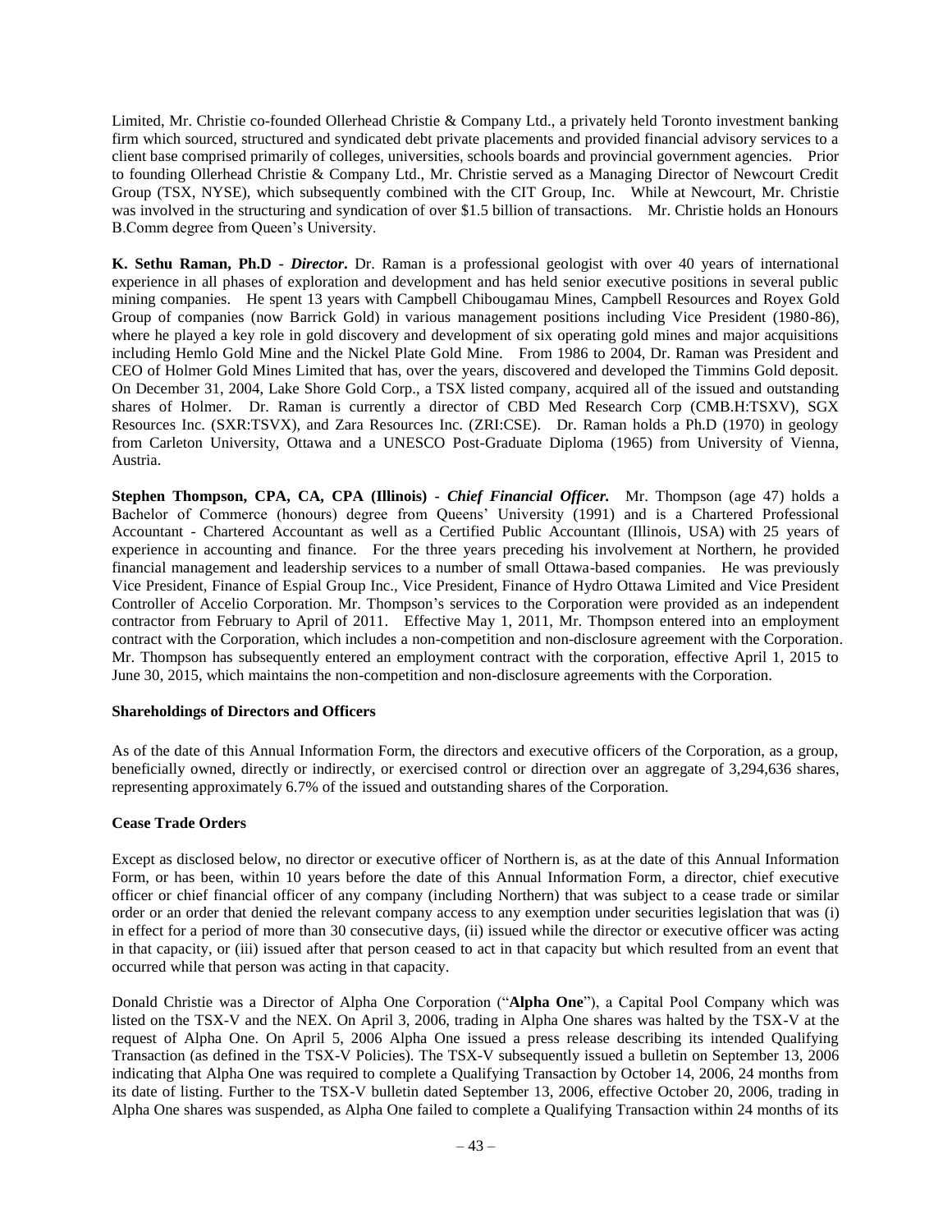Limited, Mr. Christie co-founded Ollerhead Christie & Company Ltd., a privately held Toronto investment banking firm which sourced, structured and syndicated debt private placements and provided financial advisory services to a client base comprised primarily of colleges, universities, schools boards and provincial government agencies. Prior to founding Ollerhead Christie & Company Ltd., Mr. Christie served as a Managing Director of Newcourt Credit Group (TSX, NYSE), which subsequently combined with the CIT Group, Inc. While at Newcourt, Mr. Christie was involved in the structuring and syndication of over $1.5 billion of transactions. Mr. Christie holds an Honours B.Comm degree from Queen's University.

**K. Sethu Raman, Ph.D -** ***Director.*** Dr. Raman is a professional geologist with over 40 years of international experience in all phases of exploration and development and has held senior executive positions in several public mining companies. He spent 13 years with Campbell Chibougamau Mines, Campbell Resources and Royex Gold Group of companies (now Barrick Gold) in various management positions including Vice President (1980-86), where he played a key role in gold discovery and development of six operating gold mines and major acquisitions including Hemlo Gold Mine and the Nickel Plate Gold Mine. From 1986 to 2004, Dr. Raman was President and CEO of Holmer Gold Mines Limited that has, over the years, discovered and developed the Timmins Gold deposit. On December 31, 2004, Lake Shore Gold Corp., a TSX listed company, acquired all of the issued and outstanding shares of Holmer. Dr. Raman is currently a director of CBD Med Research Corp (CMB.H:TSXV), SGX Resources Inc. (SXR:TSVX), and Zara Resources Inc. (ZRI:CSE). Dr. Raman holds a Ph.D (1970) in geology from Carleton University, Ottawa and a UNESCO Post-Graduate Diploma (1965) from University of Vienna, Austria.

**Stephen Thompson, CPA, CA, CPA (Illinois) -** ***Chief Financial Officer.*** Mr. Thompson (age 47) holds a Bachelor of Commerce (honours) degree from Queens' University (1991) and is a Chartered Professional Accountant - Chartered Accountant as well as a Certified Public Accountant (Illinois, USA) with 25 years of experience in accounting and finance. For the three years preceding his involvement at Northern, he provided financial management and leadership services to a number of small Ottawa-based companies. He was previously Vice President, Finance of Espial Group Inc., Vice President, Finance of Hydro Ottawa Limited and Vice President Controller of Accelio Corporation. Mr. Thompson's services to the Corporation were provided as an independent contractor from February to April of 2011. Effective May 1, 2011, Mr. Thompson entered into an employment contract with the Corporation, which includes a non-competition and non-disclosure agreement with the Corporation. Mr. Thompson has subsequently entered an employment contract with the corporation, effective April 1, 2015 to June 30, 2015, which maintains the non-competition and non-disclosure agreements with the Corporation.

**Shareholdings of Directors and Officers**

As of the date of this Annual Information Form, the directors and executive officers of the Corporation, as a group, beneficially owned, directly or indirectly, or exercised control or direction over an aggregate of 3,294,636 shares, representing approximately 6.7% of the issued and outstanding shares of the Corporation.

**Cease Trade Orders**

Except as disclosed below, no director or executive officer of Northern is, as at the date of this Annual Information Form, or has been, within 10 years before the date of this Annual Information Form, a director, chief executive officer or chief financial officer of any company (including Northern) that was subject to a cease trade or similar order or an order that denied the relevant company access to any exemption under securities legislation that was (i) in effect for a period of more than 30 consecutive days, (ii) issued while the director or executive officer was acting in that capacity, or (iii) issued after that person ceased to act in that capacity but which resulted from an event that occurred while that person was acting in that capacity.

Donald Christie was a Director of Alpha One Corporation ("**Alpha One**"), a Capital Pool Company which was listed on the TSX-V and the NEX. On April 3, 2006, trading in Alpha One shares was halted by the TSX-V at the request of Alpha One. On April 5, 2006 Alpha One issued a press release describing its intended Qualifying Transaction (as defined in the TSX-V Policies). The TSX-V subsequently issued a bulletin on September 13, 2006 indicating that Alpha One was required to complete a Qualifying Transaction by October 14, 2006, 24 months from its date of listing. Further to the TSX-V bulletin dated September 13, 2006, effective October 20, 2006, trading in Alpha One shares was suspended, as Alpha One failed to complete a Qualifying Transaction within 24 months of its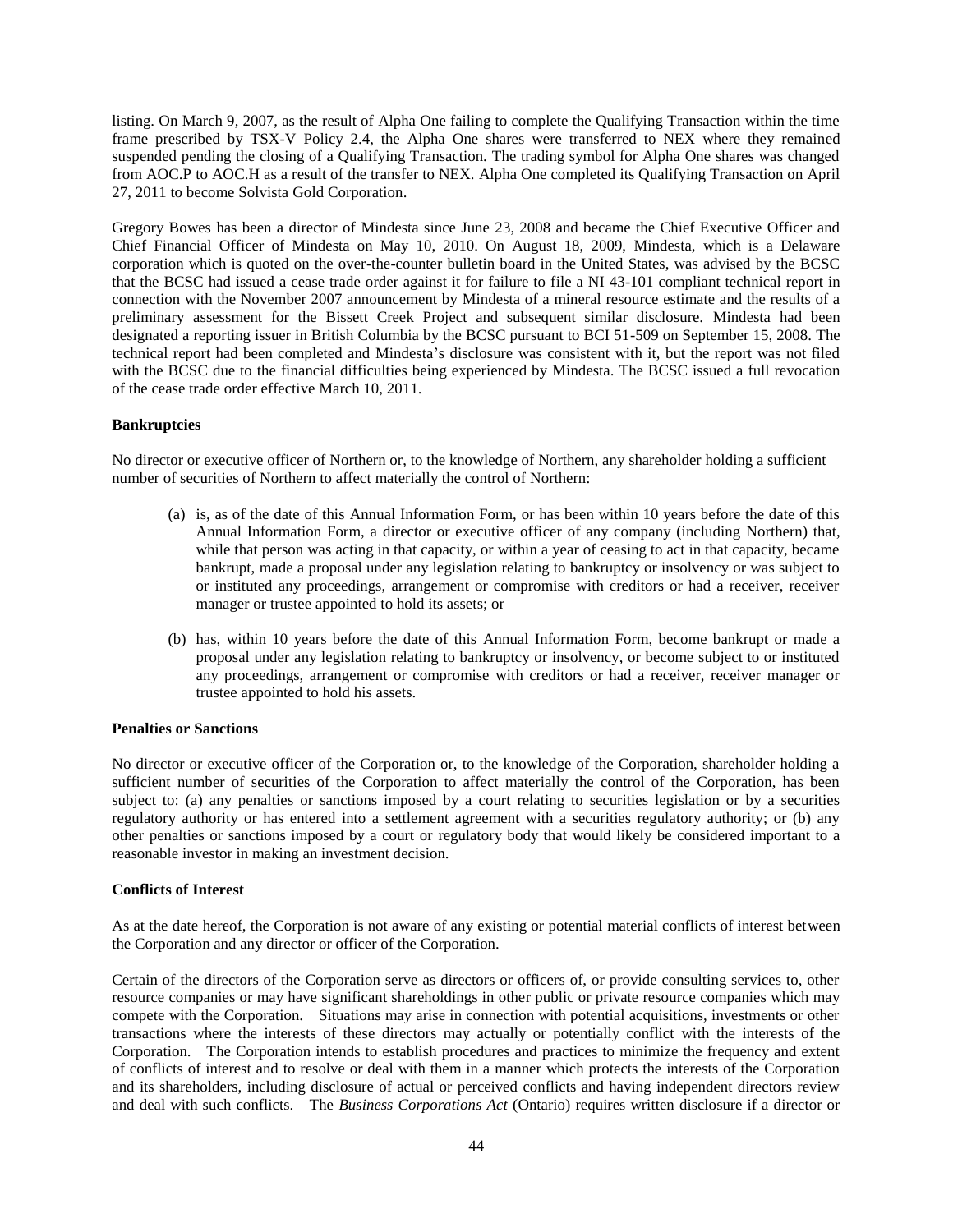listing. On March 9, 2007, as the result of Alpha One failing to complete the Qualifying Transaction within the time frame prescribed by TSX-V Policy 2.4, the Alpha One shares were transferred to NEX where they remained suspended pending the closing of a Qualifying Transaction. The trading symbol for Alpha One shares was changed from AOC.P to AOC.H as a result of the transfer to NEX. Alpha One completed its Qualifying Transaction on April 27, 2011 to become Solvista Gold Corporation.

Gregory Bowes has been a director of Mindesta since June 23, 2008 and became the Chief Executive Officer and Chief Financial Officer of Mindesta on May 10, 2010. On August 18, 2009, Mindesta, which is a Delaware corporation which is quoted on the over-the-counter bulletin board in the United States, was advised by the BCSC that the BCSC had issued a cease trade order against it for failure to file a NI 43-101 compliant technical report in connection with the November 2007 announcement by Mindesta of a mineral resource estimate and the results of a preliminary assessment for the Bissett Creek Project and subsequent similar disclosure. Mindesta had been designated a reporting issuer in British Columbia by the BCSC pursuant to BCI 51-509 on September 15, 2008. The technical report had been completed and Mindesta's disclosure was consistent with it, but the report was not filed with the BCSC due to the financial difficulties being experienced by Mindesta. The BCSC issued a full revocation of the cease trade order effective March 10, 2011.

**Bankruptcies**

No director or executive officer of Northern or, to the knowledge of Northern, any shareholder holding a sufficient number of securities of Northern to affect materially the control of Northern:

(a) is, as of the date of this Annual Information Form, or has been within 10 years before the date of this Annual Information Form, a director or executive officer of any company (including Northern) that, while that person was acting in that capacity, or within a year of ceasing to act in that capacity, became bankrupt, made a proposal under any legislation relating to bankruptcy or insolvency or was subject to or instituted any proceedings, arrangement or compromise with creditors or had a receiver, receiver manager or trustee appointed to hold its assets; or

(b) has, within 10 years before the date of this Annual Information Form, become bankrupt or made a proposal under any legislation relating to bankruptcy or insolvency, or become subject to or instituted any proceedings, arrangement or compromise with creditors or had a receiver, receiver manager or trustee appointed to hold his assets.

**Penalties or Sanctions**

No director or executive officer of the Corporation or, to the knowledge of the Corporation, shareholder holding a sufficient number of securities of the Corporation to affect materially the control of the Corporation, has been subject to: (a) any penalties or sanctions imposed by a court relating to securities legislation or by a securities regulatory authority or has entered into a settlement agreement with a securities regulatory authority; or (b) any other penalties or sanctions imposed by a court or regulatory body that would likely be considered important to a reasonable investor in making an investment decision.

**Conflicts of Interest**

As at the date hereof, the Corporation is not aware of any existing or potential material conflicts of interest between the Corporation and any director or officer of the Corporation.

Certain of the directors of the Corporation serve as directors or officers of, or provide consulting services to, other resource companies or may have significant shareholdings in other public or private resource companies which may compete with the Corporation. Situations may arise in connection with potential acquisitions, investments or other transactions where the interests of these directors may actually or potentially conflict with the interests of the Corporation. The Corporation intends to establish procedures and practices to minimize the frequency and extent of conflicts of interest and to resolve or deal with them in a manner which protects the interests of the Corporation and its shareholders, including disclosure of actual or perceived conflicts and having independent directors review and deal with such conflicts. The *Business Corporations Act* (Ontario) requires written disclosure if a director or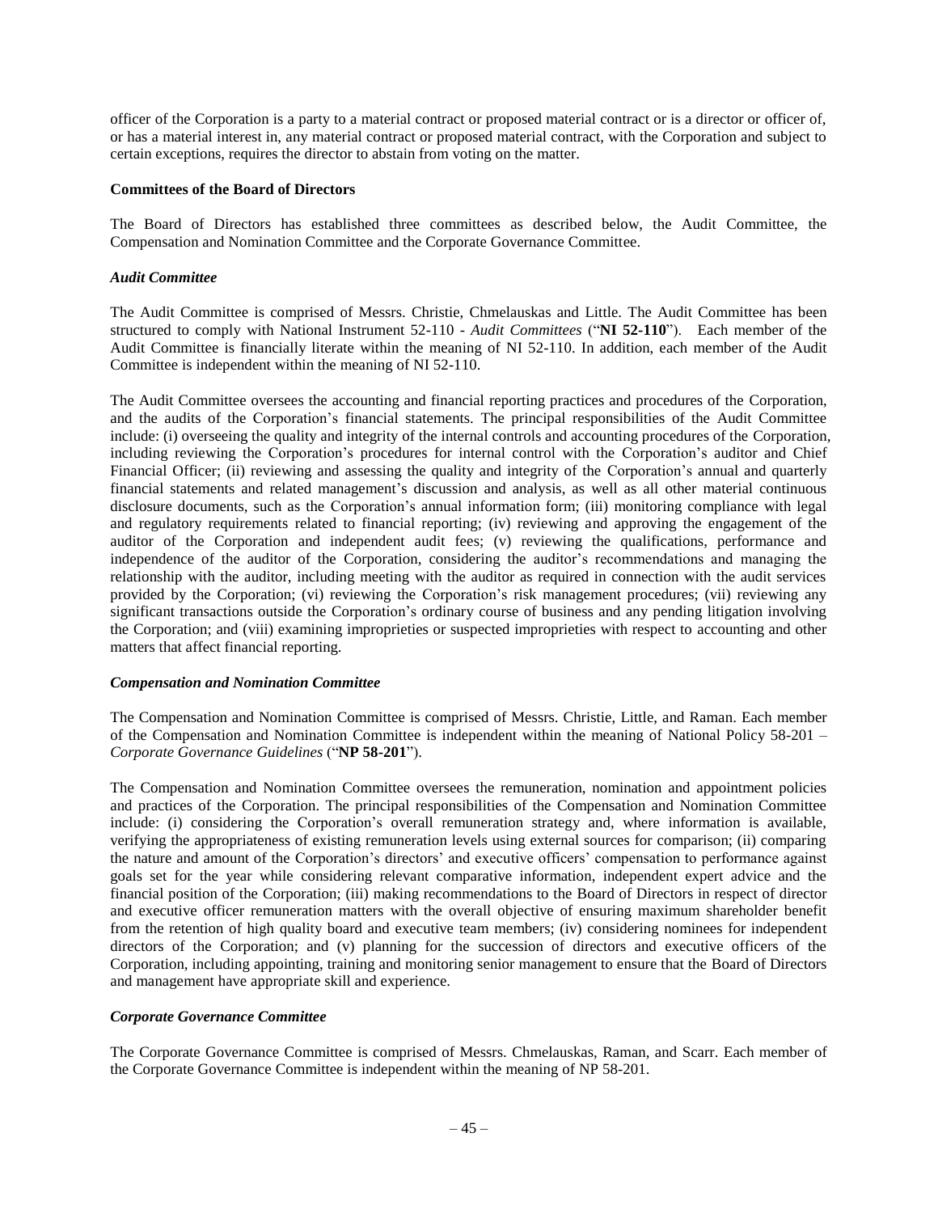officer of the Corporation is a party to a material contract or proposed material contract or is a director or officer of, or has a material interest in, any material contract or proposed material contract, with the Corporation and subject to certain exceptions, requires the director to abstain from voting on the matter.

**Committees of the Board of Directors**

The Board of Directors has established three committees as described below, the Audit Committee, the Compensation and Nomination Committee and the Corporate Governance Committee.

***Audit Committee***

The Audit Committee is comprised of Messrs. Christie, Chmelauskas and Little. The Audit Committee has been structured to comply with National Instrument 52-110 - *Audit Committees* ("**NI 52-110**"). Each member of the Audit Committee is financially literate within the meaning of NI 52-110. In addition, each member of the Audit Committee is independent within the meaning of NI 52-110.

The Audit Committee oversees the accounting and financial reporting practices and procedures of the Corporation, and the audits of the Corporation's financial statements. The principal responsibilities of the Audit Committee include: (i) overseeing the quality and integrity of the internal controls and accounting procedures of the Corporation, including reviewing the Corporation's procedures for internal control with the Corporation's auditor and Chief Financial Officer; (ii) reviewing and assessing the quality and integrity of the Corporation's annual and quarterly financial statements and related management's discussion and analysis, as well as all other material continuous disclosure documents, such as the Corporation's annual information form; (iii) monitoring compliance with legal and regulatory requirements related to financial reporting; (iv) reviewing and approving the engagement of the auditor of the Corporation and independent audit fees; (v) reviewing the qualifications, performance and independence of the auditor of the Corporation, considering the auditor's recommendations and managing the relationship with the auditor, including meeting with the auditor as required in connection with the audit services provided by the Corporation; (vi) reviewing the Corporation's risk management procedures; (vii) reviewing any significant transactions outside the Corporation's ordinary course of business and any pending litigation involving the Corporation; and (viii) examining improprieties or suspected improprieties with respect to accounting and other matters that affect financial reporting.

***Compensation and Nomination Committee***

The Compensation and Nomination Committee is comprised of Messrs. Christie, Little, and Raman. Each member of the Compensation and Nomination Committee is independent within the meaning of National Policy 58-201 – *Corporate Governance Guidelines* ("**NP 58-201**").

The Compensation and Nomination Committee oversees the remuneration, nomination and appointment policies and practices of the Corporation. The principal responsibilities of the Compensation and Nomination Committee include: (i) considering the Corporation's overall remuneration strategy and, where information is available, verifying the appropriateness of existing remuneration levels using external sources for comparison; (ii) comparing the nature and amount of the Corporation's directors' and executive officers' compensation to performance against goals set for the year while considering relevant comparative information, independent expert advice and the financial position of the Corporation; (iii) making recommendations to the Board of Directors in respect of director and executive officer remuneration matters with the overall objective of ensuring maximum shareholder benefit from the retention of high quality board and executive team members; (iv) considering nominees for independent directors of the Corporation; and (v) planning for the succession of directors and executive officers of the Corporation, including appointing, training and monitoring senior management to ensure that the Board of Directors and management have appropriate skill and experience.

***Corporate Governance Committee***

The Corporate Governance Committee is comprised of Messrs. Chmelauskas, Raman, and Scarr. Each member of the Corporate Governance Committee is independent within the meaning of NP 58-201.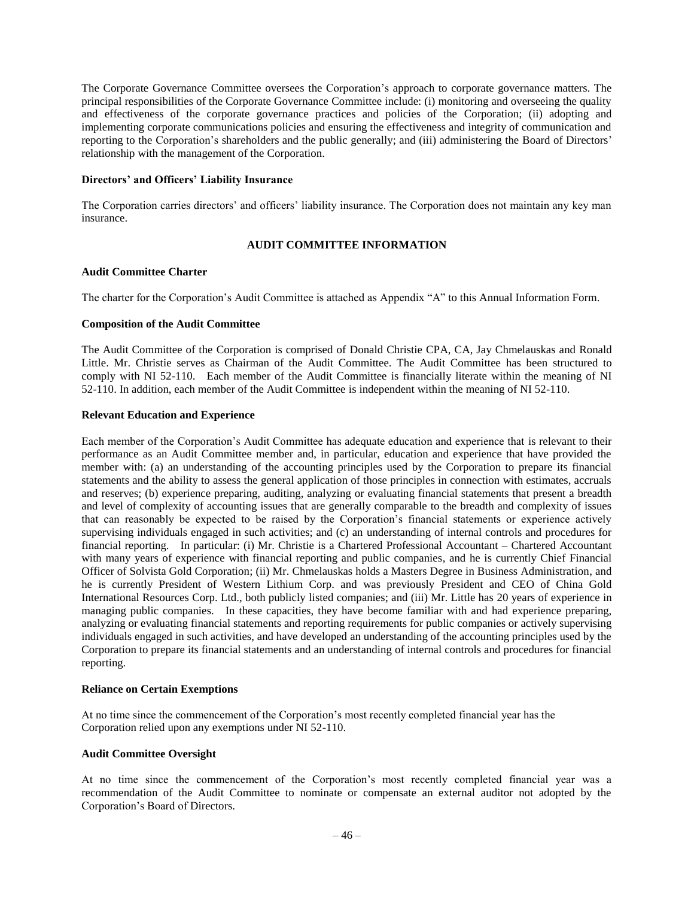The Corporate Governance Committee oversees the Corporation's approach to corporate governance matters. The principal responsibilities of the Corporate Governance Committee include: (i) monitoring and overseeing the quality and effectiveness of the corporate governance practices and policies of the Corporation; (ii) adopting and implementing corporate communications policies and ensuring the effectiveness and integrity of communication and reporting to the Corporation's shareholders and the public generally; and (iii) administering the Board of Directors' relationship with the management of the Corporation.

**Directors' and Officers' Liability Insurance**

The Corporation carries directors' and officers' liability insurance. The Corporation does not maintain any key man insurance.

## AUDIT COMMITTEE INFORMATION

**Audit Committee Charter**

The charter for the Corporation's Audit Committee is attached as Appendix "A" to this Annual Information Form.

**Composition of the Audit Committee**

The Audit Committee of the Corporation is comprised of Donald Christie CPA, CA, Jay Chmelauskas and Ronald Little. Mr. Christie serves as Chairman of the Audit Committee. The Audit Committee has been structured to comply with NI 52-110. Each member of the Audit Committee is financially literate within the meaning of NI 52-110. In addition, each member of the Audit Committee is independent within the meaning of NI 52-110.

**Relevant Education and Experience**

Each member of the Corporation's Audit Committee has adequate education and experience that is relevant to their performance as an Audit Committee member and, in particular, education and experience that have provided the member with: (a) an understanding of the accounting principles used by the Corporation to prepare its financial statements and the ability to assess the general application of those principles in connection with estimates, accruals and reserves; (b) experience preparing, auditing, analyzing or evaluating financial statements that present a breadth and level of complexity of accounting issues that are generally comparable to the breadth and complexity of issues that can reasonably be expected to be raised by the Corporation's financial statements or experience actively supervising individuals engaged in such activities; and (c) an understanding of internal controls and procedures for financial reporting. In particular: (i) Mr. Christie is a Chartered Professional Accountant – Chartered Accountant with many years of experience with financial reporting and public companies, and he is currently Chief Financial Officer of Solvista Gold Corporation; (ii) Mr. Chmelauskas holds a Masters Degree in Business Administration, and he is currently President of Western Lithium Corp. and was previously President and CEO of China Gold International Resources Corp. Ltd., both publicly listed companies; and (iii) Mr. Little has 20 years of experience in managing public companies. In these capacities, they have become familiar with and had experience preparing, analyzing or evaluating financial statements and reporting requirements for public companies or actively supervising individuals engaged in such activities, and have developed an understanding of the accounting principles used by the Corporation to prepare its financial statements and an understanding of internal controls and procedures for financial reporting.

**Reliance on Certain Exemptions**

At no time since the commencement of the Corporation's most recently completed financial year has the Corporation relied upon any exemptions under NI 52-110.

**Audit Committee Oversight**

At no time since the commencement of the Corporation's most recently completed financial year was a recommendation of the Audit Committee to nominate or compensate an external auditor not adopted by the Corporation's Board of Directors.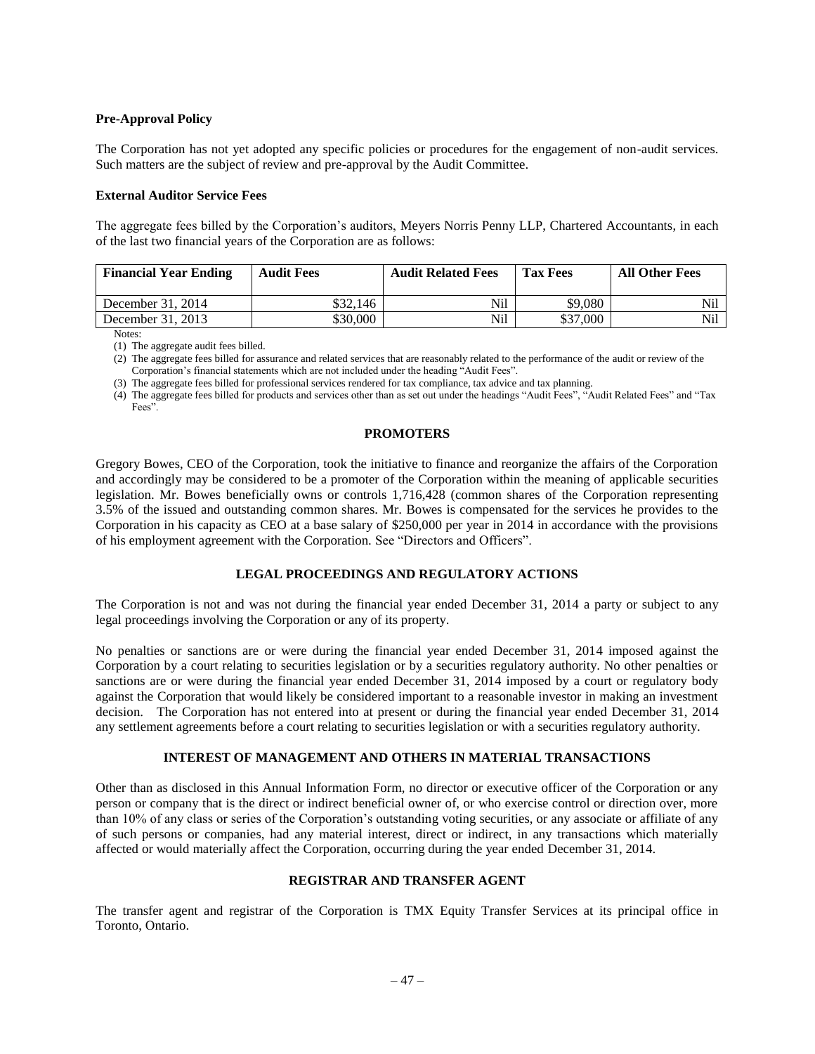**Pre-Approval Policy**

The Corporation has not yet adopted any specific policies or procedures for the engagement of non-audit services. Such matters are the subject of review and pre-approval by the Audit Committee.

**External Auditor Service Fees**

The aggregate fees billed by the Corporation's auditors, Meyers Norris Penny LLP, Chartered Accountants, in each of the last two financial years of the Corporation are as follows:

| Financial Year Ending | Audit Fees | Audit Related Fees | Tax Fees | All Other Fees |
|---|---|---|---|---|
| December 31, 2014 | \$32,146 | Nil | \$9,080 | Nil |
| December 31, 2013 | \$30,000 | Nil | \$37,000 | Nil |

Notes:

(1) The aggregate audit fees billed.

(2) The aggregate fees billed for assurance and related services that are reasonably related to the performance of the audit or review of the Corporation's financial statements which are not included under the heading "Audit Fees".

(3) The aggregate fees billed for professional services rendered for tax compliance, tax advice and tax planning.

(4) The aggregate fees billed for products and services other than as set out under the headings "Audit Fees", "Audit Related Fees" and "Tax Fees".

## PROMOTERS

Gregory Bowes, CEO of the Corporation, took the initiative to finance and reorganize the affairs of the Corporation and accordingly may be considered to be a promoter of the Corporation within the meaning of applicable securities legislation. Mr. Bowes beneficially owns or controls 1,716,428 (common shares of the Corporation representing 3.5% of the issued and outstanding common shares. Mr. Bowes is compensated for the services he provides to the Corporation in his capacity as CEO at a base salary of \$250,000 per year in 2014 in accordance with the provisions of his employment agreement with the Corporation. See "Directors and Officers".

## LEGAL PROCEEDINGS AND REGULATORY ACTIONS

The Corporation is not and was not during the financial year ended December 31, 2014 a party or subject to any legal proceedings involving the Corporation or any of its property.

No penalties or sanctions are or were during the financial year ended December 31, 2014 imposed against the Corporation by a court relating to securities legislation or by a securities regulatory authority. No other penalties or sanctions are or were during the financial year ended December 31, 2014 imposed by a court or regulatory body against the Corporation that would likely be considered important to a reasonable investor in making an investment decision. The Corporation has not entered into at present or during the financial year ended December 31, 2014 any settlement agreements before a court relating to securities legislation or with a securities regulatory authority.

## INTEREST OF MANAGEMENT AND OTHERS IN MATERIAL TRANSACTIONS

Other than as disclosed in this Annual Information Form, no director or executive officer of the Corporation or any person or company that is the direct or indirect beneficial owner of, or who exercise control or direction over, more than 10% of any class or series of the Corporation's outstanding voting securities, or any associate or affiliate of any of such persons or companies, had any material interest, direct or indirect, in any transactions which materially affected or would materially affect the Corporation, occurring during the year ended December 31, 2014.

## REGISTRAR AND TRANSFER AGENT

The transfer agent and registrar of the Corporation is TMX Equity Transfer Services at its principal office in Toronto, Ontario.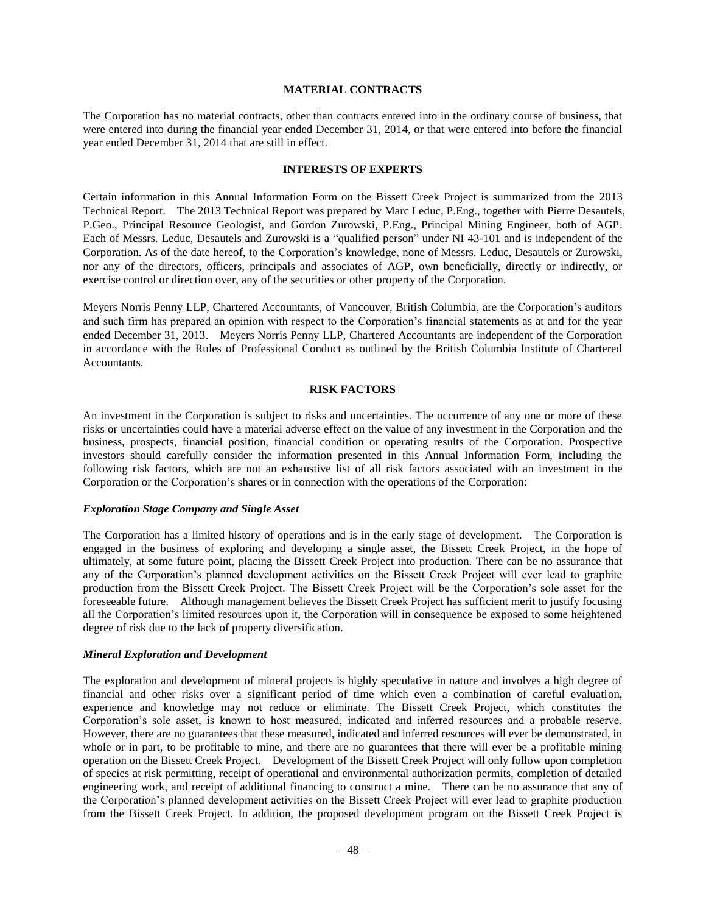## MATERIAL CONTRACTS

The Corporation has no material contracts, other than contracts entered into in the ordinary course of business, that were entered into during the financial year ended December 31, 2014, or that were entered into before the financial year ended December 31, 2014 that are still in effect.

## INTERESTS OF EXPERTS

Certain information in this Annual Information Form on the Bissett Creek Project is summarized from the 2013 Technical Report. The 2013 Technical Report was prepared by Marc Leduc, P.Eng., together with Pierre Desautels, P.Geo., Principal Resource Geologist, and Gordon Zurowski, P.Eng., Principal Mining Engineer, both of AGP. Each of Messrs. Leduc, Desautels and Zurowski is a "qualified person" under NI 43-101 and is independent of the Corporation. As of the date hereof, to the Corporation's knowledge, none of Messrs. Leduc, Desautels or Zurowski, nor any of the directors, officers, principals and associates of AGP, own beneficially, directly or indirectly, or exercise control or direction over, any of the securities or other property of the Corporation.

Meyers Norris Penny LLP, Chartered Accountants, of Vancouver, British Columbia, are the Corporation's auditors and such firm has prepared an opinion with respect to the Corporation's financial statements as at and for the year ended December 31, 2013. Meyers Norris Penny LLP, Chartered Accountants are independent of the Corporation in accordance with the Rules of Professional Conduct as outlined by the British Columbia Institute of Chartered Accountants.

## RISK FACTORS

An investment in the Corporation is subject to risks and uncertainties. The occurrence of any one or more of these risks or uncertainties could have a material adverse effect on the value of any investment in the Corporation and the business, prospects, financial position, financial condition or operating results of the Corporation. Prospective investors should carefully consider the information presented in this Annual Information Form, including the following risk factors, which are not an exhaustive list of all risk factors associated with an investment in the Corporation or the Corporation's shares or in connection with the operations of the Corporation:

### *Exploration Stage Company and Single Asset*

The Corporation has a limited history of operations and is in the early stage of development. The Corporation is engaged in the business of exploring and developing a single asset, the Bissett Creek Project, in the hope of ultimately, at some future point, placing the Bissett Creek Project into production. There can be no assurance that any of the Corporation's planned development activities on the Bissett Creek Project will ever lead to graphite production from the Bissett Creek Project. The Bissett Creek Project will be the Corporation's sole asset for the foreseeable future. Although management believes the Bissett Creek Project has sufficient merit to justify focusing all the Corporation's limited resources upon it, the Corporation will in consequence be exposed to some heightened degree of risk due to the lack of property diversification.

### *Mineral Exploration and Development*

The exploration and development of mineral projects is highly speculative in nature and involves a high degree of financial and other risks over a significant period of time which even a combination of careful evaluation, experience and knowledge may not reduce or eliminate. The Bissett Creek Project, which constitutes the Corporation's sole asset, is known to host measured, indicated and inferred resources and a probable reserve. However, there are no guarantees that these measured, indicated and inferred resources will ever be demonstrated, in whole or in part, to be profitable to mine, and there are no guarantees that there will ever be a profitable mining operation on the Bissett Creek Project. Development of the Bissett Creek Project will only follow upon completion of species at risk permitting, receipt of operational and environmental authorization permits, completion of detailed engineering work, and receipt of additional financing to construct a mine. There can be no assurance that any of the Corporation's planned development activities on the Bissett Creek Project will ever lead to graphite production from the Bissett Creek Project. In addition, the proposed development program on the Bissett Creek Project is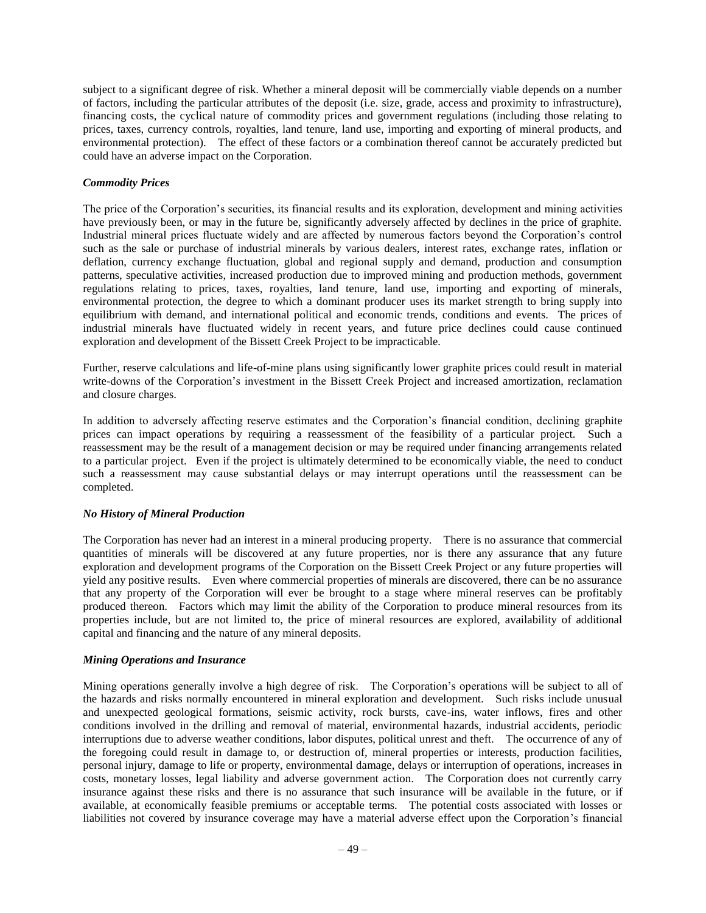subject to a significant degree of risk. Whether a mineral deposit will be commercially viable depends on a number of factors, including the particular attributes of the deposit (i.e. size, grade, access and proximity to infrastructure), financing costs, the cyclical nature of commodity prices and government regulations (including those relating to prices, taxes, currency controls, royalties, land tenure, land use, importing and exporting of mineral products, and environmental protection). The effect of these factors or a combination thereof cannot be accurately predicted but could have an adverse impact on the Corporation.

***Commodity Prices***

The price of the Corporation's securities, its financial results and its exploration, development and mining activities have previously been, or may in the future be, significantly adversely affected by declines in the price of graphite. Industrial mineral prices fluctuate widely and are affected by numerous factors beyond the Corporation's control such as the sale or purchase of industrial minerals by various dealers, interest rates, exchange rates, inflation or deflation, currency exchange fluctuation, global and regional supply and demand, production and consumption patterns, speculative activities, increased production due to improved mining and production methods, government regulations relating to prices, taxes, royalties, land tenure, land use, importing and exporting of minerals, environmental protection, the degree to which a dominant producer uses its market strength to bring supply into equilibrium with demand, and international political and economic trends, conditions and events. The prices of industrial minerals have fluctuated widely in recent years, and future price declines could cause continued exploration and development of the Bissett Creek Project to be impracticable.

Further, reserve calculations and life-of-mine plans using significantly lower graphite prices could result in material write-downs of the Corporation's investment in the Bissett Creek Project and increased amortization, reclamation and closure charges.

In addition to adversely affecting reserve estimates and the Corporation's financial condition, declining graphite prices can impact operations by requiring a reassessment of the feasibility of a particular project. Such a reassessment may be the result of a management decision or may be required under financing arrangements related to a particular project. Even if the project is ultimately determined to be economically viable, the need to conduct such a reassessment may cause substantial delays or may interrupt operations until the reassessment can be completed.

***No History of Mineral Production***

The Corporation has never had an interest in a mineral producing property. There is no assurance that commercial quantities of minerals will be discovered at any future properties, nor is there any assurance that any future exploration and development programs of the Corporation on the Bissett Creek Project or any future properties will yield any positive results. Even where commercial properties of minerals are discovered, there can be no assurance that any property of the Corporation will ever be brought to a stage where mineral reserves can be profitably produced thereon. Factors which may limit the ability of the Corporation to produce mineral resources from its properties include, but are not limited to, the price of mineral resources are explored, availability of additional capital and financing and the nature of any mineral deposits.

***Mining Operations and Insurance***

Mining operations generally involve a high degree of risk. The Corporation's operations will be subject to all of the hazards and risks normally encountered in mineral exploration and development. Such risks include unusual and unexpected geological formations, seismic activity, rock bursts, cave-ins, water inflows, fires and other conditions involved in the drilling and removal of material, environmental hazards, industrial accidents, periodic interruptions due to adverse weather conditions, labor disputes, political unrest and theft. The occurrence of any of the foregoing could result in damage to, or destruction of, mineral properties or interests, production facilities, personal injury, damage to life or property, environmental damage, delays or interruption of operations, increases in costs, monetary losses, legal liability and adverse government action. The Corporation does not currently carry insurance against these risks and there is no assurance that such insurance will be available in the future, or if available, at economically feasible premiums or acceptable terms. The potential costs associated with losses or liabilities not covered by insurance coverage may have a material adverse effect upon the Corporation's financial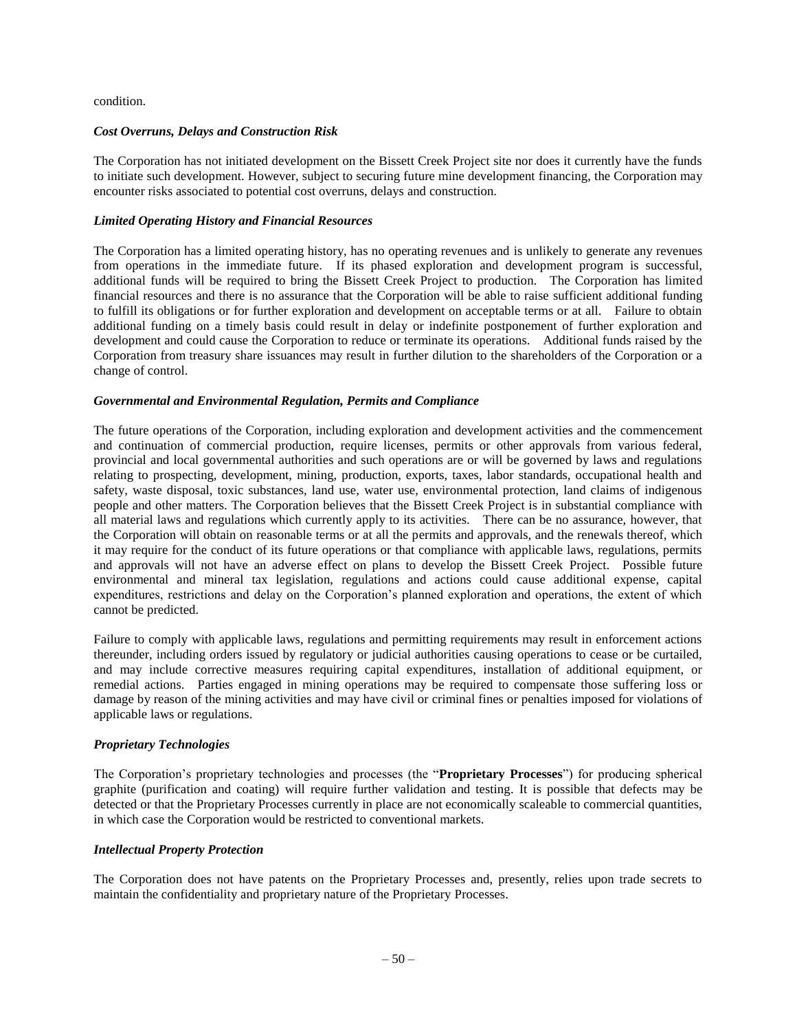condition.

***Cost Overruns, Delays and Construction Risk***

The Corporation has not initiated development on the Bissett Creek Project site nor does it currently have the funds to initiate such development. However, subject to securing future mine development financing, the Corporation may encounter risks associated to potential cost overruns, delays and construction.

***Limited Operating History and Financial Resources***

The Corporation has a limited operating history, has no operating revenues and is unlikely to generate any revenues from operations in the immediate future. If its phased exploration and development program is successful, additional funds will be required to bring the Bissett Creek Project to production. The Corporation has limited financial resources and there is no assurance that the Corporation will be able to raise sufficient additional funding to fulfill its obligations or for further exploration and development on acceptable terms or at all. Failure to obtain additional funding on a timely basis could result in delay or indefinite postponement of further exploration and development and could cause the Corporation to reduce or terminate its operations. Additional funds raised by the Corporation from treasury share issuances may result in further dilution to the shareholders of the Corporation or a change of control.

***Governmental and Environmental Regulation, Permits and Compliance***

The future operations of the Corporation, including exploration and development activities and the commencement and continuation of commercial production, require licenses, permits or other approvals from various federal, provincial and local governmental authorities and such operations are or will be governed by laws and regulations relating to prospecting, development, mining, production, exports, taxes, labor standards, occupational health and safety, waste disposal, toxic substances, land use, water use, environmental protection, land claims of indigenous people and other matters. The Corporation believes that the Bissett Creek Project is in substantial compliance with all material laws and regulations which currently apply to its activities. There can be no assurance, however, that the Corporation will obtain on reasonable terms or at all the permits and approvals, and the renewals thereof, which it may require for the conduct of its future operations or that compliance with applicable laws, regulations, permits and approvals will not have an adverse effect on plans to develop the Bissett Creek Project. Possible future environmental and mineral tax legislation, regulations and actions could cause additional expense, capital expenditures, restrictions and delay on the Corporation's planned exploration and operations, the extent of which cannot be predicted.

Failure to comply with applicable laws, regulations and permitting requirements may result in enforcement actions thereunder, including orders issued by regulatory or judicial authorities causing operations to cease or be curtailed, and may include corrective measures requiring capital expenditures, installation of additional equipment, or remedial actions. Parties engaged in mining operations may be required to compensate those suffering loss or damage by reason of the mining activities and may have civil or criminal fines or penalties imposed for violations of applicable laws or regulations.

***Proprietary Technologies***

The Corporation's proprietary technologies and processes (the "**Proprietary Processes**") for producing spherical graphite (purification and coating) will require further validation and testing. It is possible that defects may be detected or that the Proprietary Processes currently in place are not economically scaleable to commercial quantities, in which case the Corporation would be restricted to conventional markets.

***Intellectual Property Protection***

The Corporation does not have patents on the Proprietary Processes and, presently, relies upon trade secrets to maintain the confidentiality and proprietary nature of the Proprietary Processes.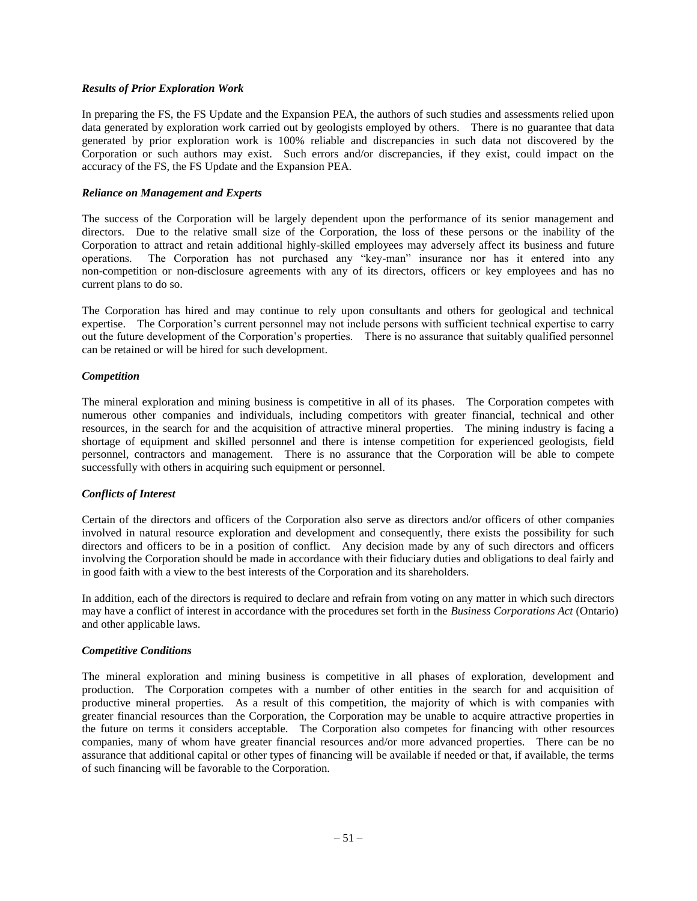***Results of Prior Exploration Work***

In preparing the FS, the FS Update and the Expansion PEA, the authors of such studies and assessments relied upon data generated by exploration work carried out by geologists employed by others. There is no guarantee that data generated by prior exploration work is 100% reliable and discrepancies in such data not discovered by the Corporation or such authors may exist. Such errors and/or discrepancies, if they exist, could impact on the accuracy of the FS, the FS Update and the Expansion PEA.

***Reliance on Management and Experts***

The success of the Corporation will be largely dependent upon the performance of its senior management and directors. Due to the relative small size of the Corporation, the loss of these persons or the inability of the Corporation to attract and retain additional highly-skilled employees may adversely affect its business and future operations. The Corporation has not purchased any "key-man" insurance nor has it entered into any non-competition or non-disclosure agreements with any of its directors, officers or key employees and has no current plans to do so.

The Corporation has hired and may continue to rely upon consultants and others for geological and technical expertise. The Corporation's current personnel may not include persons with sufficient technical expertise to carry out the future development of the Corporation's properties. There is no assurance that suitably qualified personnel can be retained or will be hired for such development.

***Competition***

The mineral exploration and mining business is competitive in all of its phases. The Corporation competes with numerous other companies and individuals, including competitors with greater financial, technical and other resources, in the search for and the acquisition of attractive mineral properties. The mining industry is facing a shortage of equipment and skilled personnel and there is intense competition for experienced geologists, field personnel, contractors and management. There is no assurance that the Corporation will be able to compete successfully with others in acquiring such equipment or personnel.

***Conflicts of Interest***

Certain of the directors and officers of the Corporation also serve as directors and/or officers of other companies involved in natural resource exploration and development and consequently, there exists the possibility for such directors and officers to be in a position of conflict. Any decision made by any of such directors and officers involving the Corporation should be made in accordance with their fiduciary duties and obligations to deal fairly and in good faith with a view to the best interests of the Corporation and its shareholders.

In addition, each of the directors is required to declare and refrain from voting on any matter in which such directors may have a conflict of interest in accordance with the procedures set forth in the *Business Corporations Act* (Ontario) and other applicable laws.

***Competitive Conditions***

The mineral exploration and mining business is competitive in all phases of exploration, development and production. The Corporation competes with a number of other entities in the search for and acquisition of productive mineral properties. As a result of this competition, the majority of which is with companies with greater financial resources than the Corporation, the Corporation may be unable to acquire attractive properties in the future on terms it considers acceptable. The Corporation also competes for financing with other resources companies, many of whom have greater financial resources and/or more advanced properties. There can be no assurance that additional capital or other types of financing will be available if needed or that, if available, the terms of such financing will be favorable to the Corporation.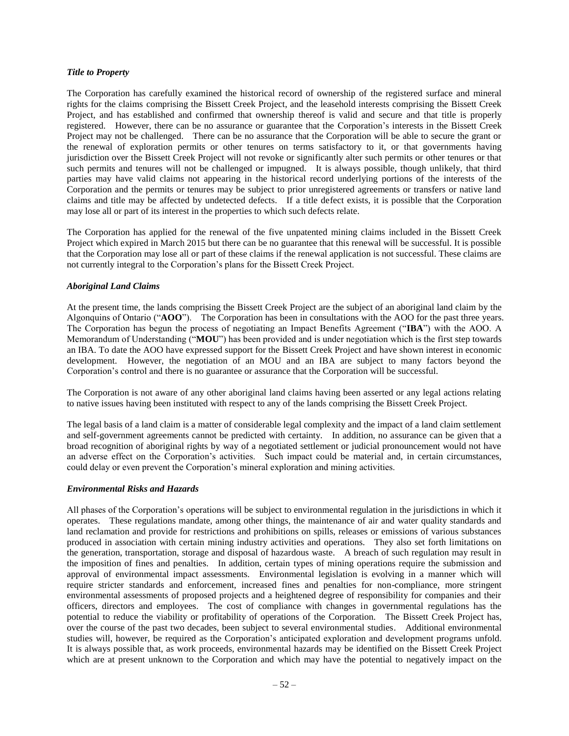***Title to Property***

The Corporation has carefully examined the historical record of ownership of the registered surface and mineral rights for the claims comprising the Bissett Creek Project, and the leasehold interests comprising the Bissett Creek Project, and has established and confirmed that ownership thereof is valid and secure and that title is properly registered. However, there can be no assurance or guarantee that the Corporation's interests in the Bissett Creek Project may not be challenged. There can be no assurance that the Corporation will be able to secure the grant or the renewal of exploration permits or other tenures on terms satisfactory to it, or that governments having jurisdiction over the Bissett Creek Project will not revoke or significantly alter such permits or other tenures or that such permits and tenures will not be challenged or impugned. It is always possible, though unlikely, that third parties may have valid claims not appearing in the historical record underlying portions of the interests of the Corporation and the permits or tenures may be subject to prior unregistered agreements or transfers or native land claims and title may be affected by undetected defects. If a title defect exists, it is possible that the Corporation may lose all or part of its interest in the properties to which such defects relate.

The Corporation has applied for the renewal of the five unpatented mining claims included in the Bissett Creek Project which expired in March 2015 but there can be no guarantee that this renewal will be successful. It is possible that the Corporation may lose all or part of these claims if the renewal application is not successful. These claims are not currently integral to the Corporation's plans for the Bissett Creek Project.

***Aboriginal Land Claims***

At the present time, the lands comprising the Bissett Creek Project are the subject of an aboriginal land claim by the Algonquins of Ontario ("**AOO**"). The Corporation has been in consultations with the AOO for the past three years. The Corporation has begun the process of negotiating an Impact Benefits Agreement ("**IBA**") with the AOO. A Memorandum of Understanding ("**MOU**") has been provided and is under negotiation which is the first step towards an IBA. To date the AOO have expressed support for the Bissett Creek Project and have shown interest in economic development. However, the negotiation of an MOU and an IBA are subject to many factors beyond the Corporation's control and there is no guarantee or assurance that the Corporation will be successful.

The Corporation is not aware of any other aboriginal land claims having been asserted or any legal actions relating to native issues having been instituted with respect to any of the lands comprising the Bissett Creek Project.

The legal basis of a land claim is a matter of considerable legal complexity and the impact of a land claim settlement and self-government agreements cannot be predicted with certainty. In addition, no assurance can be given that a broad recognition of aboriginal rights by way of a negotiated settlement or judicial pronouncement would not have an adverse effect on the Corporation's activities. Such impact could be material and, in certain circumstances, could delay or even prevent the Corporation's mineral exploration and mining activities.

***Environmental Risks and Hazards***

All phases of the Corporation's operations will be subject to environmental regulation in the jurisdictions in which it operates. These regulations mandate, among other things, the maintenance of air and water quality standards and land reclamation and provide for restrictions and prohibitions on spills, releases or emissions of various substances produced in association with certain mining industry activities and operations. They also set forth limitations on the generation, transportation, storage and disposal of hazardous waste. A breach of such regulation may result in the imposition of fines and penalties. In addition, certain types of mining operations require the submission and approval of environmental impact assessments. Environmental legislation is evolving in a manner which will require stricter standards and enforcement, increased fines and penalties for non-compliance, more stringent environmental assessments of proposed projects and a heightened degree of responsibility for companies and their officers, directors and employees. The cost of compliance with changes in governmental regulations has the potential to reduce the viability or profitability of operations of the Corporation. The Bissett Creek Project has, over the course of the past two decades, been subject to several environmental studies. Additional environmental studies will, however, be required as the Corporation's anticipated exploration and development programs unfold. It is always possible that, as work proceeds, environmental hazards may be identified on the Bissett Creek Project which are at present unknown to the Corporation and which may have the potential to negatively impact on the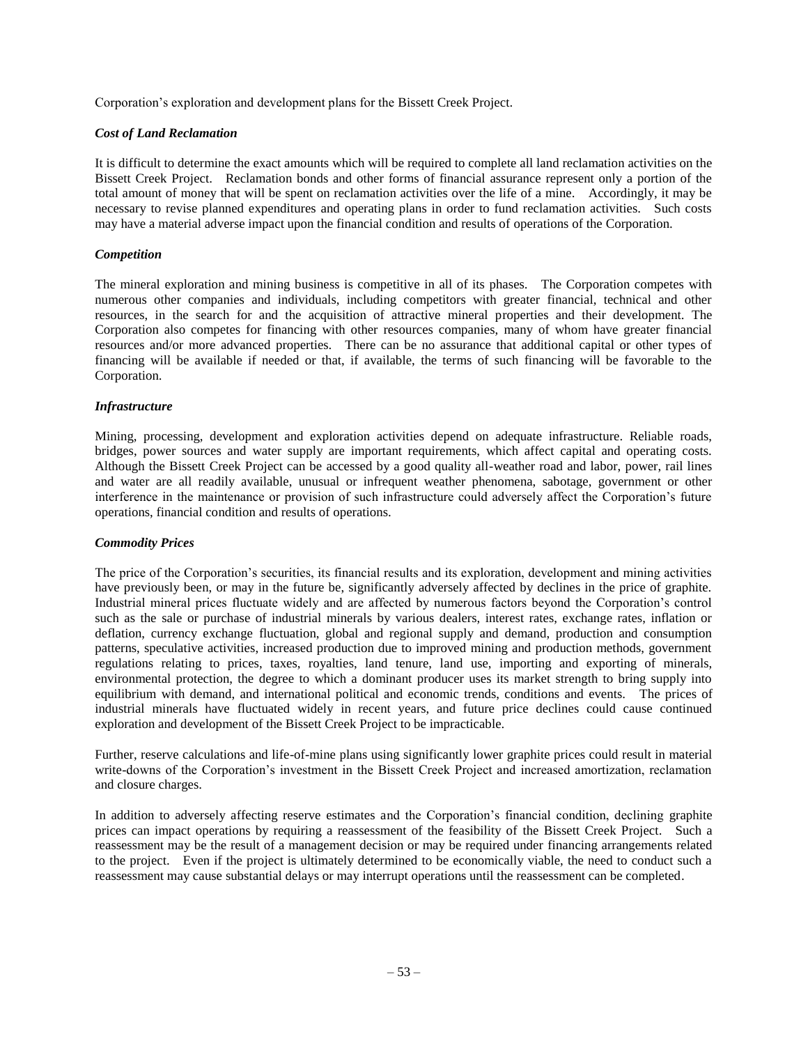Corporation's exploration and development plans for the Bissett Creek Project.

### *Cost of Land Reclamation*

It is difficult to determine the exact amounts which will be required to complete all land reclamation activities on the Bissett Creek Project. Reclamation bonds and other forms of financial assurance represent only a portion of the total amount of money that will be spent on reclamation activities over the life of a mine. Accordingly, it may be necessary to revise planned expenditures and operating plans in order to fund reclamation activities. Such costs may have a material adverse impact upon the financial condition and results of operations of the Corporation.

### *Competition*

The mineral exploration and mining business is competitive in all of its phases. The Corporation competes with numerous other companies and individuals, including competitors with greater financial, technical and other resources, in the search for and the acquisition of attractive mineral properties and their development. The Corporation also competes for financing with other resources companies, many of whom have greater financial resources and/or more advanced properties. There can be no assurance that additional capital or other types of financing will be available if needed or that, if available, the terms of such financing will be favorable to the Corporation.

### *Infrastructure*

Mining, processing, development and exploration activities depend on adequate infrastructure. Reliable roads, bridges, power sources and water supply are important requirements, which affect capital and operating costs. Although the Bissett Creek Project can be accessed by a good quality all-weather road and labor, power, rail lines and water are all readily available, unusual or infrequent weather phenomena, sabotage, government or other interference in the maintenance or provision of such infrastructure could adversely affect the Corporation's future operations, financial condition and results of operations.

### *Commodity Prices*

The price of the Corporation's securities, its financial results and its exploration, development and mining activities have previously been, or may in the future be, significantly adversely affected by declines in the price of graphite. Industrial mineral prices fluctuate widely and are affected by numerous factors beyond the Corporation's control such as the sale or purchase of industrial minerals by various dealers, interest rates, exchange rates, inflation or deflation, currency exchange fluctuation, global and regional supply and demand, production and consumption patterns, speculative activities, increased production due to improved mining and production methods, government regulations relating to prices, taxes, royalties, land tenure, land use, importing and exporting of minerals, environmental protection, the degree to which a dominant producer uses its market strength to bring supply into equilibrium with demand, and international political and economic trends, conditions and events. The prices of industrial minerals have fluctuated widely in recent years, and future price declines could cause continued exploration and development of the Bissett Creek Project to be impracticable.

Further, reserve calculations and life-of-mine plans using significantly lower graphite prices could result in material write-downs of the Corporation's investment in the Bissett Creek Project and increased amortization, reclamation and closure charges.

In addition to adversely affecting reserve estimates and the Corporation's financial condition, declining graphite prices can impact operations by requiring a reassessment of the feasibility of the Bissett Creek Project. Such a reassessment may be the result of a management decision or may be required under financing arrangements related to the project. Even if the project is ultimately determined to be economically viable, the need to conduct such a reassessment may cause substantial delays or may interrupt operations until the reassessment can be completed.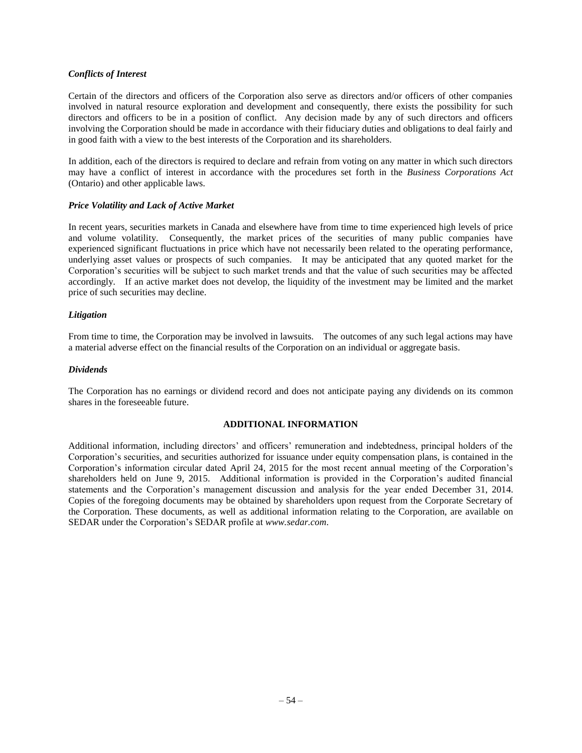***Conflicts of Interest***

Certain of the directors and officers of the Corporation also serve as directors and/or officers of other companies involved in natural resource exploration and development and consequently, there exists the possibility for such directors and officers to be in a position of conflict. Any decision made by any of such directors and officers involving the Corporation should be made in accordance with their fiduciary duties and obligations to deal fairly and in good faith with a view to the best interests of the Corporation and its shareholders.

In addition, each of the directors is required to declare and refrain from voting on any matter in which such directors may have a conflict of interest in accordance with the procedures set forth in the *Business Corporations Act* (Ontario) and other applicable laws.

***Price Volatility and Lack of Active Market***

In recent years, securities markets in Canada and elsewhere have from time to time experienced high levels of price and volume volatility. Consequently, the market prices of the securities of many public companies have experienced significant fluctuations in price which have not necessarily been related to the operating performance, underlying asset values or prospects of such companies. It may be anticipated that any quoted market for the Corporation's securities will be subject to such market trends and that the value of such securities may be affected accordingly. If an active market does not develop, the liquidity of the investment may be limited and the market price of such securities may decline.

***Litigation***

From time to time, the Corporation may be involved in lawsuits. The outcomes of any such legal actions may have a material adverse effect on the financial results of the Corporation on an individual or aggregate basis.

***Dividends***

The Corporation has no earnings or dividend record and does not anticipate paying any dividends on its common shares in the foreseeable future.

## ADDITIONAL INFORMATION

Additional information, including directors' and officers' remuneration and indebtedness, principal holders of the Corporation's securities, and securities authorized for issuance under equity compensation plans, is contained in the Corporation's information circular dated April 24, 2015 for the most recent annual meeting of the Corporation's shareholders held on June 9, 2015. Additional information is provided in the Corporation's audited financial statements and the Corporation's management discussion and analysis for the year ended December 31, 2014. Copies of the foregoing documents may be obtained by shareholders upon request from the Corporate Secretary of the Corporation. These documents, as well as additional information relating to the Corporation, are available on SEDAR under the Corporation's SEDAR profile at *www.sedar.com*.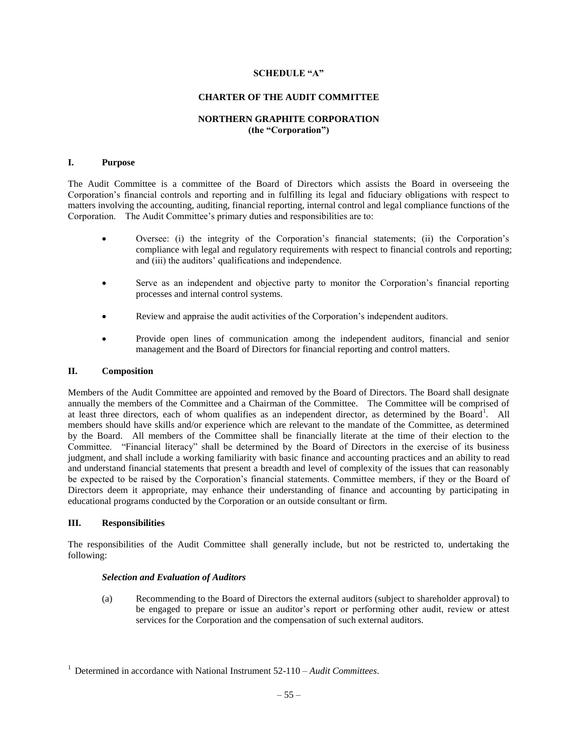**SCHEDULE "A"**

**CHARTER OF THE AUDIT COMMITTEE**

**NORTHERN GRAPHITE CORPORATION**
**(the "Corporation")**

## I. Purpose

The Audit Committee is a committee of the Board of Directors which assists the Board in overseeing the Corporation's financial controls and reporting and in fulfilling its legal and fiduciary obligations with respect to matters involving the accounting, auditing, financial reporting, internal control and legal compliance functions of the Corporation. The Audit Committee's primary duties and responsibilities are to:

- Oversee: (i) the integrity of the Corporation's financial statements; (ii) the Corporation's compliance with legal and regulatory requirements with respect to financial controls and reporting; and (iii) the auditors' qualifications and independence.
- Serve as an independent and objective party to monitor the Corporation's financial reporting processes and internal control systems.
- Review and appraise the audit activities of the Corporation's independent auditors.
- Provide open lines of communication among the independent auditors, financial and senior management and the Board of Directors for financial reporting and control matters.

## II. Composition

Members of the Audit Committee are appointed and removed by the Board of Directors. The Board shall designate annually the members of the Committee and a Chairman of the Committee. The Committee will be comprised of at least three directors, each of whom qualifies as an independent director, as determined by the Board[1]. All members should have skills and/or experience which are relevant to the mandate of the Committee, as determined by the Board. All members of the Committee shall be financially literate at the time of their election to the Committee. "Financial literacy" shall be determined by the Board of Directors in the exercise of its business judgment, and shall include a working familiarity with basic finance and accounting practices and an ability to read and understand financial statements that present a breadth and level of complexity of the issues that can reasonably be expected to be raised by the Corporation's financial statements. Committee members, if they or the Board of Directors deem it appropriate, may enhance their understanding of finance and accounting by participating in educational programs conducted by the Corporation or an outside consultant or firm.

## III. Responsibilities

The responsibilities of the Audit Committee shall generally include, but not be restricted to, undertaking the following:

***Selection and Evaluation of Auditors***

(a) Recommending to the Board of Directors the external auditors (subject to shareholder approval) to be engaged to prepare or issue an auditor's report or performing other audit, review or attest services for the Corporation and the compensation of such external auditors.

[1] Determined in accordance with National Instrument 52-110 – *Audit Committees*.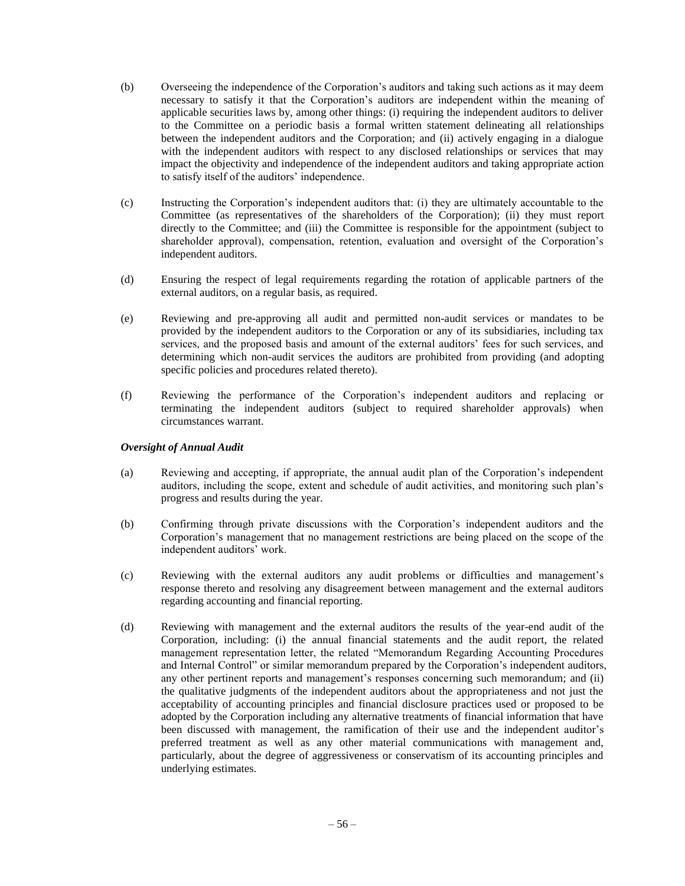(b) Overseeing the independence of the Corporation's auditors and taking such actions as it may deem necessary to satisfy it that the Corporation's auditors are independent within the meaning of applicable securities laws by, among other things: (i) requiring the independent auditors to deliver to the Committee on a periodic basis a formal written statement delineating all relationships between the independent auditors and the Corporation; and (ii) actively engaging in a dialogue with the independent auditors with respect to any disclosed relationships or services that may impact the objectivity and independence of the independent auditors and taking appropriate action to satisfy itself of the auditors' independence.

(c) Instructing the Corporation's independent auditors that: (i) they are ultimately accountable to the Committee (as representatives of the shareholders of the Corporation); (ii) they must report directly to the Committee; and (iii) the Committee is responsible for the appointment (subject to shareholder approval), compensation, retention, evaluation and oversight of the Corporation's independent auditors.

(d) Ensuring the respect of legal requirements regarding the rotation of applicable partners of the external auditors, on a regular basis, as required.

(e) Reviewing and pre-approving all audit and permitted non-audit services or mandates to be provided by the independent auditors to the Corporation or any of its subsidiaries, including tax services, and the proposed basis and amount of the external auditors' fees for such services, and determining which non-audit services the auditors are prohibited from providing (and adopting specific policies and procedures related thereto).

(f) Reviewing the performance of the Corporation's independent auditors and replacing or terminating the independent auditors (subject to required shareholder approvals) when circumstances warrant.

***Oversight of Annual Audit***

(a) Reviewing and accepting, if appropriate, the annual audit plan of the Corporation's independent auditors, including the scope, extent and schedule of audit activities, and monitoring such plan's progress and results during the year.

(b) Confirming through private discussions with the Corporation's independent auditors and the Corporation's management that no management restrictions are being placed on the scope of the independent auditors' work.

(c) Reviewing with the external auditors any audit problems or difficulties and management's response thereto and resolving any disagreement between management and the external auditors regarding accounting and financial reporting.

(d) Reviewing with management and the external auditors the results of the year-end audit of the Corporation, including: (i) the annual financial statements and the audit report, the related management representation letter, the related "Memorandum Regarding Accounting Procedures and Internal Control" or similar memorandum prepared by the Corporation's independent auditors, any other pertinent reports and management's responses concerning such memorandum; and (ii) the qualitative judgments of the independent auditors about the appropriateness and not just the acceptability of accounting principles and financial disclosure practices used or proposed to be adopted by the Corporation including any alternative treatments of financial information that have been discussed with management, the ramification of their use and the independent auditor's preferred treatment as well as any other material communications with management and, particularly, about the degree of aggressiveness or conservatism of its accounting principles and underlying estimates.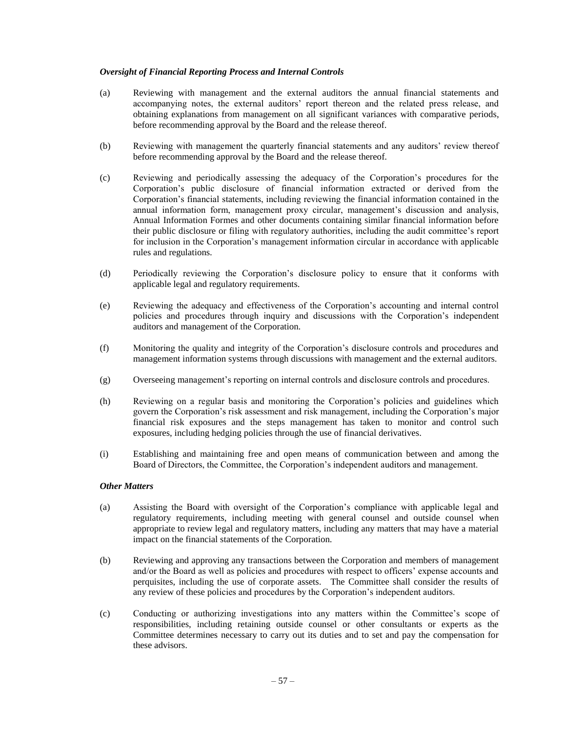***Oversight of Financial Reporting Process and Internal Controls***

(a) Reviewing with management and the external auditors the annual financial statements and accompanying notes, the external auditors' report thereon and the related press release, and obtaining explanations from management on all significant variances with comparative periods, before recommending approval by the Board and the release thereof.

(b) Reviewing with management the quarterly financial statements and any auditors' review thereof before recommending approval by the Board and the release thereof.

(c) Reviewing and periodically assessing the adequacy of the Corporation's procedures for the Corporation's public disclosure of financial information extracted or derived from the Corporation's financial statements, including reviewing the financial information contained in the annual information form, management proxy circular, management's discussion and analysis, Annual Information Formes and other documents containing similar financial information before their public disclosure or filing with regulatory authorities, including the audit committee's report for inclusion in the Corporation's management information circular in accordance with applicable rules and regulations.

(d) Periodically reviewing the Corporation's disclosure policy to ensure that it conforms with applicable legal and regulatory requirements.

(e) Reviewing the adequacy and effectiveness of the Corporation's accounting and internal control policies and procedures through inquiry and discussions with the Corporation's independent auditors and management of the Corporation.

(f) Monitoring the quality and integrity of the Corporation's disclosure controls and procedures and management information systems through discussions with management and the external auditors.

(g) Overseeing management's reporting on internal controls and disclosure controls and procedures.

(h) Reviewing on a regular basis and monitoring the Corporation's policies and guidelines which govern the Corporation's risk assessment and risk management, including the Corporation's major financial risk exposures and the steps management has taken to monitor and control such exposures, including hedging policies through the use of financial derivatives.

(i) Establishing and maintaining free and open means of communication between and among the Board of Directors, the Committee, the Corporation's independent auditors and management.

***Other Matters***

(a) Assisting the Board with oversight of the Corporation's compliance with applicable legal and regulatory requirements, including meeting with general counsel and outside counsel when appropriate to review legal and regulatory matters, including any matters that may have a material impact on the financial statements of the Corporation.

(b) Reviewing and approving any transactions between the Corporation and members of management and/or the Board as well as policies and procedures with respect to officers' expense accounts and perquisites, including the use of corporate assets. The Committee shall consider the results of any review of these policies and procedures by the Corporation's independent auditors.

(c) Conducting or authorizing investigations into any matters within the Committee's scope of responsibilities, including retaining outside counsel or other consultants or experts as the Committee determines necessary to carry out its duties and to set and pay the compensation for these advisors.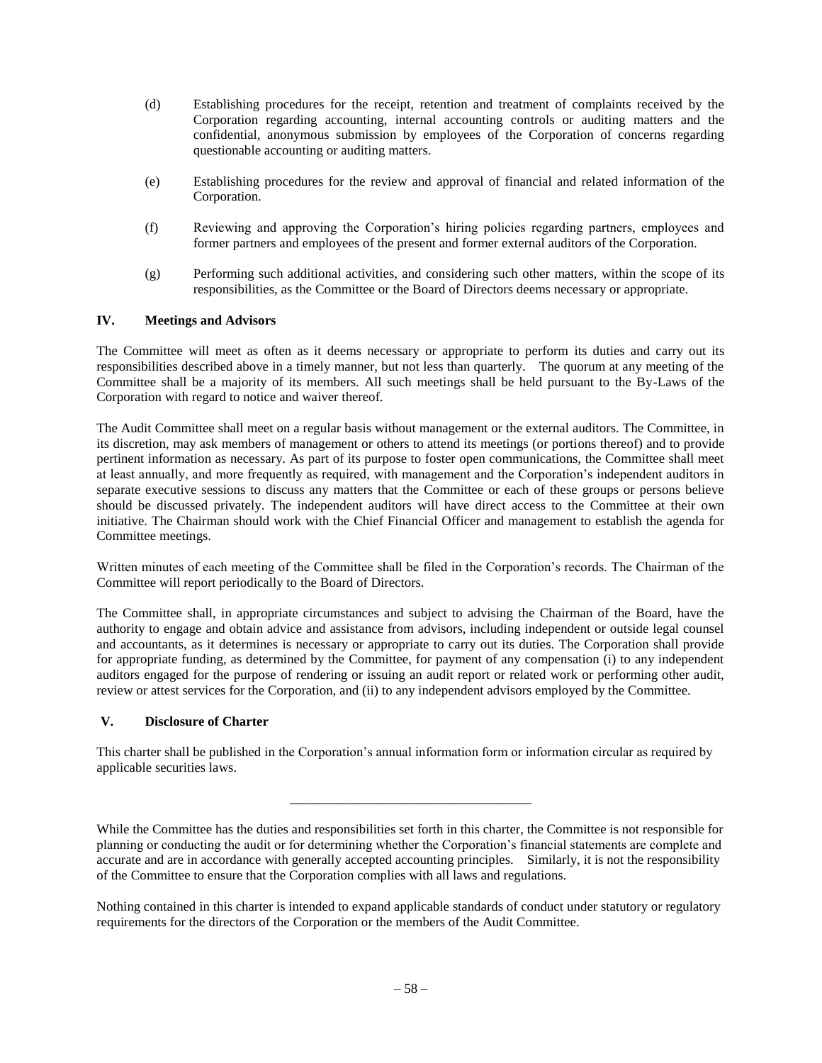(d) Establishing procedures for the receipt, retention and treatment of complaints received by the Corporation regarding accounting, internal accounting controls or auditing matters and the confidential, anonymous submission by employees of the Corporation of concerns regarding questionable accounting or auditing matters.

(e) Establishing procedures for the review and approval of financial and related information of the Corporation.

(f) Reviewing and approving the Corporation's hiring policies regarding partners, employees and former partners and employees of the present and former external auditors of the Corporation.

(g) Performing such additional activities, and considering such other matters, within the scope of its responsibilities, as the Committee or the Board of Directors deems necessary or appropriate.

## IV. Meetings and Advisors

The Committee will meet as often as it deems necessary or appropriate to perform its duties and carry out its responsibilities described above in a timely manner, but not less than quarterly. The quorum at any meeting of the Committee shall be a majority of its members. All such meetings shall be held pursuant to the By-Laws of the Corporation with regard to notice and waiver thereof.

The Audit Committee shall meet on a regular basis without management or the external auditors. The Committee, in its discretion, may ask members of management or others to attend its meetings (or portions thereof) and to provide pertinent information as necessary. As part of its purpose to foster open communications, the Committee shall meet at least annually, and more frequently as required, with management and the Corporation's independent auditors in separate executive sessions to discuss any matters that the Committee or each of these groups or persons believe should be discussed privately. The independent auditors will have direct access to the Committee at their own initiative. The Chairman should work with the Chief Financial Officer and management to establish the agenda for Committee meetings.

Written minutes of each meeting of the Committee shall be filed in the Corporation's records. The Chairman of the Committee will report periodically to the Board of Directors.

The Committee shall, in appropriate circumstances and subject to advising the Chairman of the Board, have the authority to engage and obtain advice and assistance from advisors, including independent or outside legal counsel and accountants, as it determines is necessary or appropriate to carry out its duties. The Corporation shall provide for appropriate funding, as determined by the Committee, for payment of any compensation (i) to any independent auditors engaged for the purpose of rendering or issuing an audit report or related work or performing other audit, review or attest services for the Corporation, and (ii) to any independent advisors employed by the Committee.

## V. Disclosure of Charter

This charter shall be published in the Corporation's annual information form or information circular as required by applicable securities laws.

---

While the Committee has the duties and responsibilities set forth in this charter, the Committee is not responsible for planning or conducting the audit or for determining whether the Corporation's financial statements are complete and accurate and are in accordance with generally accepted accounting principles. Similarly, it is not the responsibility of the Committee to ensure that the Corporation complies with all laws and regulations.

Nothing contained in this charter is intended to expand applicable standards of conduct under statutory or regulatory requirements for the directors of the Corporation or the members of the Audit Committee.